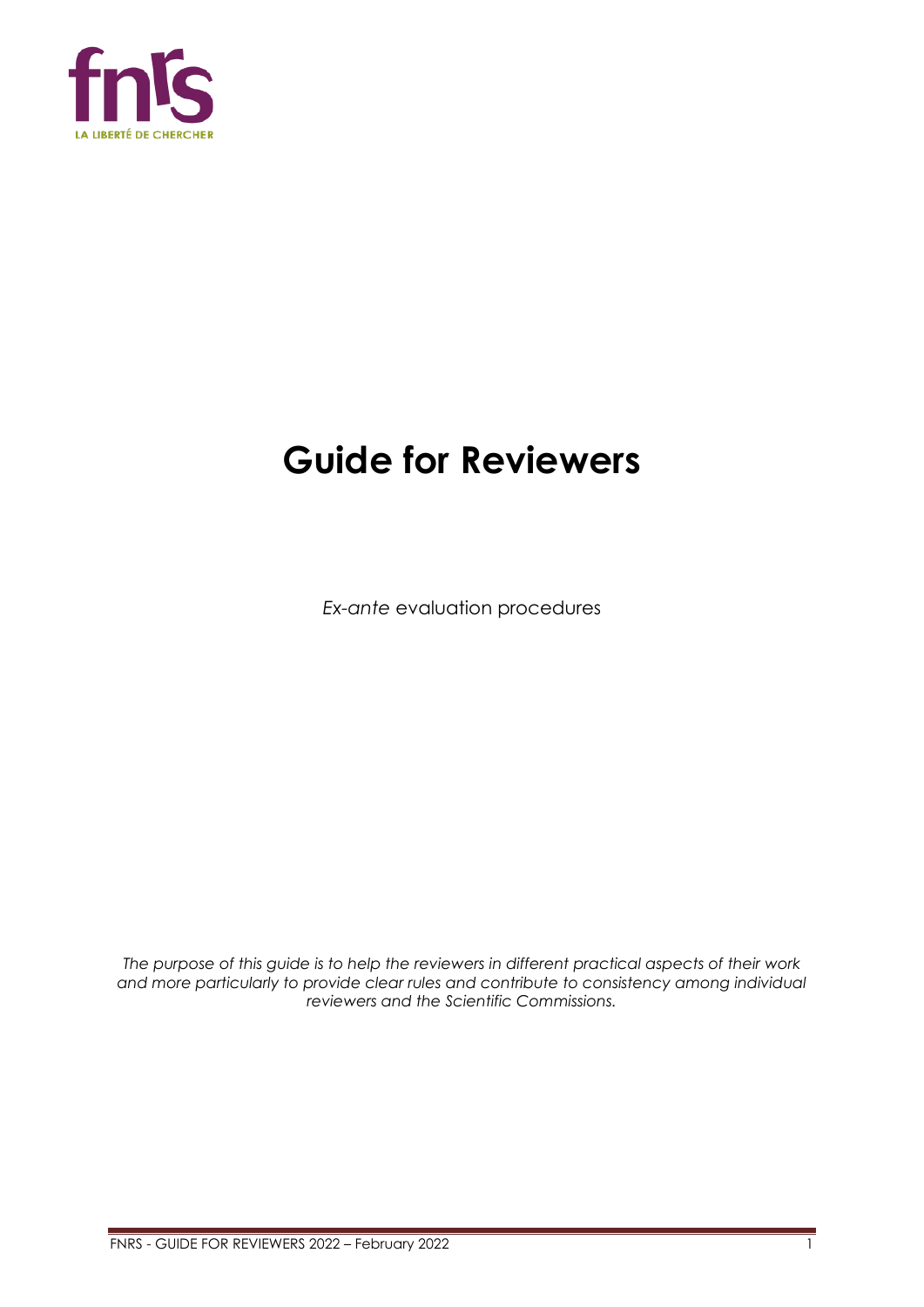fnrs

LA LIBERTÉ DE CHERCHER

# Guide for Reviewers

*Ex-ante* evaluation procedures

*The purpose of this guide is to help the reviewers in different practical aspects of their work and more particularly to provide clear rules and contribute to consistency among individual reviewers and the Scientific Commissions.*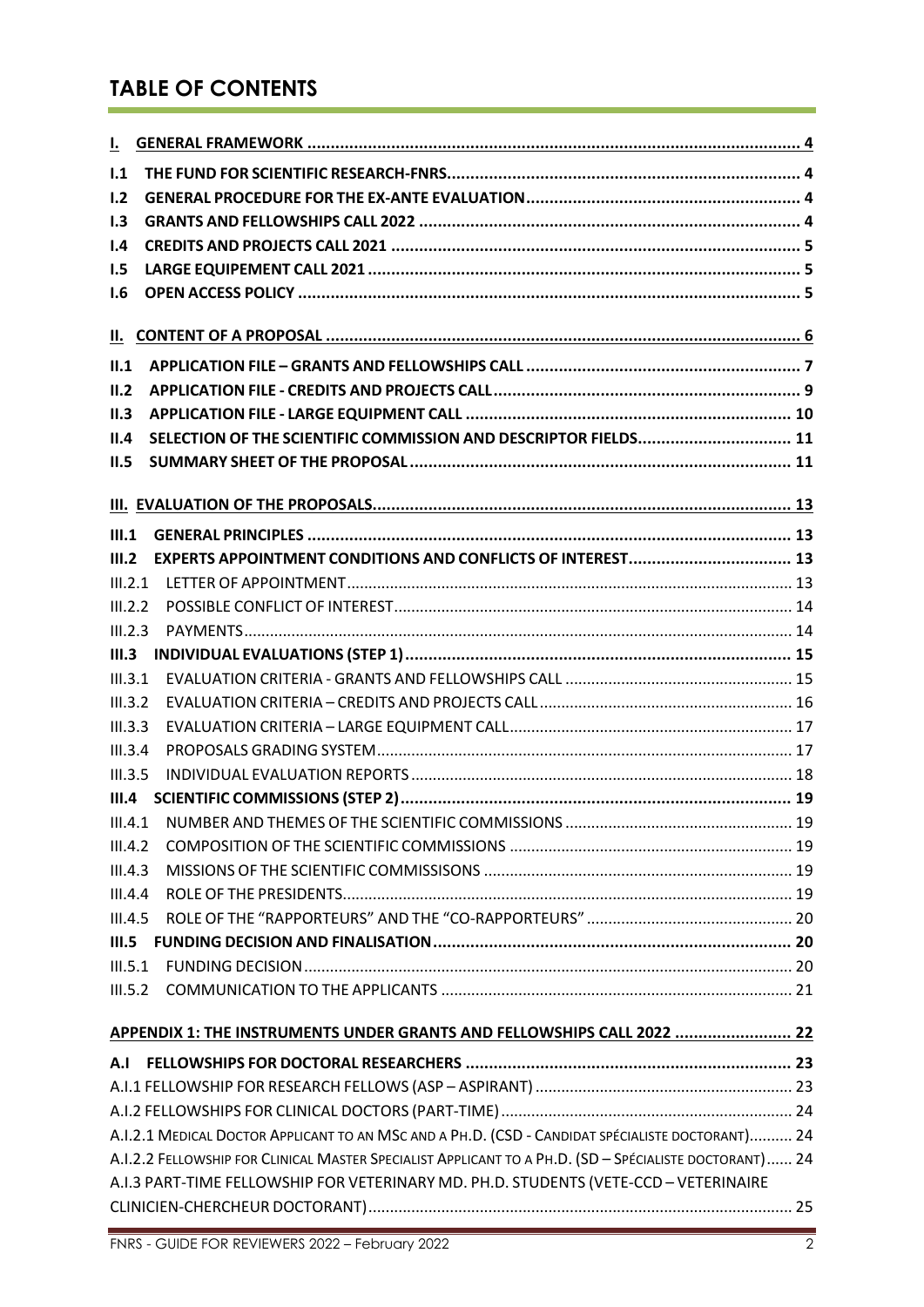# TABLE OF CONTENTS

**I. GENERAL FRAMEWORK** .......... 4

**I.1 THE FUND FOR SCIENTIFIC RESEARCH-FNRS** .......... 4

**I.2 GENERAL PROCEDURE FOR THE EX-ANTE EVALUATION** .......... 4

**I.3 GRANTS AND FELLOWSHIPS CALL 2022** .......... 4

**I.4 CREDITS AND PROJECTS CALL 2021** .......... 5

**I.5 LARGE EQUIPEMENT CALL 2021** .......... 5

**I.6 OPEN ACCESS POLICY** .......... 5

**II. CONTENT OF A PROPOSAL** .......... 6

**II.1 APPLICATION FILE – GRANTS AND FELLOWSHIPS CALL** .......... 7

**II.2 APPLICATION FILE - CREDITS AND PROJECTS CALL** .......... 9

**II.3 APPLICATION FILE - LARGE EQUIPMENT CALL** .......... 10

**II.4 SELECTION OF THE SCIENTIFIC COMMISSION AND DESCRIPTOR FIELDS** .......... 11

**II.5 SUMMARY SHEET OF THE PROPOSAL** .......... 11

**III. EVALUATION OF THE PROPOSALS** .......... 13

**III.1 GENERAL PRINCIPLES** .......... 13

**III.2 EXPERTS APPOINTMENT CONDITIONS AND CONFLICTS OF INTEREST** .......... 13

III.2.1 LETTER OF APPOINTMENT .......... 13

III.2.2 POSSIBLE CONFLICT OF INTEREST .......... 14

III.2.3 PAYMENTS .......... 14

**III.3 INDIVIDUAL EVALUATIONS (STEP 1)** .......... 15

III.3.1 EVALUATION CRITERIA - GRANTS AND FELLOWSHIPS CALL .......... 15

III.3.2 EVALUATION CRITERIA – CREDITS AND PROJECTS CALL .......... 16

III.3.3 EVALUATION CRITERIA – LARGE EQUIPMENT CALL .......... 17

III.3.4 PROPOSALS GRADING SYSTEM .......... 17

III.3.5 INDIVIDUAL EVALUATION REPORTS .......... 18

**III.4 SCIENTIFIC COMMISSIONS (STEP 2)** .......... 19

III.4.1 NUMBER AND THEMES OF THE SCIENTIFIC COMMISSIONS .......... 19

III.4.2 COMPOSITION OF THE SCIENTIFIC COMMISSIONS .......... 19

III.4.3 MISSIONS OF THE SCIENTIFIC COMMISSISONS .......... 19

III.4.4 ROLE OF THE PRESIDENTS .......... 19

III.4.5 ROLE OF THE "RAPPORTEURS" AND THE "CO-RAPPORTEURS" .......... 20

**III.5 FUNDING DECISION AND FINALISATION** .......... 20

III.5.1 FUNDING DECISION .......... 20

III.5.2 COMMUNICATION TO THE APPLICANTS .......... 21

**APPENDIX 1: THE INSTRUMENTS UNDER GRANTS AND FELLOWSHIPS CALL 2022** .......... 22

**A.I FELLOWSHIPS FOR DOCTORAL RESEARCHERS** .......... 23

A.I.1 FELLOWSHIP FOR RESEARCH FELLOWS (ASP – ASPIRANT) .......... 23

A.I.2 FELLOWSHIPS FOR CLINICAL DOCTORS (PART-TIME) .......... 24

A.I.2.1 MEDICAL DOCTOR APPLICANT TO AN MSC AND A PH.D. (CSD - CANDIDAT SPÉCIALISTE DOCTORANT) .......... 24

A.I.2.2 FELLOWSHIP FOR CLINICAL MASTER SPECIALIST APPLICANT TO A PH.D. (SD – SPÉCIALISTE DOCTORANT) .......... 24

A.I.3 PART-TIME FELLOWSHIP FOR VETERINARY MD. PH.D. STUDENTS (VETE-CCD – VETERINAIRE CLINICIEN-CHERCHEUR DOCTORANT) .......... 25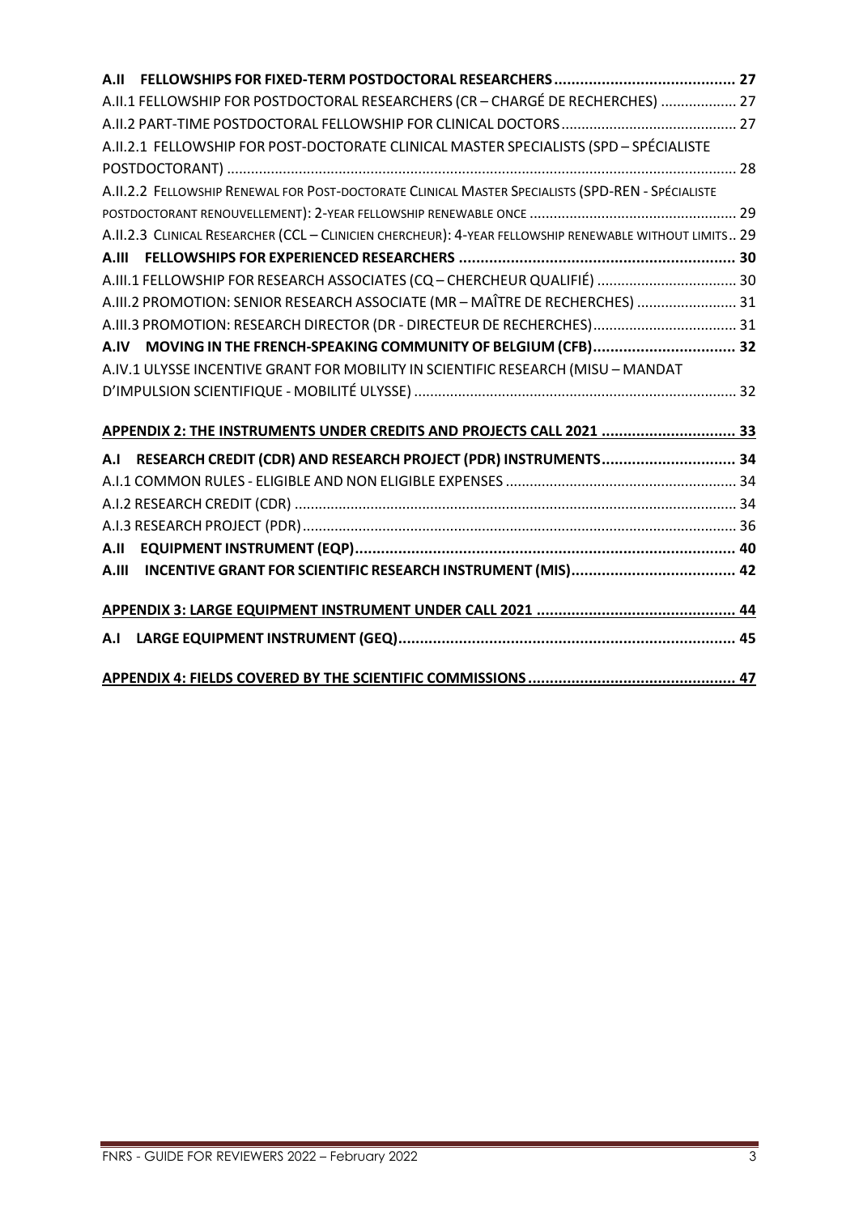**A.II FELLOWSHIPS FOR FIXED-TERM POSTDOCTORAL RESEARCHERS ... 27**

A.II.1 FELLOWSHIP FOR POSTDOCTORAL RESEARCHERS (CR – CHARGÉ DE RECHERCHES) ... 27

A.II.2 PART-TIME POSTDOCTORAL FELLOWSHIP FOR CLINICAL DOCTORS ... 27

A.II.2.1 FELLOWSHIP FOR POST-DOCTORATE CLINICAL MASTER SPECIALISTS (SPD – SPÉCIALISTE POSTDOCTORANT) ... 28

A.II.2.2 FELLOWSHIP RENEWAL FOR POST-DOCTORATE CLINICAL MASTER SPECIALISTS (SPD-REN - SPÉCIALISTE POSTDOCTORANT RENOUVELLEMENT): 2-YEAR FELLOWSHIP RENEWABLE ONCE ... 29

A.II.2.3 CLINICAL RESEARCHER (CCL – CLINICIEN CHERCHEUR): 4-YEAR FELLOWSHIP RENEWABLE WITHOUT LIMITS .. 29

**A.III FELLOWSHIPS FOR EXPERIENCED RESEARCHERS ... 30**

A.III.1 FELLOWSHIP FOR RESEARCH ASSOCIATES (CQ – CHERCHEUR QUALIFIÉ) ... 30

A.III.2 PROMOTION: SENIOR RESEARCH ASSOCIATE (MR – MAÎTRE DE RECHERCHES) ... 31

A.III.3 PROMOTION: RESEARCH DIRECTOR (DR - DIRECTEUR DE RECHERCHES) ... 31

**A.IV MOVING IN THE FRENCH-SPEAKING COMMUNITY OF BELGIUM (CFB) ... 32**

A.IV.1 ULYSSE INCENTIVE GRANT FOR MOBILITY IN SCIENTIFIC RESEARCH (MISU – MANDAT D'IMPULSION SCIENTIFIQUE - MOBILITÉ ULYSSE) ... 32

**APPENDIX 2: THE INSTRUMENTS UNDER CREDITS AND PROJECTS CALL 2021 ... 33**

**A.I RESEARCH CREDIT (CDR) AND RESEARCH PROJECT (PDR) INSTRUMENTS ... 34**

A.I.1 COMMON RULES - ELIGIBLE AND NON ELIGIBLE EXPENSES ... 34

A.I.2 RESEARCH CREDIT (CDR) ... 34

A.I.3 RESEARCH PROJECT (PDR) ... 36

**A.II EQUIPMENT INSTRUMENT (EQP) ... 40**

**A.III INCENTIVE GRANT FOR SCIENTIFIC RESEARCH INSTRUMENT (MIS) ... 42**

**APPENDIX 3: LARGE EQUIPMENT INSTRUMENT UNDER CALL 2021 ... 44**

**A.I LARGE EQUIPMENT INSTRUMENT (GEQ) ... 45**

**APPENDIX 4: FIELDS COVERED BY THE SCIENTIFIC COMMISSIONS ... 47**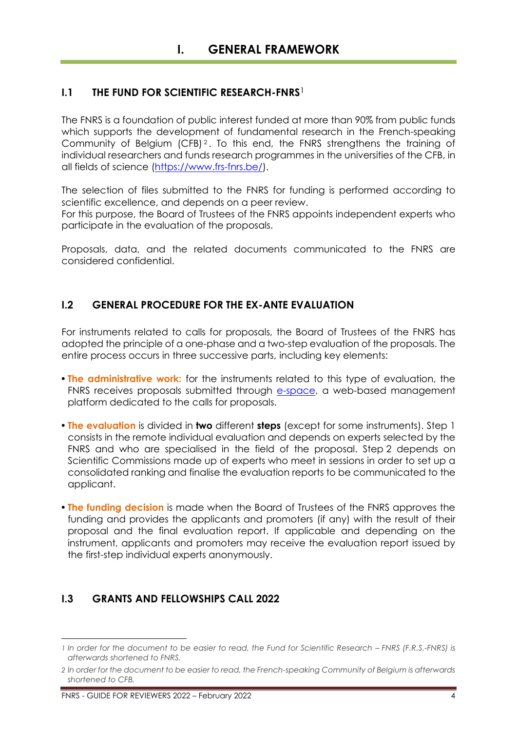# I. GENERAL FRAMEWORK

## I.1 THE FUND FOR SCIENTIFIC RESEARCH-FNRS[1]

The FNRS is a foundation of public interest funded at more than 90% from public funds which supports the development of fundamental research in the French-speaking Community of Belgium (CFB)[2]. To this end, the FNRS strengthens the training of individual researchers and funds research programmes in the universities of the CFB, in all fields of science (https://www.frs-fnrs.be/).

The selection of files submitted to the FNRS for funding is performed according to scientific excellence, and depends on a peer review.
For this purpose, the Board of Trustees of the FNRS appoints independent experts who participate in the evaluation of the proposals.

Proposals, data, and the related documents communicated to the FNRS are considered confidential.

## I.2 GENERAL PROCEDURE FOR THE EX-ANTE EVALUATION

For instruments related to calls for proposals, the Board of Trustees of the FNRS has adopted the principle of a one-phase and a two-step evaluation of the proposals. The entire process occurs in three successive parts, including key elements:

- **The administrative work:** for the instruments related to this type of evaluation, the FNRS receives proposals submitted through e-space, a web-based management platform dedicated to the calls for proposals.
- **The evaluation** is divided in **two** different **steps** (except for some instruments). Step 1 consists in the remote individual evaluation and depends on experts selected by the FNRS and who are specialised in the field of the proposal. Step 2 depends on Scientific Commissions made up of experts who meet in sessions in order to set up a consolidated ranking and finalise the evaluation reports to be communicated to the applicant.
- **The funding decision** is made when the Board of Trustees of the FNRS approves the funding and provides the applicants and promoters (if any) with the result of their proposal and the final evaluation report. If applicable and depending on the instrument, applicants and promoters may receive the evaluation report issued by the first-step individual experts anonymously.

## I.3 GRANTS AND FELLOWSHIPS CALL 2022

---

*1 In order for the document to be easier to read, the Fund for Scientific Research – FNRS (F.R.S.-FNRS) is afterwards shortened to FNRS.*

*2 In order for the document to be easier to read, the French-speaking Community of Belgium is afterwards shortened to CFB.*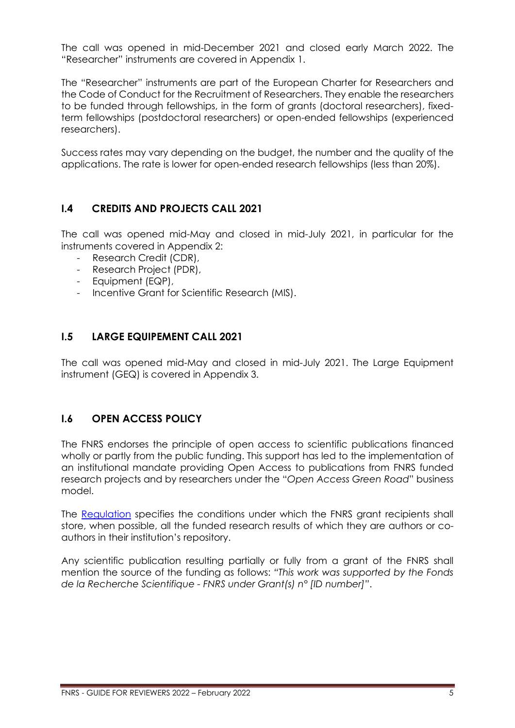The call was opened in mid-December 2021 and closed early March 2022. The "Researcher" instruments are covered in Appendix 1.

The "Researcher" instruments are part of the European Charter for Researchers and the Code of Conduct for the Recruitment of Researchers. They enable the researchers to be funded through fellowships, in the form of grants (doctoral researchers), fixed-term fellowships (postdoctoral researchers) or open-ended fellowships (experienced researchers).

Success rates may vary depending on the budget, the number and the quality of the applications. The rate is lower for open-ended research fellowships (less than 20%).

## I.4 CREDITS AND PROJECTS CALL 2021

The call was opened mid-May and closed in mid-July 2021, in particular for the instruments covered in Appendix 2:

- Research Credit (CDR),
- Research Project (PDR),
- Equipment (EQP),
- Incentive Grant for Scientific Research (MIS).

## I.5 LARGE EQUIPEMENT CALL 2021

The call was opened mid-May and closed in mid-July 2021. The Large Equipment instrument (GEQ) is covered in Appendix 3.

## I.6 OPEN ACCESS POLICY

The FNRS endorses the principle of open access to scientific publications financed wholly or partly from the public funding. This support has led to the implementation of an institutional mandate providing Open Access to publications from FNRS funded research projects and by researchers under the "*Open Access Green Road*" business model.

The Regulation specifies the conditions under which the FNRS grant recipients shall store, when possible, all the funded research results of which they are authors or co-authors in their institution's repository.

Any scientific publication resulting partially or fully from a grant of the FNRS shall mention the source of the funding as follows: *"This work was supported by the Fonds de la Recherche Scientifique - FNRS under Grant(s) n° [ID number]"*.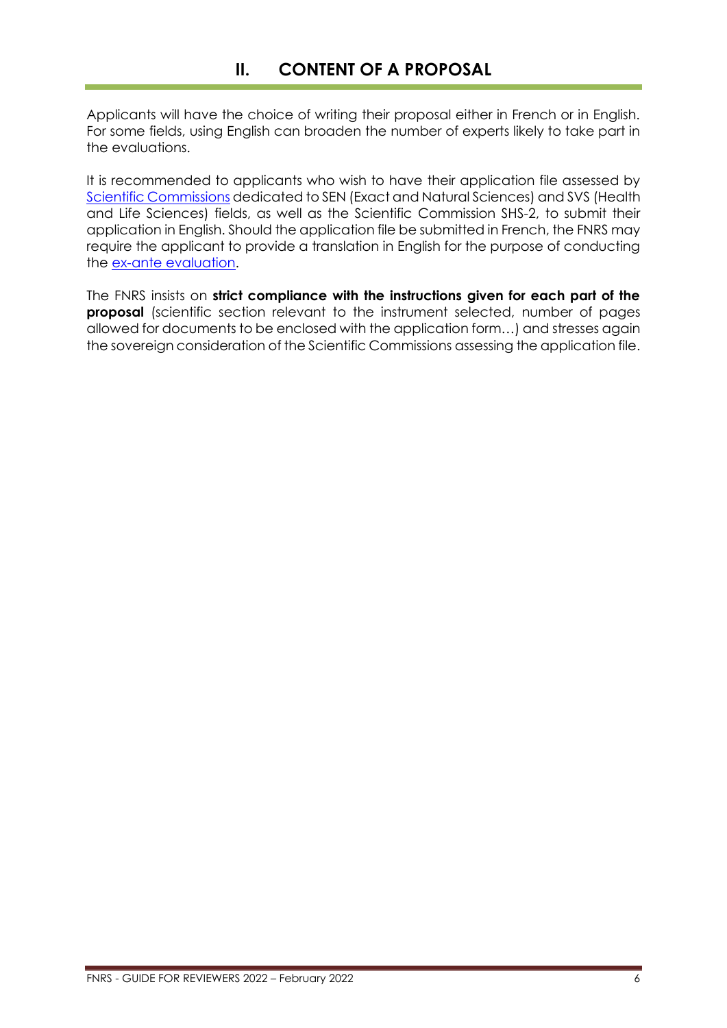# II. CONTENT OF A PROPOSAL

Applicants will have the choice of writing their proposal either in French or in English. For some fields, using English can broaden the number of experts likely to take part in the evaluations.

It is recommended to applicants who wish to have their application file assessed by Scientific Commissions dedicated to SEN (Exact and Natural Sciences) and SVS (Health and Life Sciences) fields, as well as the Scientific Commission SHS-2, to submit their application in English. Should the application file be submitted in French, the FNRS may require the applicant to provide a translation in English for the purpose of conducting the ex-ante evaluation.

The FNRS insists on **strict compliance with the instructions given for each part of the proposal** (scientific section relevant to the instrument selected, number of pages allowed for documents to be enclosed with the application form…) and stresses again the sovereign consideration of the Scientific Commissions assessing the application file.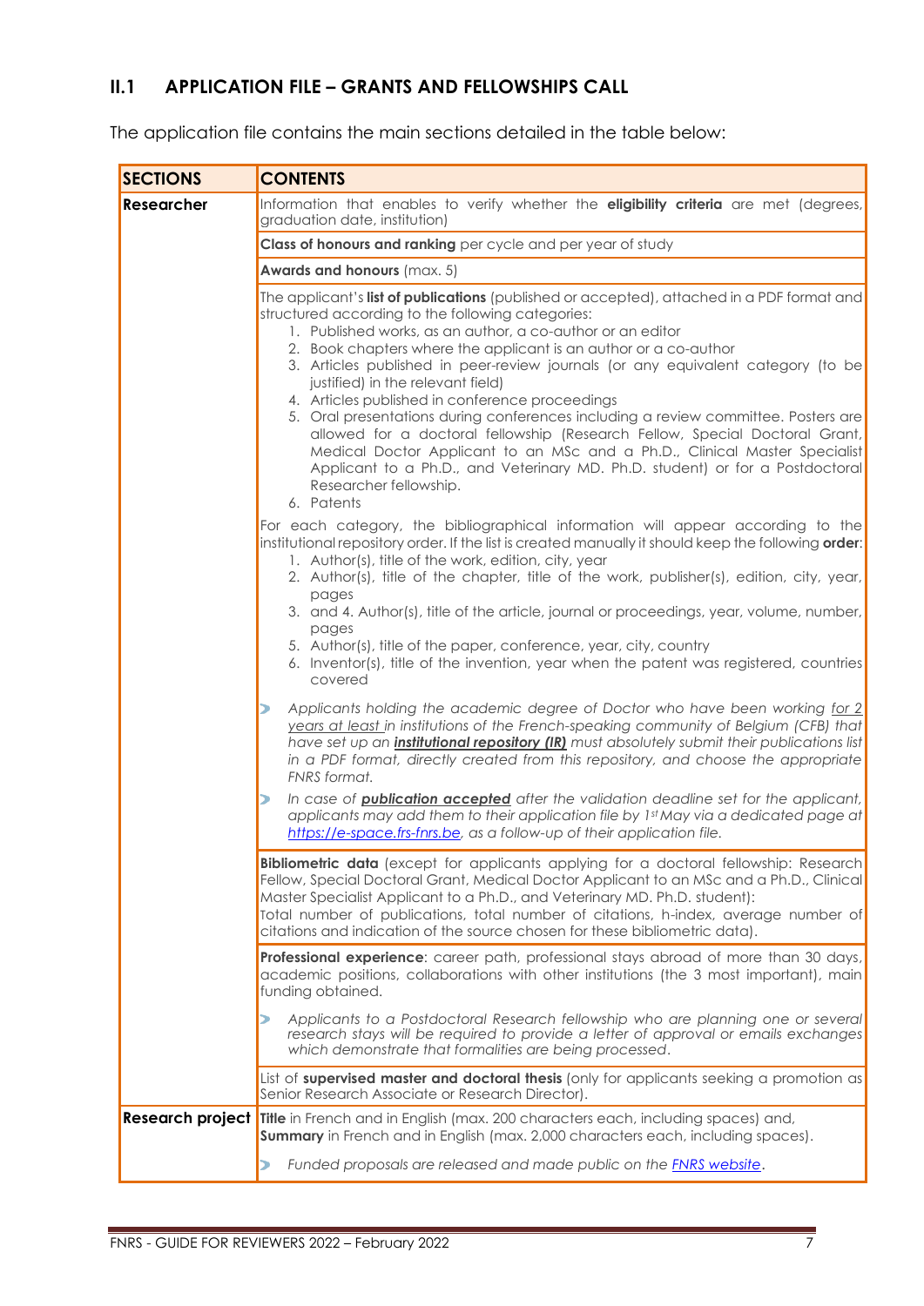## II.1 APPLICATION FILE – GRANTS AND FELLOWSHIPS CALL

The application file contains the main sections detailed in the table below:

| SECTIONS | CONTENTS |
|---|---|
| **Researcher** | Information that enables to verify whether the **eligibility criteria** are met (degrees, graduation date, institution) |
| | **Class of honours and ranking** per cycle and per year of study |
| | **Awards and honours** (max. 5) |
| | The applicant's **list of publications** (published or accepted), attached in a PDF format and structured according to the following categories:<br>1. Published works, as an author, a co-author or an editor<br>2. Book chapters where the applicant is an author or a co-author<br>3. Articles published in peer-review journals (or any equivalent category (to be justified) in the relevant field)<br>4. Articles published in conference proceedings<br>5. Oral presentations during conferences including a review committee. Posters are allowed for a doctoral fellowship (Research Fellow, Special Doctoral Grant, Medical Doctor Applicant to an MSc and a Ph.D., Clinical Master Specialist Applicant to a Ph.D., and Veterinary MD. Ph.D. student) or for a Postdoctoral Researcher fellowship.<br>6. Patents<br><br>For each category, the bibliographical information will appear according to the institutional repository order. If the list is created manually it should keep the following **order**:<br>1. Author(s), title of the work, edition, city, year<br>2. Author(s), title of the chapter, title of the work, publisher(s), edition, city, year, pages<br>3. and 4. Author(s), title of the article, journal or proceedings, year, volume, number, pages<br>5. Author(s), title of the paper, conference, year, city, country<br>6. Inventor(s), title of the invention, year when the patent was registered, countries covered<br><br>➢ *Applicants holding the academic degree of Doctor who have been working for 2 years at least in institutions of the French-speaking community of Belgium (CFB) that have set up an* ***institutional repository (IR)*** *must absolutely submit their publications list in a PDF format, directly created from this repository, and choose the appropriate FNRS format.*<br><br>➢ *In case of* ***publication accepted*** *after the validation deadline set for the applicant, applicants may add them to their application file by 1st May via a dedicated page at https://e-space.frs-fnrs.be, as a follow-up of their application file.* |
| | **Bibliometric data** (except for applicants applying for a doctoral fellowship: Research Fellow, Special Doctoral Grant, Medical Doctor Applicant to an MSc and a Ph.D., Clinical Master Specialist Applicant to a Ph.D., and Veterinary MD. Ph.D. student):<br>Total number of publications, total number of citations, h-index, average number of citations and indication of the source chosen for these bibliometric data). |
| | **Professional experience**: career path, professional stays abroad of more than 30 days, academic positions, collaborations with other institutions (the 3 most important), main funding obtained.<br><br>➢ *Applicants to a Postdoctoral Research fellowship who are planning one or several research stays will be required to provide a letter of approval or emails exchanges which demonstrate that formalities are being processed.* |
| | List of **supervised master and doctoral thesis** (only for applicants seeking a promotion as Senior Research Associate or Research Director). |
| **Research project** | **Title** in French and in English (max. 200 characters each, including spaces) and,<br>**Summary** in French and in English (max. 2,000 characters each, including spaces).<br><br>➢ *Funded proposals are released and made public on the FNRS website.* |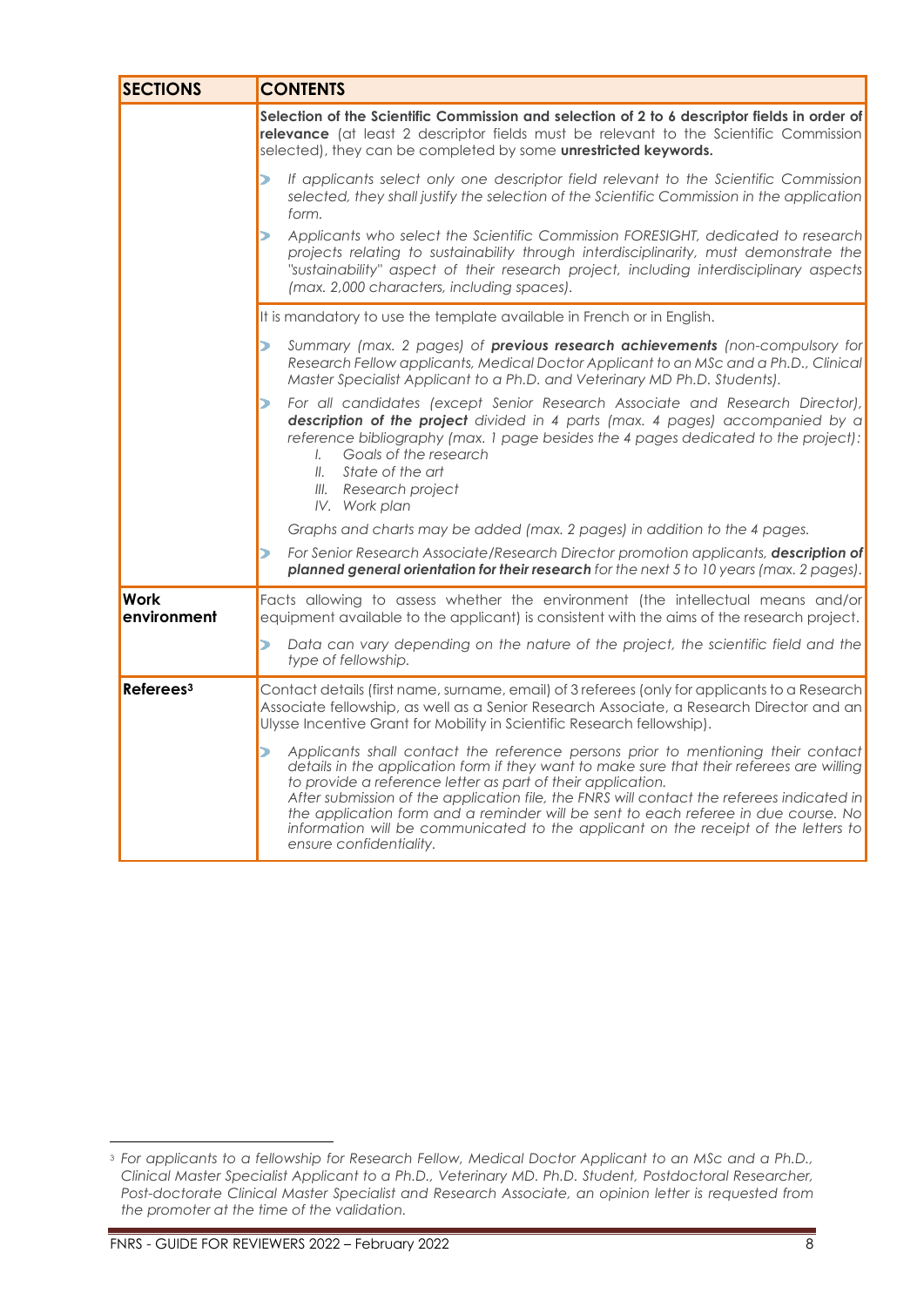| SECTIONS | CONTENTS |
|---|---|
| | **Selection of the Scientific Commission and selection of 2 to 6 descriptor fields in order of relevance** (at least 2 descriptor fields must be relevant to the Scientific Commission selected), they can be completed by some **unrestricted keywords.**<br><br>➤ *If applicants select only one descriptor field relevant to the Scientific Commission selected, they shall justify the selection of the Scientific Commission in the application form.*<br><br>➤ *Applicants who select the Scientific Commission FORESIGHT, dedicated to research projects relating to sustainability through interdisciplinarity, must demonstrate the "sustainability" aspect of their research project, including interdisciplinary aspects (max. 2,000 characters, including spaces).* |
| | It is mandatory to use the template available in French or in English.<br><br>➤ *Summary (max. 2 pages) of **previous research achievements** (non-compulsory for Research Fellow applicants, Medical Doctor Applicant to an MSc and a Ph.D., Clinical Master Specialist Applicant to a Ph.D. and Veterinary MD Ph.D. Students).*<br><br>➤ *For all candidates (except Senior Research Associate and Research Director), **description of the project** divided in 4 parts (max. 4 pages) accompanied by a reference bibliography (max. 1 page besides the 4 pages dedicated to the project):*<br>*I. Goals of the research*<br>*II. State of the art*<br>*III. Research project*<br>*IV. Work plan*<br><br>*Graphs and charts may be added (max. 2 pages) in addition to the 4 pages.*<br><br>➤ *For Senior Research Associate/Research Director promotion applicants, **description of planned general orientation for their research** for the next 5 to 10 years (max. 2 pages).* |
| **Work environment** | Facts allowing to assess whether the environment (the intellectual means and/or equipment available to the applicant) is consistent with the aims of the research project.<br><br>➤ *Data can vary depending on the nature of the project, the scientific field and the type of fellowship.* |
| **Referees**[3] | Contact details (first name, surname, email) of 3 referees (only for applicants to a Research Associate fellowship, as well as a Senior Research Associate, a Research Director and an Ulysse Incentive Grant for Mobility in Scientific Research fellowship).<br><br>➤ *Applicants shall contact the reference persons prior to mentioning their contact details in the application form if they want to make sure that their referees are willing to provide a reference letter as part of their application.*<br>*After submission of the application file, the FNRS will contact the referees indicated in the application form and a reminder will be sent to each referee in due course. No information will be communicated to the applicant on the receipt of the letters to ensure confidentiality.* |

[3] *For applicants to a fellowship for Research Fellow, Medical Doctor Applicant to an MSc and a Ph.D., Clinical Master Specialist Applicant to a Ph.D., Veterinary MD. Ph.D. Student, Postdoctoral Researcher, Post-doctorate Clinical Master Specialist and Research Associate, an opinion letter is requested from the promoter at the time of the validation.*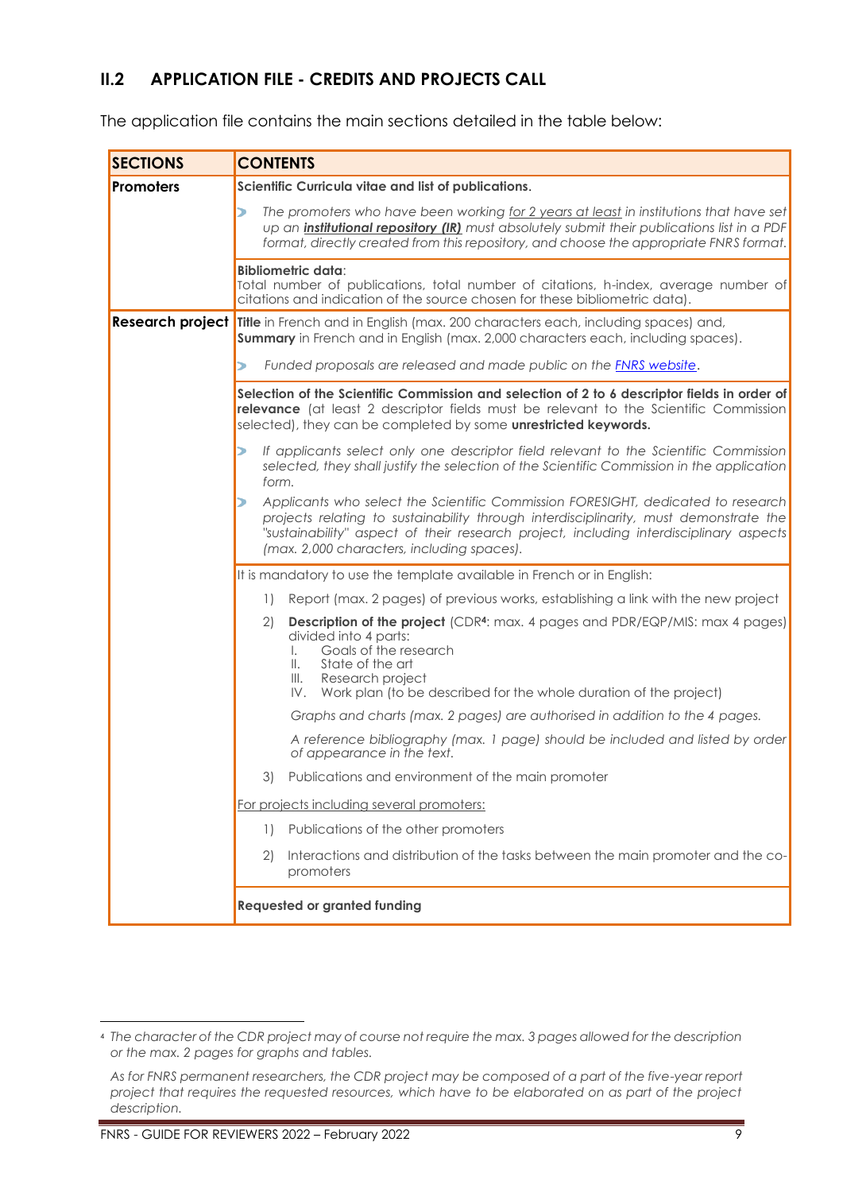## II.2 APPLICATION FILE - CREDITS AND PROJECTS CALL

The application file contains the main sections detailed in the table below:

| SECTIONS | CONTENTS |
|---|---|
| **Promoters** | **Scientific Curricula vitae and list of publications**.<br><br>➤ *The promoters who have been working for 2 years at least in institutions that have set up an **institutional repository (IR)** must absolutely submit their publications list in a PDF format, directly created from this repository, and choose the appropriate FNRS format.* |
| | **Bibliometric data**:<br>Total number of publications, total number of citations, h-index, average number of citations and indication of the source chosen for these bibliometric data). |
| **Research project** | **Title** in French and in English (max. 200 characters each, including spaces) and, **Summary** in French and in English (max. 2,000 characters each, including spaces).<br><br>➤ *Funded proposals are released and made public on the FNRS website.* |
| | **Selection of the Scientific Commission and selection of 2 to 6 descriptor fields in order of relevance** (at least 2 descriptor fields must be relevant to the Scientific Commission selected), they can be completed by some **unrestricted keywords.**<br><br>➤ *If applicants select only one descriptor field relevant to the Scientific Commission selected, they shall justify the selection of the Scientific Commission in the application form.*<br><br>➤ *Applicants who select the Scientific Commission FORESIGHT, dedicated to research projects relating to sustainability through interdisciplinarity, must demonstrate the "sustainability" aspect of their research project, including interdisciplinary aspects (max. 2,000 characters, including spaces).* |
| | It is mandatory to use the template available in French or in English:<br><br>1) Report (max. 2 pages) of previous works, establishing a link with the new project<br><br>2) **Description of the project** (CDR[4]: max. 4 pages and PDR/EQP/MIS: max 4 pages) divided into 4 parts:<br>I. Goals of the research<br>II. State of the art<br>III. Research project<br>IV. Work plan (to be described for the whole duration of the project)<br><br>*Graphs and charts (max. 2 pages) are authorised in addition to the 4 pages.*<br><br>*A reference bibliography (max. 1 page) should be included and listed by order of appearance in the text.*<br><br>3) Publications and environment of the main promoter<br><br>For projects including several promoters:<br><br>1) Publications of the other promoters<br><br>2) Interactions and distribution of the tasks between the main promoter and the co-promoters |
| | **Requested or granted funding** |

[4] *The character of the CDR project may of course not require the max. 3 pages allowed for the description or the max. 2 pages for graphs and tables.*

*As for FNRS permanent researchers, the CDR project may be composed of a part of the five-year report project that requires the requested resources, which have to be elaborated on as part of the project description.*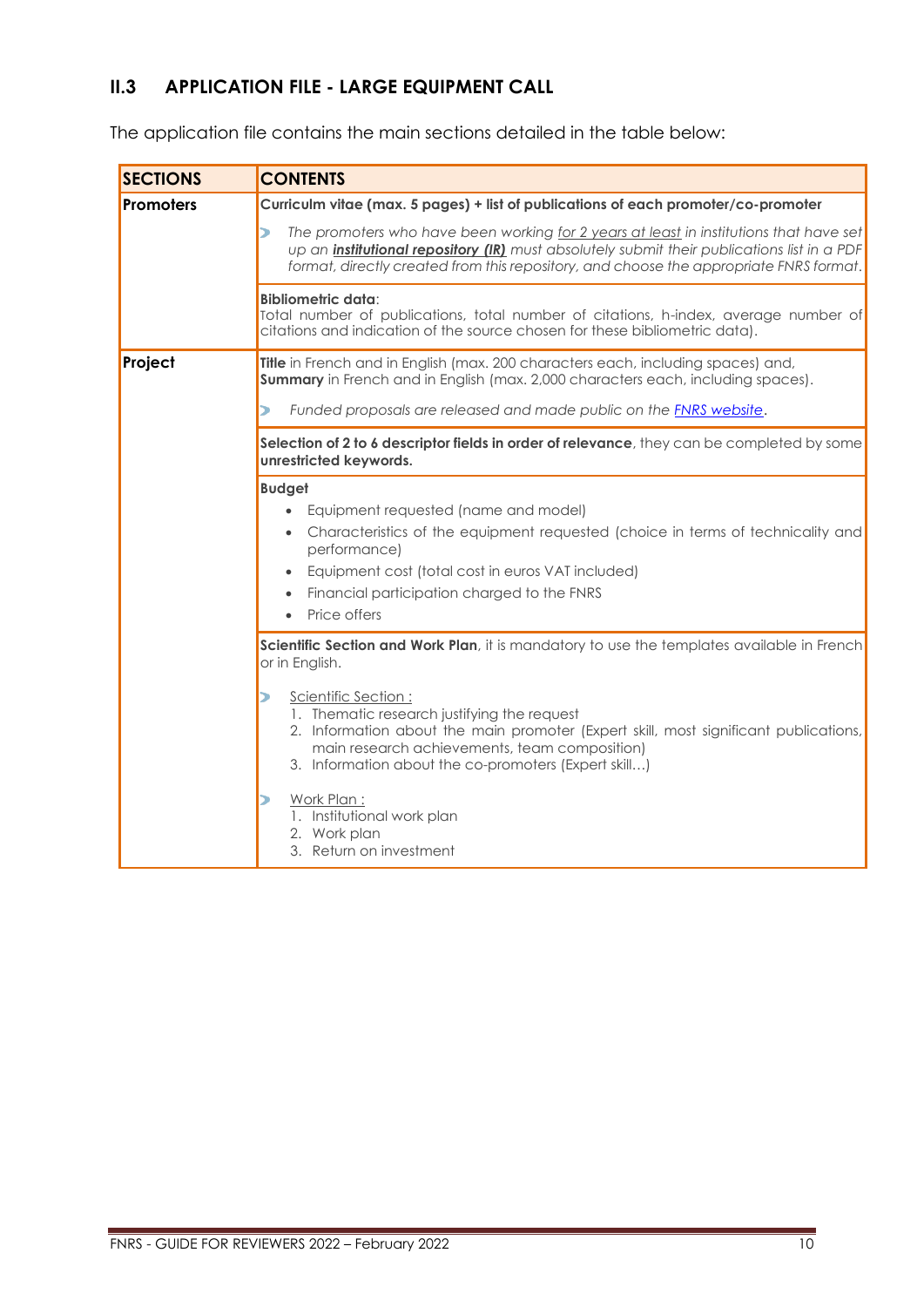## II.3 APPLICATION FILE - LARGE EQUIPMENT CALL

The application file contains the main sections detailed in the table below:

| SECTIONS | CONTENTS |
|---|---|
| **Promoters** | **Curriculm vitae (max. 5 pages) + list of publications of each promoter/co-promoter**<br>*The promoters who have been working for 2 years at least in institutions that have set up an* ***institutional repository (IR)*** *must absolutely submit their publications list in a PDF format, directly created from this repository, and choose the appropriate FNRS format.* |
| | **Bibliometric data**:<br>Total number of publications, total number of citations, h-index, average number of citations and indication of the source chosen for these bibliometric data). |
| **Project** | **Title** in French and in English (max. 200 characters each, including spaces) and,<br>**Summary** in French and in English (max. 2,000 characters each, including spaces).<br>*Funded proposals are released and made public on the FNRS website.* |
| | **Selection of 2 to 6 descriptor fields in order of relevance**, they can be completed by some **unrestricted keywords.** |
| | **Budget**<br>• Equipment requested (name and model)<br>• Characteristics of the equipment requested (choice in terms of technicality and performance)<br>• Equipment cost (total cost in euros VAT included)<br>• Financial participation charged to the FNRS<br>• Price offers |
| | **Scientific Section and Work Plan**, it is mandatory to use the templates available in French or in English.<br>Scientific Section :<br>1. Thematic research justifying the request<br>2. Information about the main promoter (Expert skill, most significant publications, main research achievements, team composition)<br>3. Information about the co-promoters (Expert skill…)<br>Work Plan :<br>1. Institutional work plan<br>2. Work plan<br>3. Return on investment |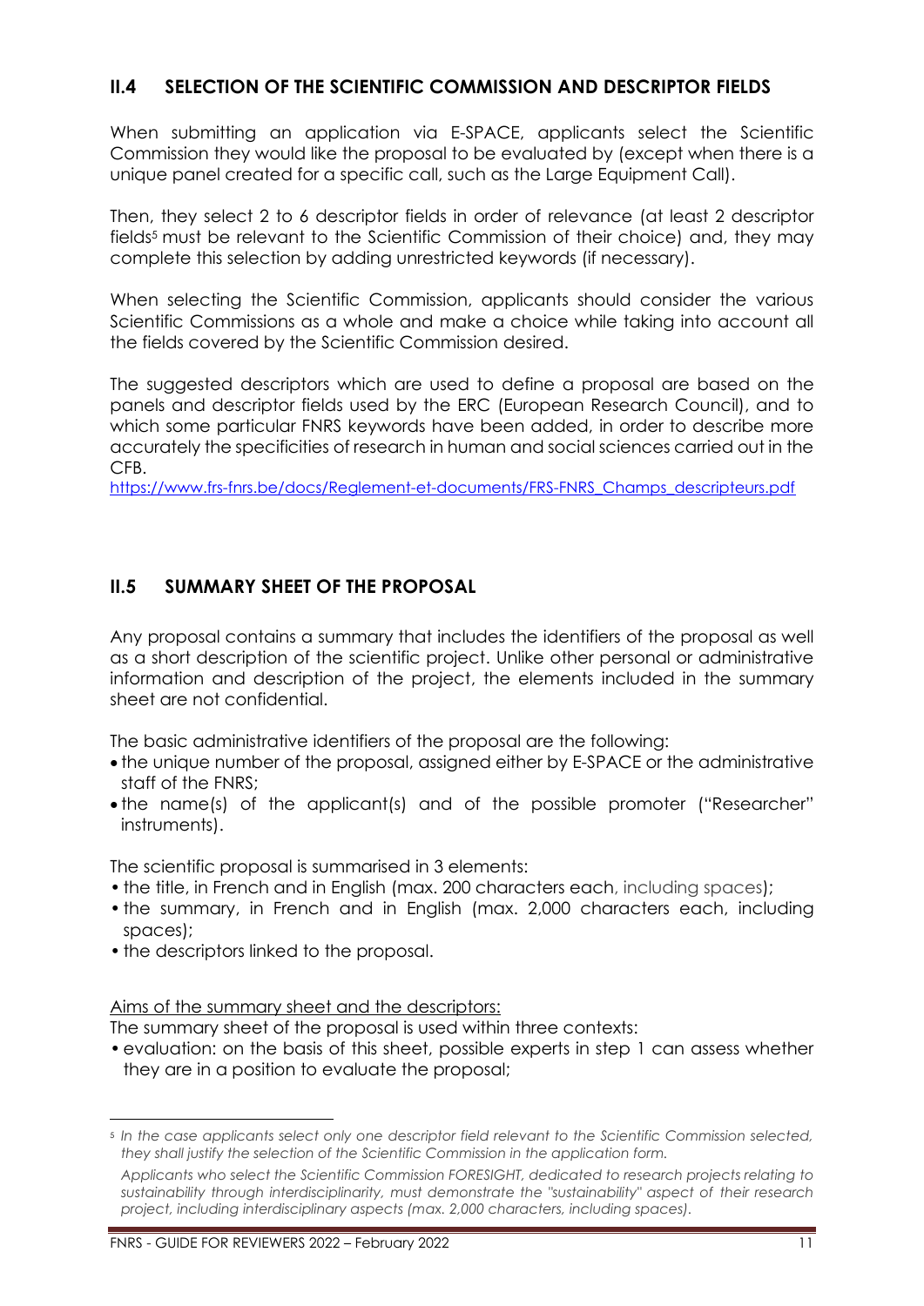## II.4 SELECTION OF THE SCIENTIFIC COMMISSION AND DESCRIPTOR FIELDS

When submitting an application via E-SPACE, applicants select the Scientific Commission they would like the proposal to be evaluated by (except when there is a unique panel created for a specific call, such as the Large Equipment Call).

Then, they select 2 to 6 descriptor fields in order of relevance (at least 2 descriptor fields[5] must be relevant to the Scientific Commission of their choice) and, they may complete this selection by adding unrestricted keywords (if necessary).

When selecting the Scientific Commission, applicants should consider the various Scientific Commissions as a whole and make a choice while taking into account all the fields covered by the Scientific Commission desired.

The suggested descriptors which are used to define a proposal are based on the panels and descriptor fields used by the ERC (European Research Council), and to which some particular FNRS keywords have been added, in order to describe more accurately the specificities of research in human and social sciences carried out in the CFB.
https://www.frs-fnrs.be/docs/Reglement-et-documents/FRS-FNRS_Champs_descripteurs.pdf

## II.5 SUMMARY SHEET OF THE PROPOSAL

Any proposal contains a summary that includes the identifiers of the proposal as well as a short description of the scientific project. Unlike other personal or administrative information and description of the project, the elements included in the summary sheet are not confidential.

The basic administrative identifiers of the proposal are the following:

- the unique number of the proposal, assigned either by E-SPACE or the administrative staff of the FNRS;
- the name(s) of the applicant(s) and of the possible promoter ("Researcher" instruments).

The scientific proposal is summarised in 3 elements:

- the title, in French and in English (max. 200 characters each, including spaces);
- the summary, in French and in English (max. 2,000 characters each, including spaces);
- the descriptors linked to the proposal.

Aims of the summary sheet and the descriptors:
The summary sheet of the proposal is used within three contexts:

- evaluation: on the basis of this sheet, possible experts in step 1 can assess whether they are in a position to evaluate the proposal;

---

[5] *In the case applicants select only one descriptor field relevant to the Scientific Commission selected, they shall justify the selection of the Scientific Commission in the application form.*

*Applicants who select the Scientific Commission FORESIGHT, dedicated to research projects relating to sustainability through interdisciplinarity, must demonstrate the "sustainability" aspect of their research project, including interdisciplinary aspects (max. 2,000 characters, including spaces).*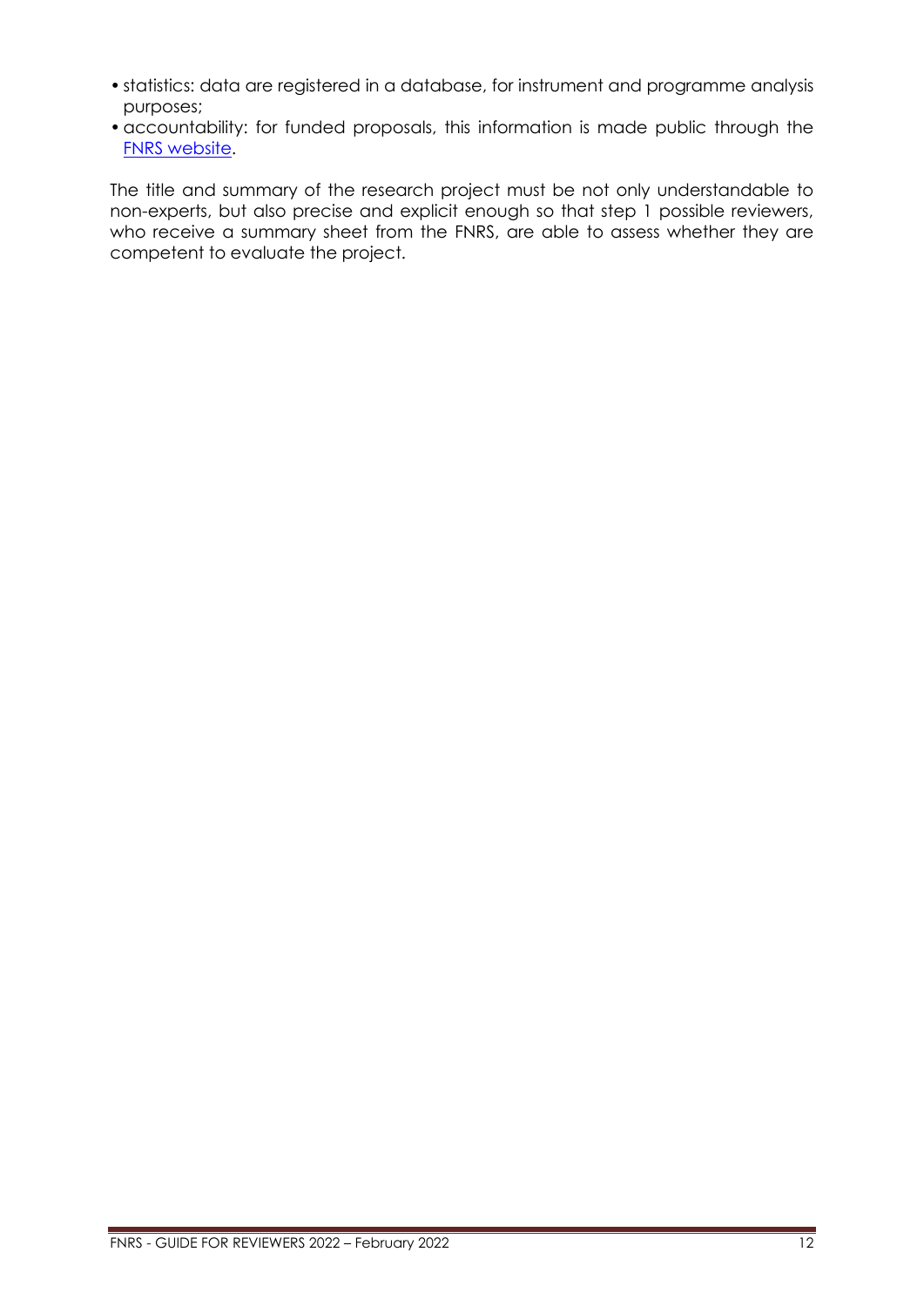- statistics: data are registered in a database, for instrument and programme analysis purposes;
- accountability: for funded proposals, this information is made public through the FNRS website.

The title and summary of the research project must be not only understandable to non-experts, but also precise and explicit enough so that step 1 possible reviewers, who receive a summary sheet from the FNRS, are able to assess whether they are competent to evaluate the project.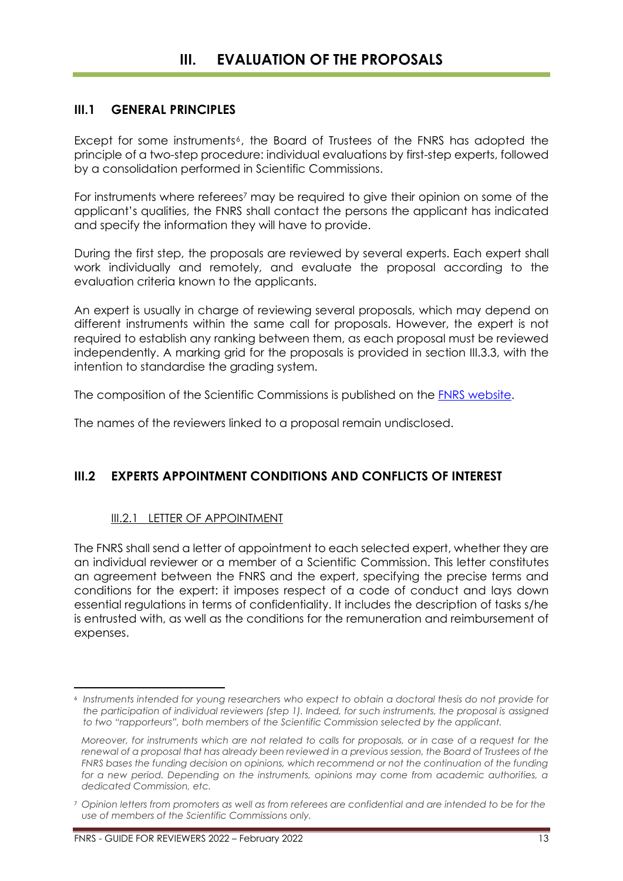# III. EVALUATION OF THE PROPOSALS

## III.1 GENERAL PRINCIPLES

Except for some instruments[6], the Board of Trustees of the FNRS has adopted the principle of a two-step procedure: individual evaluations by first-step experts, followed by a consolidation performed in Scientific Commissions.

For instruments where referees[7] may be required to give their opinion on some of the applicant's qualities, the FNRS shall contact the persons the applicant has indicated and specify the information they will have to provide.

During the first step, the proposals are reviewed by several experts. Each expert shall work individually and remotely, and evaluate the proposal according to the evaluation criteria known to the applicants.

An expert is usually in charge of reviewing several proposals, which may depend on different instruments within the same call for proposals. However, the expert is not required to establish any ranking between them, as each proposal must be reviewed independently. A marking grid for the proposals is provided in section III.3.3, with the intention to standardise the grading system.

The composition of the Scientific Commissions is published on the [FNRS website](FNRS website).

The names of the reviewers linked to a proposal remain undisclosed.

## III.2 EXPERTS APPOINTMENT CONDITIONS AND CONFLICTS OF INTEREST

### III.2.1 LETTER OF APPOINTMENT

The FNRS shall send a letter of appointment to each selected expert, whether they are an individual reviewer or a member of a Scientific Commission. This letter constitutes an agreement between the FNRS and the expert, specifying the precise terms and conditions for the expert: it imposes respect of a code of conduct and lays down essential regulations in terms of confidentiality. It includes the description of tasks s/he is entrusted with, as well as the conditions for the remuneration and reimbursement of expenses.

---

[6] *Instruments intended for young researchers who expect to obtain a doctoral thesis do not provide for the participation of individual reviewers (step 1). Indeed, for such instruments, the proposal is assigned to two "rapporteurs", both members of the Scientific Commission selected by the applicant.*

*Moreover, for instruments which are not related to calls for proposals, or in case of a request for the renewal of a proposal that has already been reviewed in a previous session, the Board of Trustees of the FNRS bases the funding decision on opinions, which recommend or not the continuation of the funding for a new period. Depending on the instruments, opinions may come from academic authorities, a dedicated Commission, etc.*

[7] *Opinion letters from promoters as well as from referees are confidential and are intended to be for the use of members of the Scientific Commissions only.*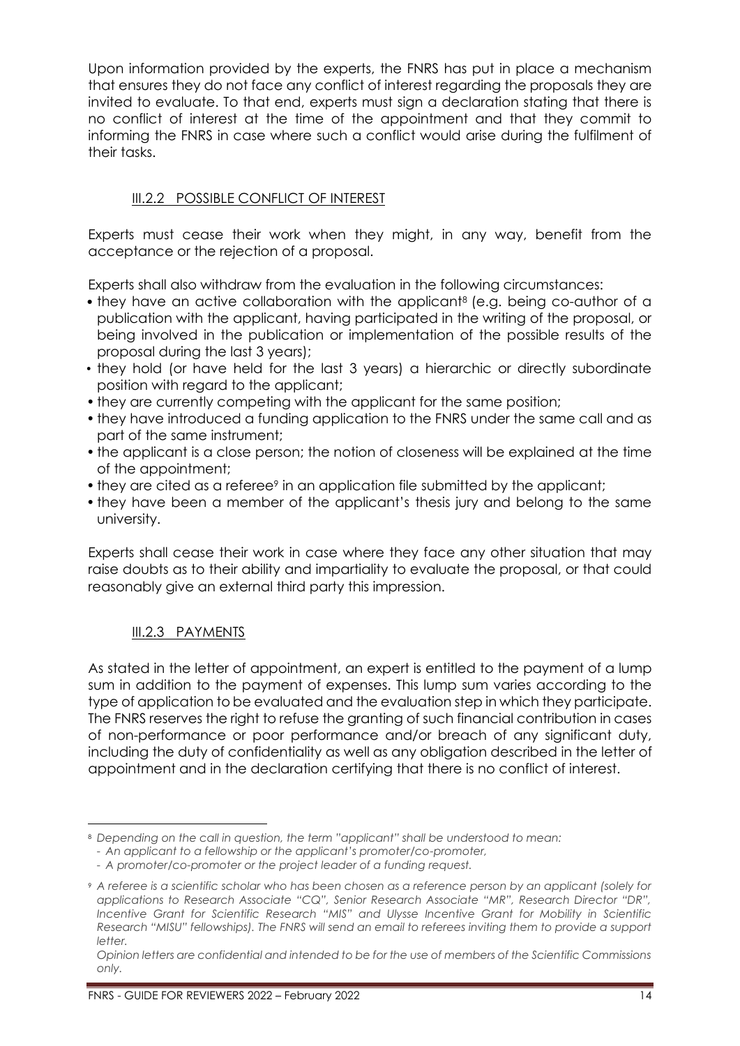Upon information provided by the experts, the FNRS has put in place a mechanism that ensures they do not face any conflict of interest regarding the proposals they are invited to evaluate. To that end, experts must sign a declaration stating that there is no conflict of interest at the time of the appointment and that they commit to informing the FNRS in case where such a conflict would arise during the fulfilment of their tasks.

### III.2.2 POSSIBLE CONFLICT OF INTEREST

Experts must cease their work when they might, in any way, benefit from the acceptance or the rejection of a proposal.

Experts shall also withdraw from the evaluation in the following circumstances:

- they have an active collaboration with the applicant[8] (e.g. being co-author of a publication with the applicant, having participated in the writing of the proposal, or being involved in the publication or implementation of the possible results of the proposal during the last 3 years);
- they hold (or have held for the last 3 years) a hierarchic or directly subordinate position with regard to the applicant;
- they are currently competing with the applicant for the same position;
- they have introduced a funding application to the FNRS under the same call and as part of the same instrument;
- the applicant is a close person; the notion of closeness will be explained at the time of the appointment;
- they are cited as a referee[9] in an application file submitted by the applicant;
- they have been a member of the applicant's thesis jury and belong to the same university.

Experts shall cease their work in case where they face any other situation that may raise doubts as to their ability and impartiality to evaluate the proposal, or that could reasonably give an external third party this impression.

### III.2.3 PAYMENTS

As stated in the letter of appointment, an expert is entitled to the payment of a lump sum in addition to the payment of expenses. This lump sum varies according to the type of application to be evaluated and the evaluation step in which they participate. The FNRS reserves the right to refuse the granting of such financial contribution in cases of non-performance or poor performance and/or breach of any significant duty, including the duty of confidentiality as well as any obligation described in the letter of appointment and in the declaration certifying that there is no conflict of interest.

---

[8] *Depending on the call in question, the term "applicant" shall be understood to mean:*
*- An applicant to a fellowship or the applicant's promoter/co-promoter,*
*- A promoter/co-promoter or the project leader of a funding request.*

[9] *A referee is a scientific scholar who has been chosen as a reference person by an applicant (solely for applications to Research Associate "CQ", Senior Research Associate "MR", Research Director "DR", Incentive Grant for Scientific Research "MIS" and Ulysse Incentive Grant for Mobility in Scientific Research "MISU" fellowships). The FNRS will send an email to referees inviting them to provide a support letter.*
*Opinion letters are confidential and intended to be for the use of members of the Scientific Commissions only.*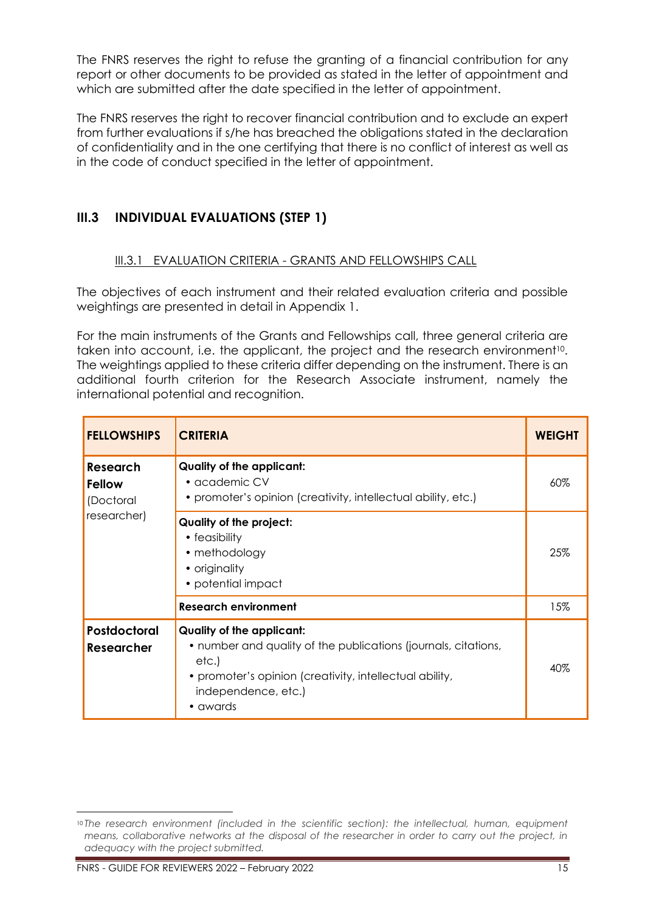The FNRS reserves the right to refuse the granting of a financial contribution for any report or other documents to be provided as stated in the letter of appointment and which are submitted after the date specified in the letter of appointment.

The FNRS reserves the right to recover financial contribution and to exclude an expert from further evaluations if s/he has breached the obligations stated in the declaration of confidentiality and in the one certifying that there is no conflict of interest as well as in the code of conduct specified in the letter of appointment.

## III.3 INDIVIDUAL EVALUATIONS (STEP 1)

### III.3.1 EVALUATION CRITERIA - GRANTS AND FELLOWSHIPS CALL

The objectives of each instrument and their related evaluation criteria and possible weightings are presented in detail in Appendix 1.

For the main instruments of the Grants and Fellowships call, three general criteria are taken into account, i.e. the applicant, the project and the research environment[10]. The weightings applied to these criteria differ depending on the instrument. There is an additional fourth criterion for the Research Associate instrument, namely the international potential and recognition.

| FELLOWSHIPS | CRITERIA | WEIGHT |
|---|---|---|
| **Research Fellow** (Doctoral researcher) | **Quality of the applicant:**<br>• academic CV<br>• promoter's opinion (creativity, intellectual ability, etc.) | 60% |
| | **Quality of the project:**<br>• feasibility<br>• methodology<br>• originality<br>• potential impact | 25% |
| | **Research environment** | 15% |
| **Postdoctoral Researcher** | **Quality of the applicant:**<br>• number and quality of the publications (journals, citations, etc.)<br>• promoter's opinion (creativity, intellectual ability, independence, etc.)<br>• awards | 40% |

[10] *The research environment (included in the scientific section): the intellectual, human, equipment means, collaborative networks at the disposal of the researcher in order to carry out the project, in adequacy with the project submitted.*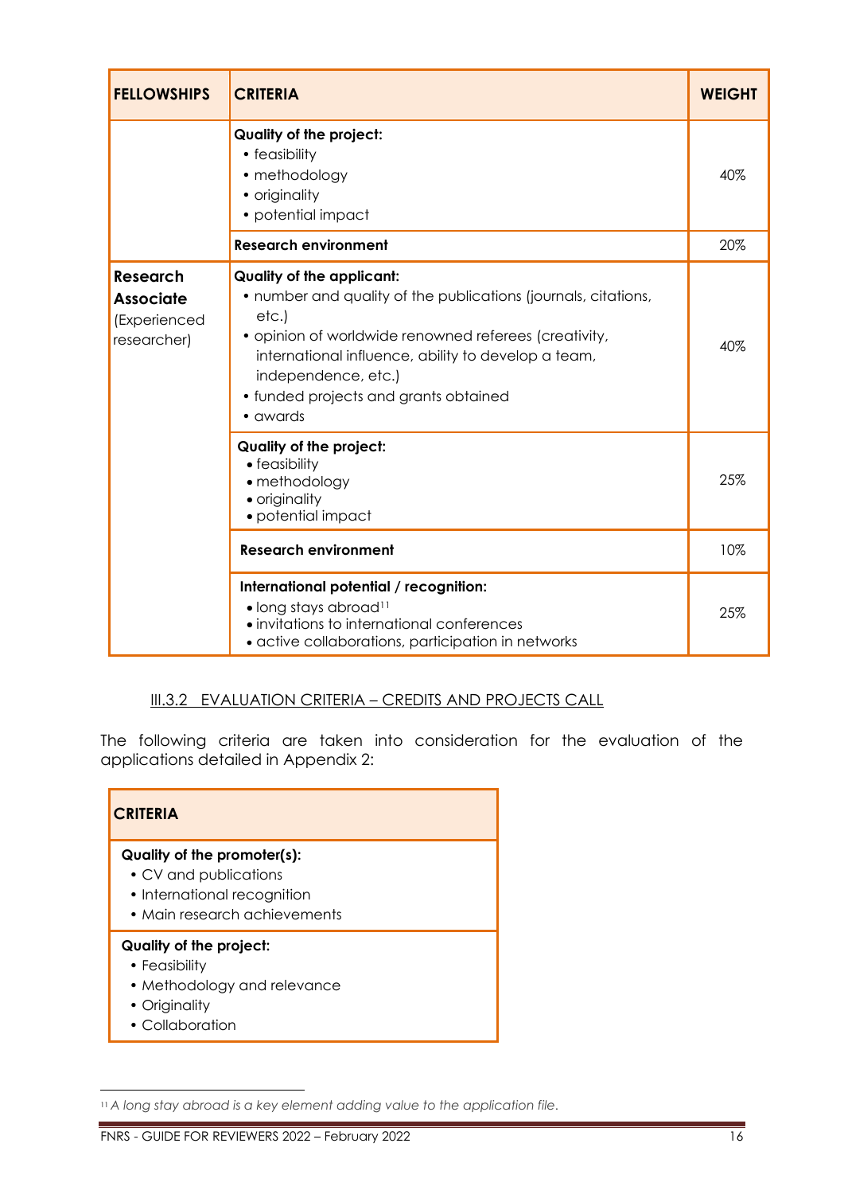| FELLOWSHIPS | CRITERIA | WEIGHT |
| --- | --- | --- |
| | **Quality of the project:**<br>• feasibility<br>• methodology<br>• originality<br>• potential impact | 40% |
| | **Research environment** | 20% |
| **Research Associate** (Experienced researcher) | **Quality of the applicant:**<br>• number and quality of the publications (journals, citations, etc.)<br>• opinion of worldwide renowned referees (creativity, international influence, ability to develop a team, independence, etc.)<br>• funded projects and grants obtained<br>• awards | 40% |
| | **Quality of the project:**<br>• feasibility<br>• methodology<br>• originality<br>• potential impact | 25% |
| | **Research environment** | 10% |
| | **International potential / recognition:**<br>• long stays abroad[11]<br>• invitations to international conferences<br>• active collaborations, participation in networks | 25% |

### III.3.2 EVALUATION CRITERIA – CREDITS AND PROJECTS CALL

The following criteria are taken into consideration for the evaluation of the applications detailed in Appendix 2:

| CRITERIA |
| --- |
| **Quality of the promoter(s):**<br>• CV and publications<br>• International recognition<br>• Main research achievements |
| **Quality of the project:**<br>• Feasibility<br>• Methodology and relevance<br>• Originality<br>• Collaboration |

[11] *A long stay abroad is a key element adding value to the application file.*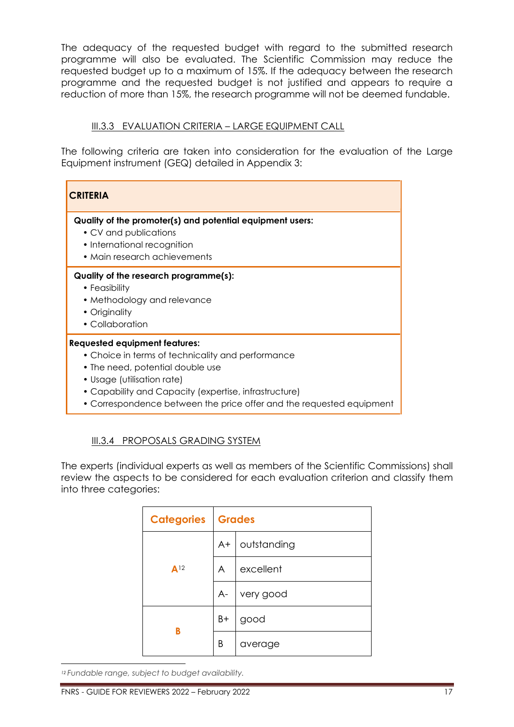The adequacy of the requested budget with regard to the submitted research programme will also be evaluated. The Scientific Commission may reduce the requested budget up to a maximum of 15%. If the adequacy between the research programme and the requested budget is not justified and appears to require a reduction of more than 15%, the research programme will not be deemed fundable.

### III.3.3 EVALUATION CRITERIA – LARGE EQUIPMENT CALL

The following criteria are taken into consideration for the evaluation of the Large Equipment instrument (GEQ) detailed in Appendix 3:

| **CRITERIA** |
| --- |
| **Quality of the promoter(s) and potential equipment users:** <br>• CV and publications <br>• International recognition <br>• Main research achievements |
| **Quality of the research programme(s):** <br>• Feasibility <br>• Methodology and relevance <br>• Originality <br>• Collaboration |
| **Requested equipment features:** <br>• Choice in terms of technicality and performance <br>• The need, potential double use <br>• Usage (utilisation rate) <br>• Capability and Capacity (expertise, infrastructure) <br>• Correspondence between the price offer and the requested equipment |

### III.3.4 PROPOSALS GRADING SYSTEM

The experts (individual experts as well as members of the Scientific Commissions) shall review the aspects to be considered for each evaluation criterion and classify them into three categories:

| Categories | Grades | |
| --- | --- | --- |
| A[12] | A+ | outstanding |
| | A | excellent |
| | A- | very good |
| B | B+ | good |
| | B | average |

[12] *Fundable range, subject to budget availability.*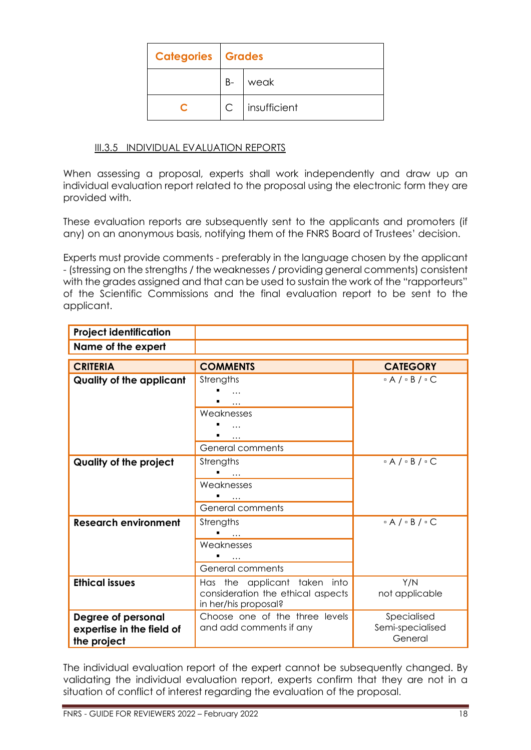| Categories | Grades | |
|---|---|---|
| | B- | weak |
| **C** | C | insufficient |

### III.3.5 INDIVIDUAL EVALUATION REPORTS

When assessing a proposal, experts shall work independently and draw up an individual evaluation report related to the proposal using the electronic form they are provided with.

These evaluation reports are subsequently sent to the applicants and promoters (if any) on an anonymous basis, notifying them of the FNRS Board of Trustees' decision.

Experts must provide comments - preferably in the language chosen by the applicant - (stressing on the strengths / the weaknesses / providing general comments) consistent with the grades assigned and that can be used to sustain the work of the "rapporteurs" of the Scientific Commissions and the final evaluation report to be sent to the applicant.

| **Project identification** | |
|---|---|
| **Name of the expert** | |

| **CRITERIA** | **COMMENTS** | **CATEGORY** |
|---|---|---|
| **Quality of the applicant** | Strengths<br>▪ …<br>▪ … | ▫ A / ▫ B / ▫ C |
| | Weaknesses<br>▪ …<br>▪ … | |
| | General comments | |
| **Quality of the project** | Strengths<br>▪ … | ▫ A / ▫ B / ▫ C |
| | Weaknesses<br>▪ … | |
| | General comments | |
| **Research environment** | Strengths<br>▪ … | ▫ A / ▫ B / ▫ C |
| | Weaknesses<br>▪ … | |
| | General comments | |
| **Ethical issues** | Has the applicant taken into consideration the ethical aspects in her/his proposal? | Y/N<br>not applicable |
| **Degree of personal expertise in the field of the project** | Choose one of the three levels and add comments if any | Specialised<br>Semi-specialised<br>General |

The individual evaluation report of the expert cannot be subsequently changed. By validating the individual evaluation report, experts confirm that they are not in a situation of conflict of interest regarding the evaluation of the proposal.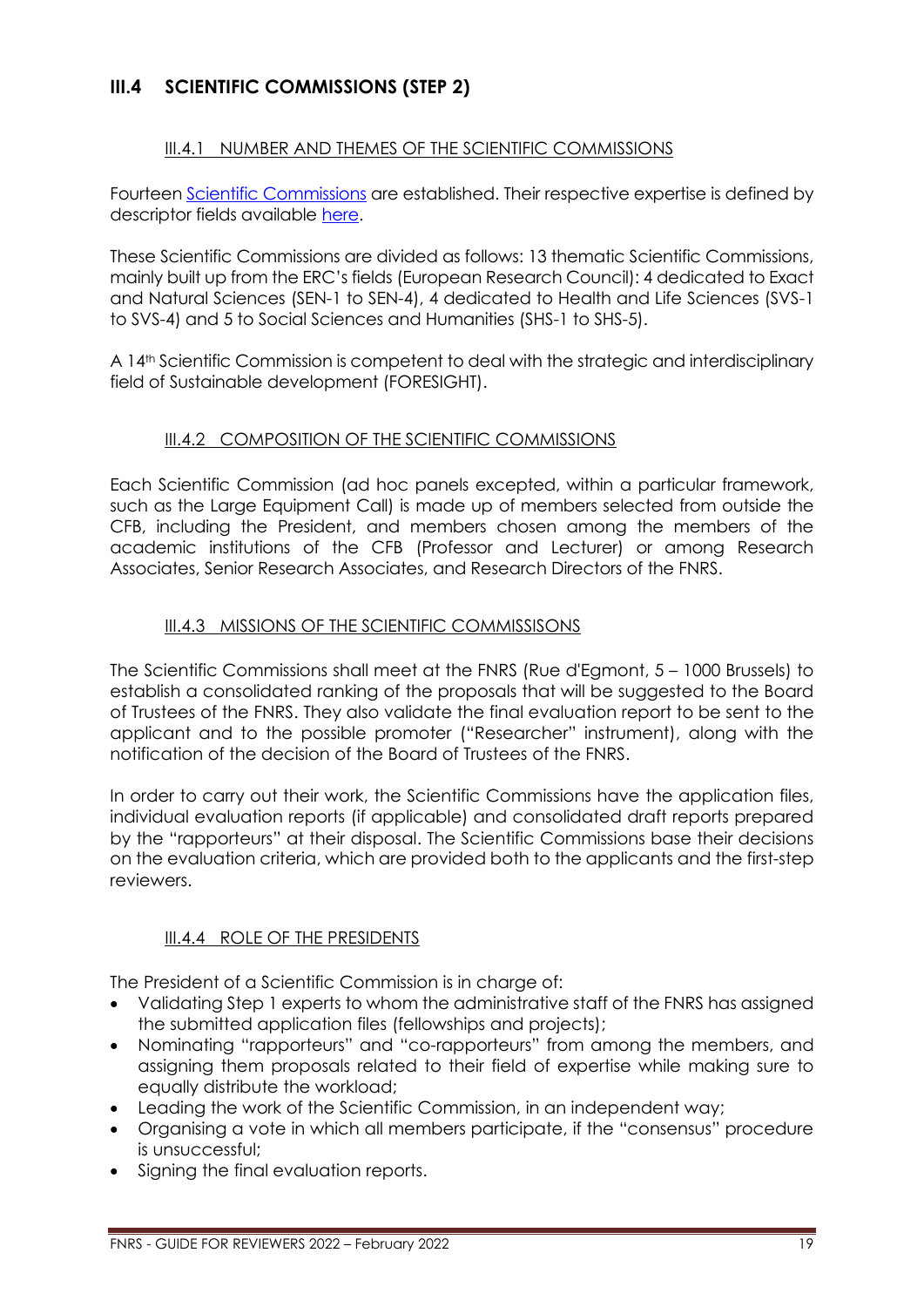## III.4 SCIENTIFIC COMMISSIONS (STEP 2)

### III.4.1 NUMBER AND THEMES OF THE SCIENTIFIC COMMISSIONS

Fourteen Scientific Commissions are established. Their respective expertise is defined by descriptor fields available here.

These Scientific Commissions are divided as follows: 13 thematic Scientific Commissions, mainly built up from the ERC's fields (European Research Council): 4 dedicated to Exact and Natural Sciences (SEN-1 to SEN-4), 4 dedicated to Health and Life Sciences (SVS-1 to SVS-4) and 5 to Social Sciences and Humanities (SHS-1 to SHS-5).

A 14th Scientific Commission is competent to deal with the strategic and interdisciplinary field of Sustainable development (FORESIGHT).

### III.4.2 COMPOSITION OF THE SCIENTIFIC COMMISSIONS

Each Scientific Commission (ad hoc panels excepted, within a particular framework, such as the Large Equipment Call) is made up of members selected from outside the CFB, including the President, and members chosen among the members of the academic institutions of the CFB (Professor and Lecturer) or among Research Associates, Senior Research Associates, and Research Directors of the FNRS.

### III.4.3 MISSIONS OF THE SCIENTIFIC COMMISSISONS

The Scientific Commissions shall meet at the FNRS (Rue d'Egmont, 5 – 1000 Brussels) to establish a consolidated ranking of the proposals that will be suggested to the Board of Trustees of the FNRS. They also validate the final evaluation report to be sent to the applicant and to the possible promoter ("Researcher" instrument), along with the notification of the decision of the Board of Trustees of the FNRS.

In order to carry out their work, the Scientific Commissions have the application files, individual evaluation reports (if applicable) and consolidated draft reports prepared by the "rapporteurs" at their disposal. The Scientific Commissions base their decisions on the evaluation criteria, which are provided both to the applicants and the first-step reviewers.

### III.4.4 ROLE OF THE PRESIDENTS

The President of a Scientific Commission is in charge of:

- Validating Step 1 experts to whom the administrative staff of the FNRS has assigned the submitted application files (fellowships and projects);
- Nominating "rapporteurs" and "co-rapporteurs" from among the members, and assigning them proposals related to their field of expertise while making sure to equally distribute the workload;
- Leading the work of the Scientific Commission, in an independent way;
- Organising a vote in which all members participate, if the "consensus" procedure is unsuccessful;
- Signing the final evaluation reports.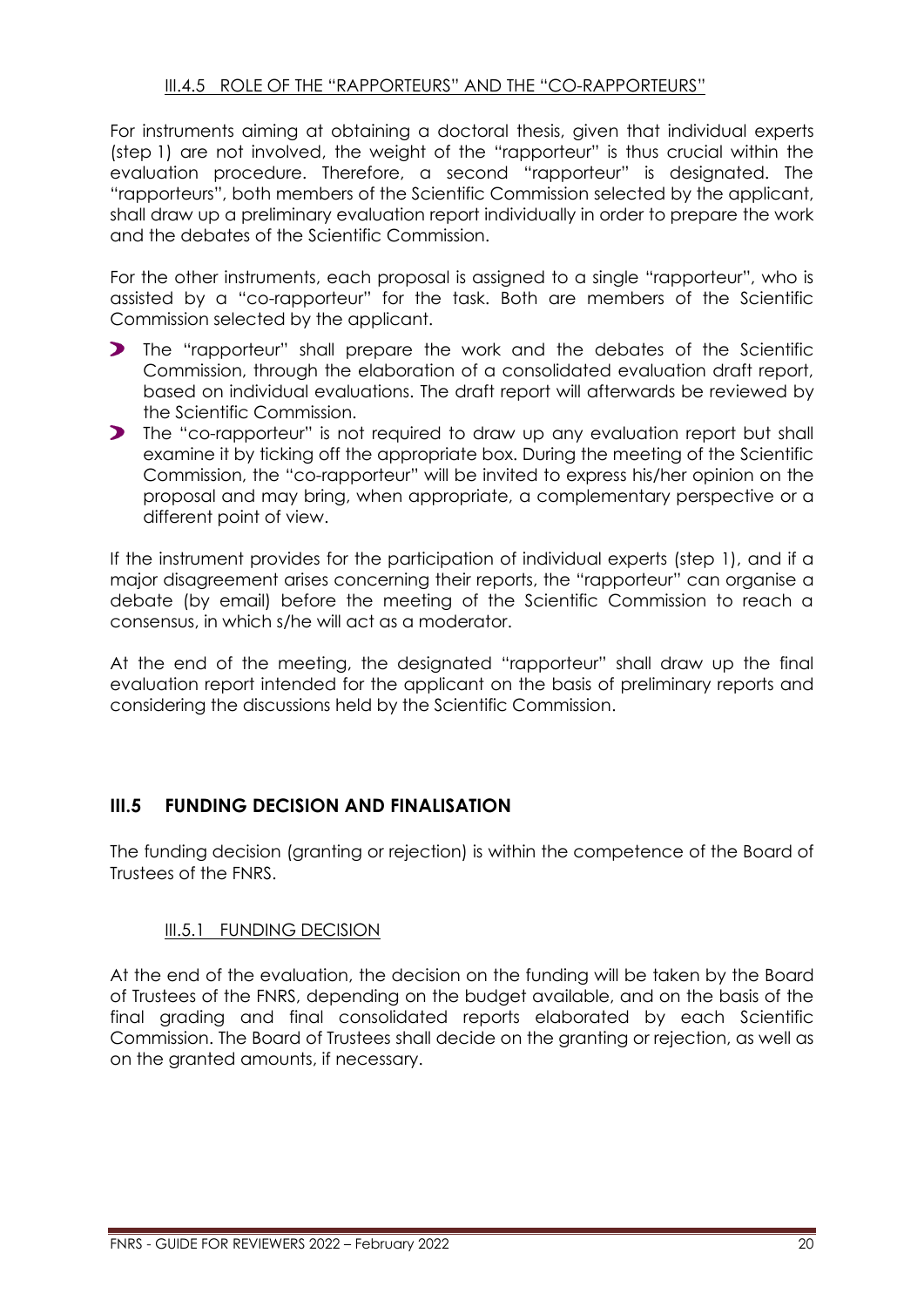#### III.4.5 ROLE OF THE "RAPPORTEURS" AND THE "CO-RAPPORTEURS"

For instruments aiming at obtaining a doctoral thesis, given that individual experts (step 1) are not involved, the weight of the "rapporteur" is thus crucial within the evaluation procedure. Therefore, a second "rapporteur" is designated. The "rapporteurs", both members of the Scientific Commission selected by the applicant, shall draw up a preliminary evaluation report individually in order to prepare the work and the debates of the Scientific Commission.

For the other instruments, each proposal is assigned to a single "rapporteur", who is assisted by a "co-rapporteur" for the task. Both are members of the Scientific Commission selected by the applicant.

- The "rapporteur" shall prepare the work and the debates of the Scientific Commission, through the elaboration of a consolidated evaluation draft report, based on individual evaluations. The draft report will afterwards be reviewed by the Scientific Commission.
- The "co-rapporteur" is not required to draw up any evaluation report but shall examine it by ticking off the appropriate box. During the meeting of the Scientific Commission, the "co-rapporteur" will be invited to express his/her opinion on the proposal and may bring, when appropriate, a complementary perspective or a different point of view.

If the instrument provides for the participation of individual experts (step 1), and if a major disagreement arises concerning their reports, the "rapporteur" can organise a debate (by email) before the meeting of the Scientific Commission to reach a consensus, in which s/he will act as a moderator.

At the end of the meeting, the designated "rapporteur" shall draw up the final evaluation report intended for the applicant on the basis of preliminary reports and considering the discussions held by the Scientific Commission.

## III.5 FUNDING DECISION AND FINALISATION

The funding decision (granting or rejection) is within the competence of the Board of Trustees of the FNRS.

#### III.5.1 FUNDING DECISION

At the end of the evaluation, the decision on the funding will be taken by the Board of Trustees of the FNRS, depending on the budget available, and on the basis of the final grading and final consolidated reports elaborated by each Scientific Commission. The Board of Trustees shall decide on the granting or rejection, as well as on the granted amounts, if necessary.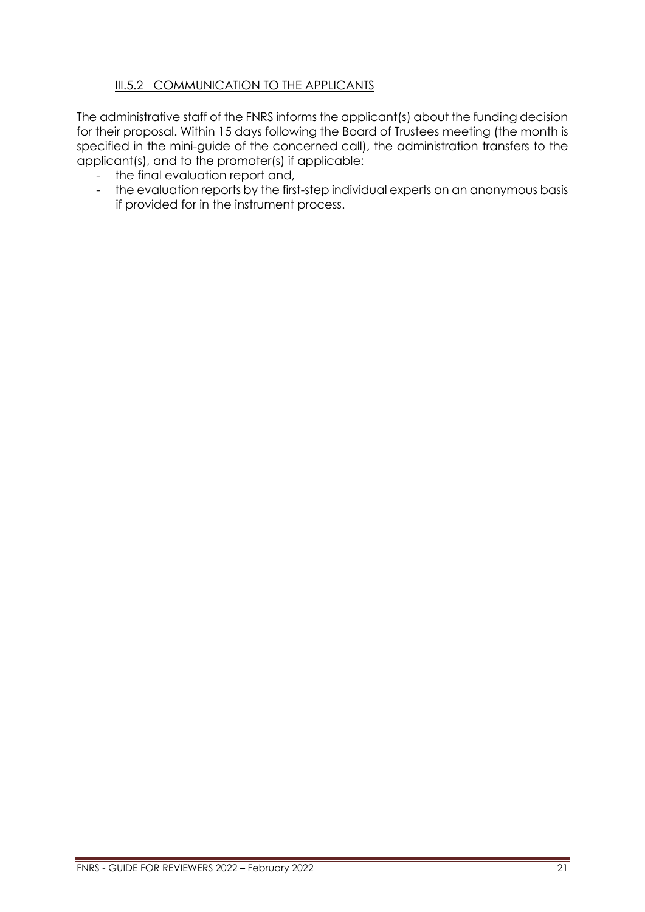### III.5.2 COMMUNICATION TO THE APPLICANTS

The administrative staff of the FNRS informs the applicant(s) about the funding decision for their proposal. Within 15 days following the Board of Trustees meeting (the month is specified in the mini-guide of the concerned call), the administration transfers to the applicant(s), and to the promoter(s) if applicable:

- the final evaluation report and,
- the evaluation reports by the first-step individual experts on an anonymous basis if provided for in the instrument process.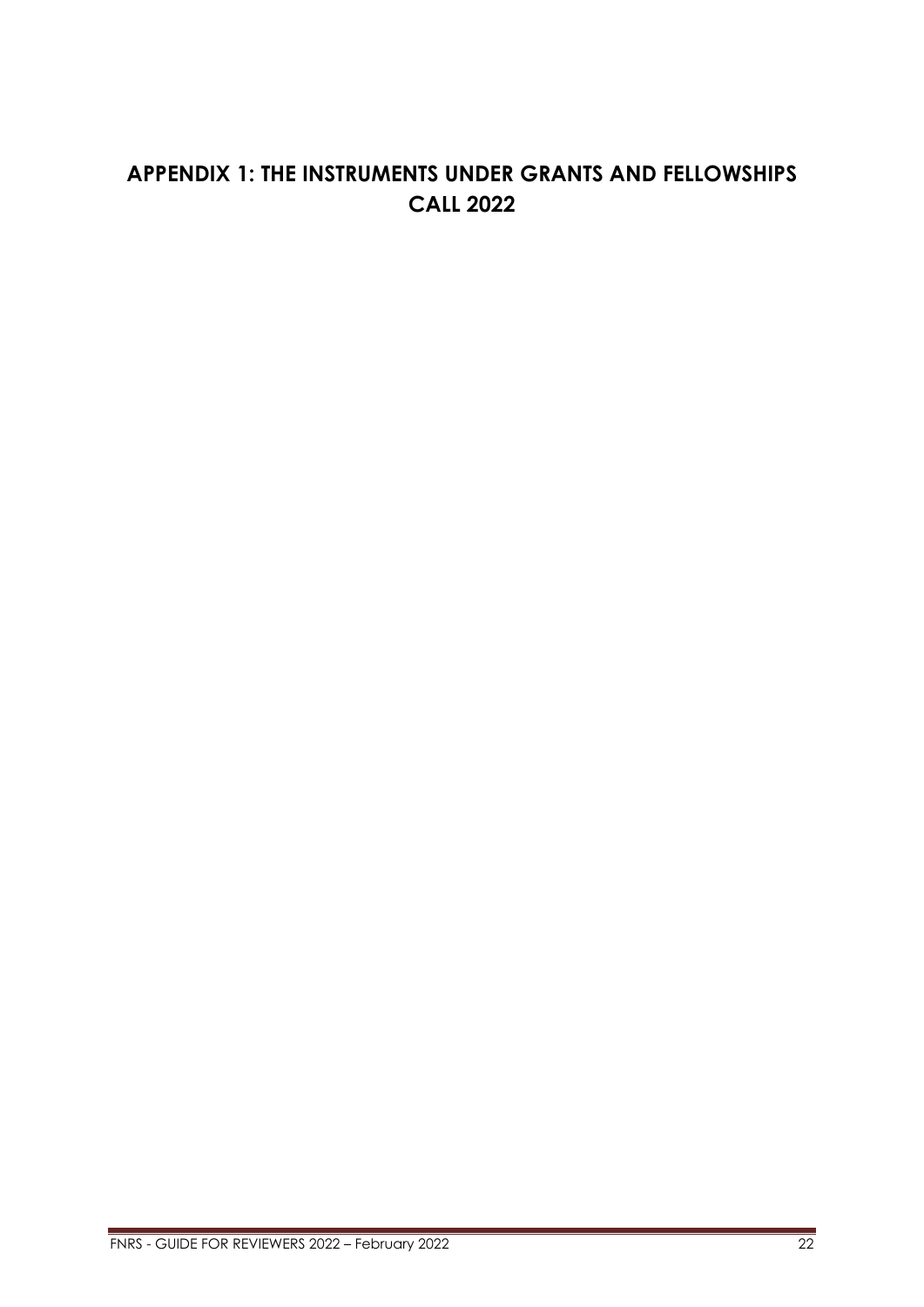# APPENDIX 1: THE INSTRUMENTS UNDER GRANTS AND FELLOWSHIPS CALL 2022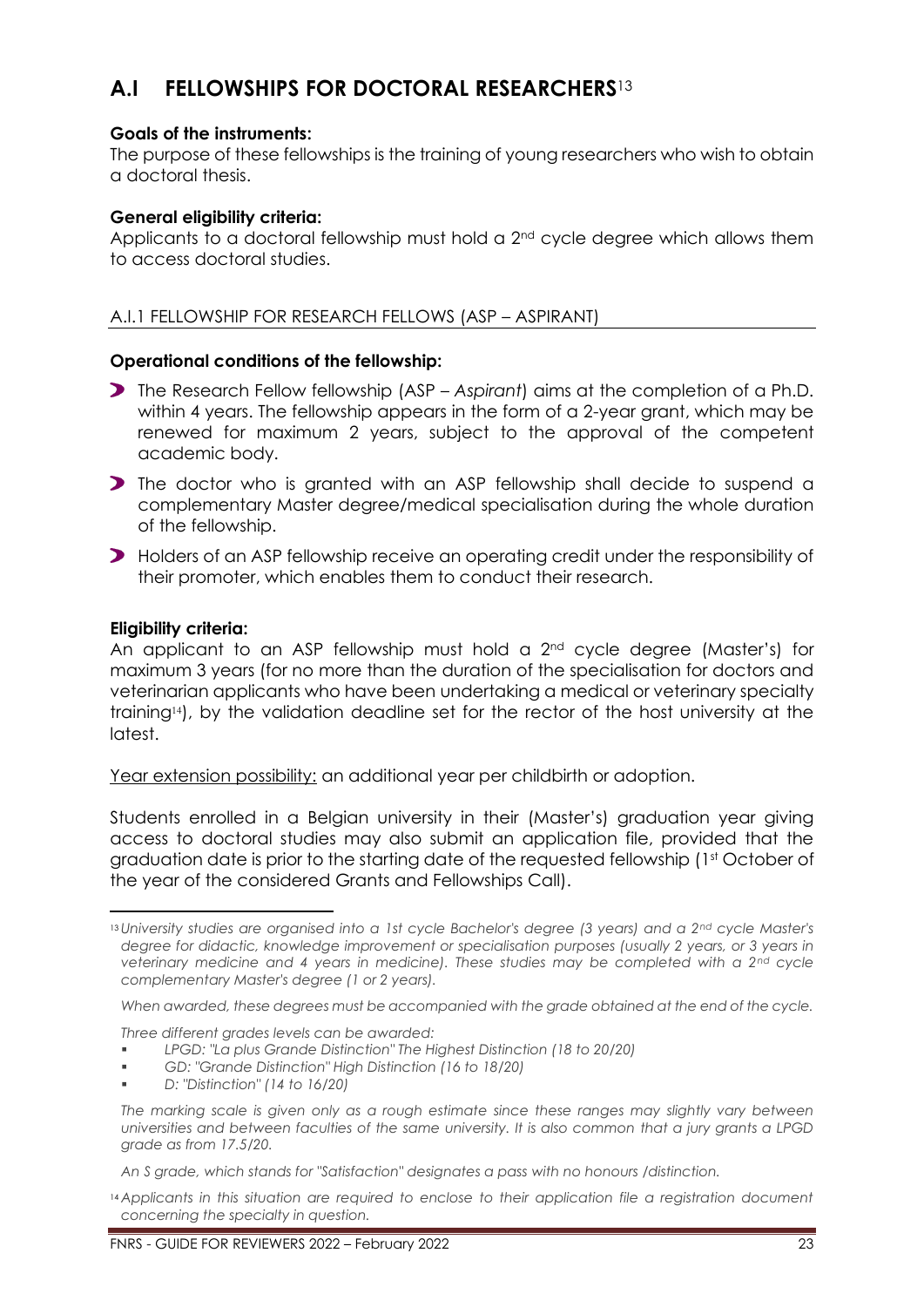## A.I FELLOWSHIPS FOR DOCTORAL RESEARCHERS[13]

**Goals of the instruments:**
The purpose of these fellowships is the training of young researchers who wish to obtain a doctoral thesis.

**General eligibility criteria:**
Applicants to a doctoral fellowship must hold a 2nd cycle degree which allows them to access doctoral studies.

### A.I.1 FELLOWSHIP FOR RESEARCH FELLOWS (ASP – ASPIRANT)

**Operational conditions of the fellowship:**

- The Research Fellow fellowship (ASP – *Aspirant*) aims at the completion of a Ph.D. within 4 years. The fellowship appears in the form of a 2-year grant, which may be renewed for maximum 2 years, subject to the approval of the competent academic body.
- The doctor who is granted with an ASP fellowship shall decide to suspend a complementary Master degree/medical specialisation during the whole duration of the fellowship.
- Holders of an ASP fellowship receive an operating credit under the responsibility of their promoter, which enables them to conduct their research.

**Eligibility criteria:**
An applicant to an ASP fellowship must hold a 2nd cycle degree (Master's) for maximum 3 years (for no more than the duration of the specialisation for doctors and veterinarian applicants who have been undertaking a medical or veterinary specialty training[14]), by the validation deadline set for the rector of the host university at the latest.

Year extension possibility: an additional year per childbirth or adoption.

Students enrolled in a Belgian university in their (Master's) graduation year giving access to doctoral studies may also submit an application file, provided that the graduation date is prior to the starting date of the requested fellowship (1st October of the year of the considered Grants and Fellowships Call).

---

[13] *University studies are organised into a 1st cycle Bachelor's degree (3 years) and a 2nd cycle Master's degree for didactic, knowledge improvement or specialisation purposes (usually 2 years, or 3 years in veterinary medicine and 4 years in medicine). These studies may be completed with a 2nd cycle complementary Master's degree (1 or 2 years).*

*When awarded, these degrees must be accompanied with the grade obtained at the end of the cycle.*

*Three different grades levels can be awarded:*

- *LPGD: "La plus Grande Distinction" The Highest Distinction (18 to 20/20)*
- *GD: "Grande Distinction" High Distinction (16 to 18/20)*
- *D: "Distinction" (14 to 16/20)*

*The marking scale is given only as a rough estimate since these ranges may slightly vary between universities and between faculties of the same university. It is also common that a jury grants a LPGD grade as from 17.5/20.*

*An S grade, which stands for "Satisfaction" designates a pass with no honours /distinction.*

[14] *Applicants in this situation are required to enclose to their application file a registration document concerning the specialty in question.*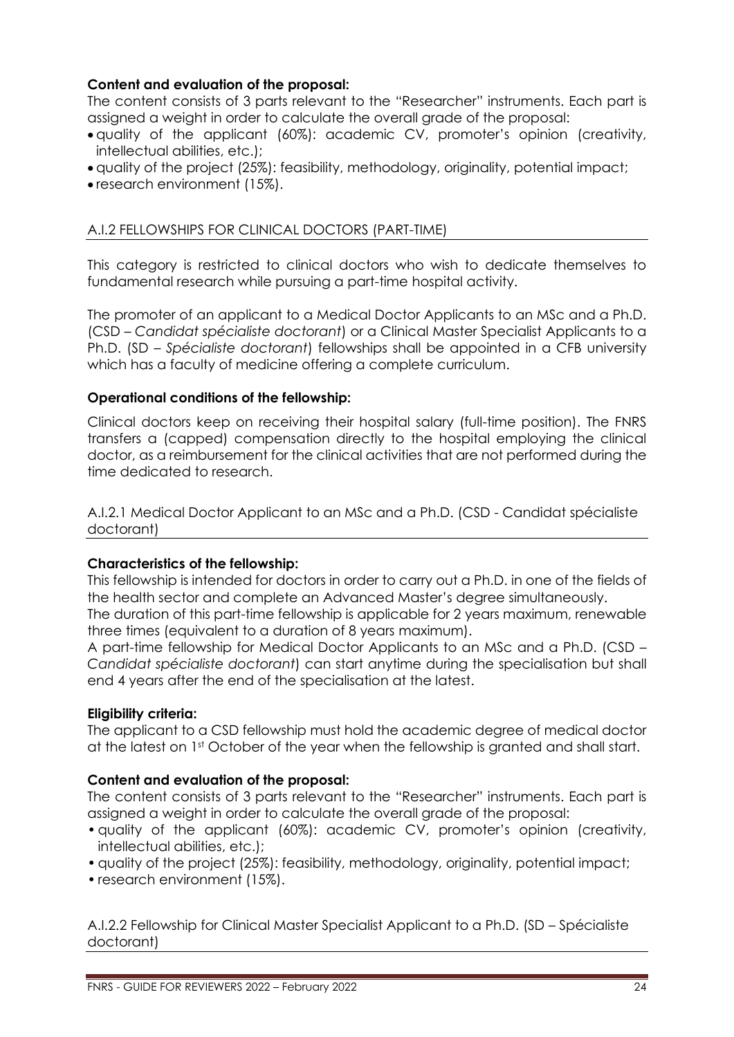**Content and evaluation of the proposal:**

The content consists of 3 parts relevant to the "Researcher" instruments. Each part is assigned a weight in order to calculate the overall grade of the proposal:

- quality of the applicant (60%): academic CV, promoter's opinion (creativity, intellectual abilities, etc.);
- quality of the project (25%): feasibility, methodology, originality, potential impact;
- research environment (15%).

## A.I.2 FELLOWSHIPS FOR CLINICAL DOCTORS (PART-TIME)

This category is restricted to clinical doctors who wish to dedicate themselves to fundamental research while pursuing a part-time hospital activity.

The promoter of an applicant to a Medical Doctor Applicants to an MSc and a Ph.D. (CSD – *Candidat spécialiste doctorant*) or a Clinical Master Specialist Applicants to a Ph.D. (SD – *Spécialiste doctorant*) fellowships shall be appointed in a CFB university which has a faculty of medicine offering a complete curriculum.

**Operational conditions of the fellowship:**

Clinical doctors keep on receiving their hospital salary (full-time position). The FNRS transfers a (capped) compensation directly to the hospital employing the clinical doctor, as a reimbursement for the clinical activities that are not performed during the time dedicated to research.

### A.I.2.1 Medical Doctor Applicant to an MSc and a Ph.D. (CSD - Candidat spécialiste doctorant)

**Characteristics of the fellowship:**

This fellowship is intended for doctors in order to carry out a Ph.D. in one of the fields of the health sector and complete an Advanced Master's degree simultaneously.

The duration of this part-time fellowship is applicable for 2 years maximum, renewable three times (equivalent to a duration of 8 years maximum).

A part-time fellowship for Medical Doctor Applicants to an MSc and a Ph.D. (CSD – *Candidat spécialiste doctorant*) can start anytime during the specialisation but shall end 4 years after the end of the specialisation at the latest.

**Eligibility criteria:**

The applicant to a CSD fellowship must hold the academic degree of medical doctor at the latest on 1st October of the year when the fellowship is granted and shall start.

**Content and evaluation of the proposal:**

The content consists of 3 parts relevant to the "Researcher" instruments. Each part is assigned a weight in order to calculate the overall grade of the proposal:

- quality of the applicant (60%): academic CV, promoter's opinion (creativity, intellectual abilities, etc.);
- quality of the project (25%): feasibility, methodology, originality, potential impact;
- research environment (15%).

### A.I.2.2 Fellowship for Clinical Master Specialist Applicant to a Ph.D. (SD – Spécialiste doctorant)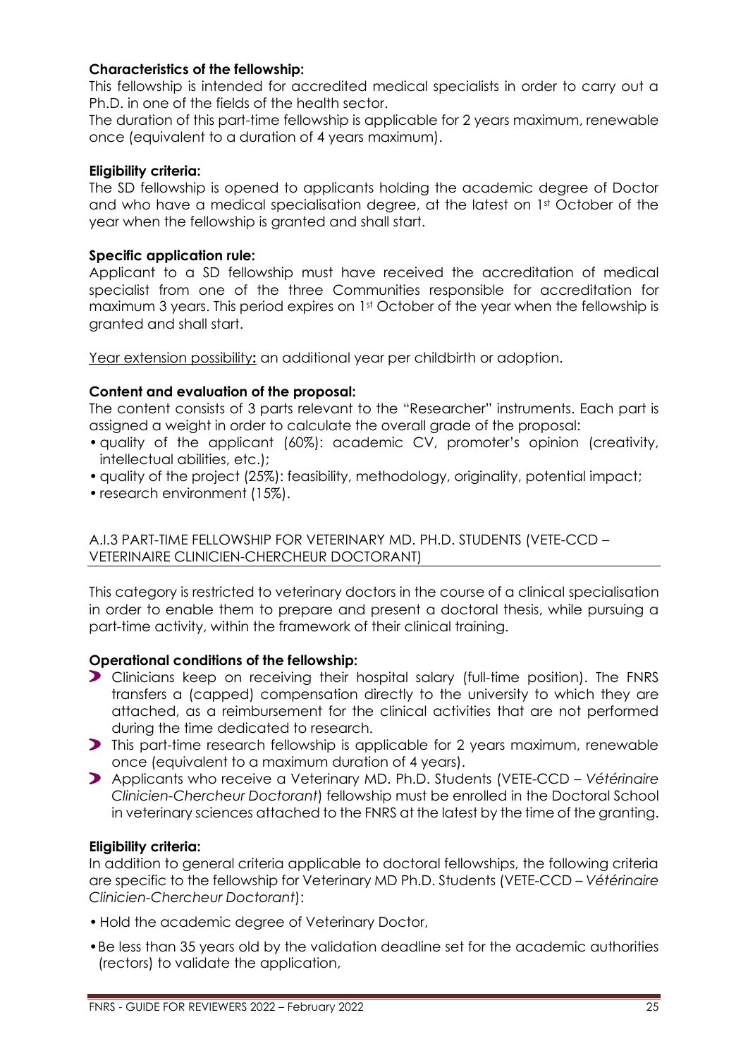**Characteristics of the fellowship:**
This fellowship is intended for accredited medical specialists in order to carry out a Ph.D. in one of the fields of the health sector.
The duration of this part-time fellowship is applicable for 2 years maximum, renewable once (equivalent to a duration of 4 years maximum).

**Eligibility criteria:**
The SD fellowship is opened to applicants holding the academic degree of Doctor and who have a medical specialisation degree, at the latest on 1st October of the year when the fellowship is granted and shall start.

**Specific application rule:**
Applicant to a SD fellowship must have received the accreditation of medical specialist from one of the three Communities responsible for accreditation for maximum 3 years. This period expires on 1st October of the year when the fellowship is granted and shall start.

Year extension possibility**:** an additional year per childbirth or adoption.

**Content and evaluation of the proposal:**
The content consists of 3 parts relevant to the "Researcher" instruments. Each part is assigned a weight in order to calculate the overall grade of the proposal:

- quality of the applicant (60%): academic CV, promoter's opinion (creativity, intellectual abilities, etc.);
- quality of the project (25%): feasibility, methodology, originality, potential impact;
- research environment (15%).

### A.I.3 PART-TIME FELLOWSHIP FOR VETERINARY MD. PH.D. STUDENTS (VETE-CCD – VETERINAIRE CLINICIEN-CHERCHEUR DOCTORANT)

This category is restricted to veterinary doctors in the course of a clinical specialisation in order to enable them to prepare and present a doctoral thesis, while pursuing a part-time activity, within the framework of their clinical training.

**Operational conditions of the fellowship:**

- Clinicians keep on receiving their hospital salary (full-time position). The FNRS transfers a (capped) compensation directly to the university to which they are attached, as a reimbursement for the clinical activities that are not performed during the time dedicated to research.
- This part-time research fellowship is applicable for 2 years maximum, renewable once (equivalent to a maximum duration of 4 years).
- Applicants who receive a Veterinary MD. Ph.D. Students (VETE-CCD – *Vétérinaire Clinicien-Chercheur Doctorant*) fellowship must be enrolled in the Doctoral School in veterinary sciences attached to the FNRS at the latest by the time of the granting.

**Eligibility criteria:**
In addition to general criteria applicable to doctoral fellowships, the following criteria are specific to the fellowship for Veterinary MD Ph.D. Students (VETE-CCD – *Vétérinaire Clinicien-Chercheur Doctorant*):

- Hold the academic degree of Veterinary Doctor,
- Be less than 35 years old by the validation deadline set for the academic authorities (rectors) to validate the application,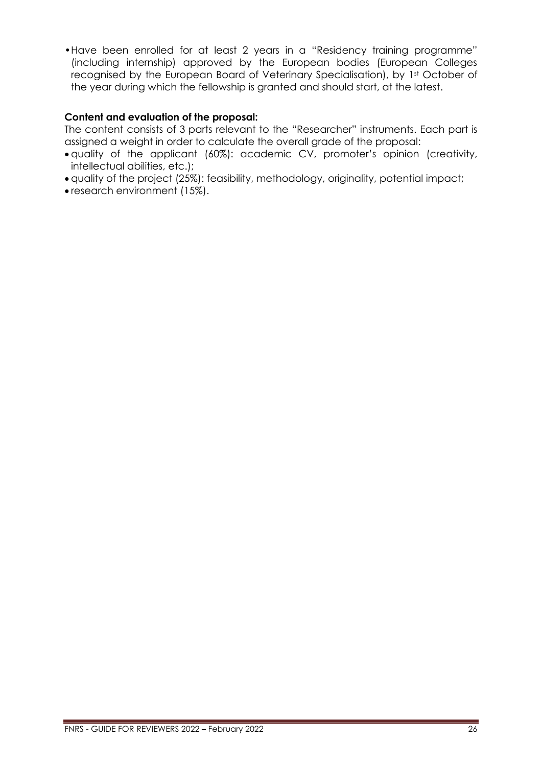- Have been enrolled for at least 2 years in a "Residency training programme" (including internship) approved by the European bodies (European Colleges recognised by the European Board of Veterinary Specialisation), by 1st October of the year during which the fellowship is granted and should start, at the latest.

**Content and evaluation of the proposal:**

The content consists of 3 parts relevant to the "Researcher" instruments. Each part is assigned a weight in order to calculate the overall grade of the proposal:

- quality of the applicant (60%): academic CV, promoter's opinion (creativity, intellectual abilities, etc.);
- quality of the project (25%): feasibility, methodology, originality, potential impact;
- research environment (15%).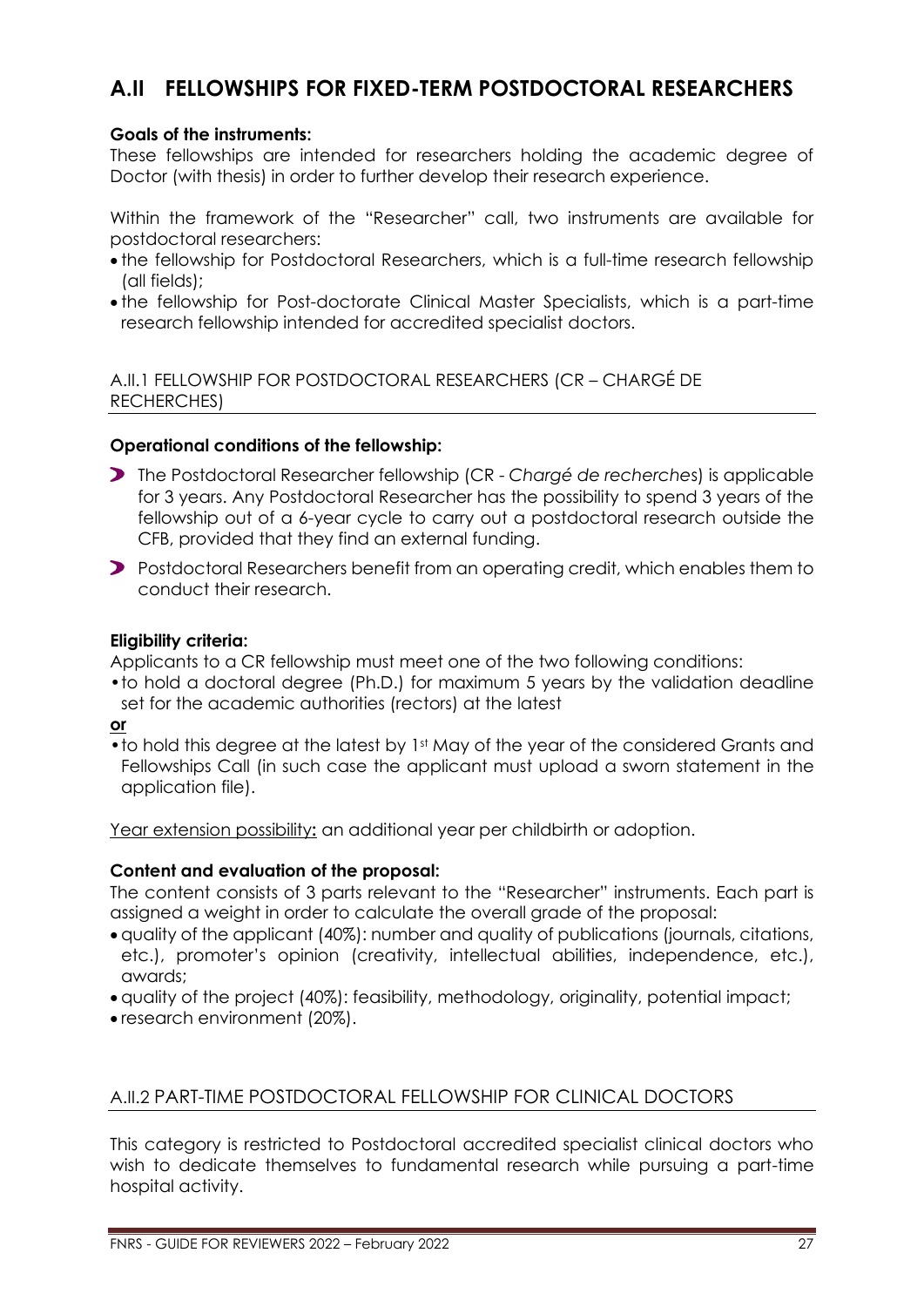# A.II FELLOWSHIPS FOR FIXED-TERM POSTDOCTORAL RESEARCHERS

**Goals of the instruments:**

These fellowships are intended for researchers holding the academic degree of Doctor (with thesis) in order to further develop their research experience.

Within the framework of the "Researcher" call, two instruments are available for postdoctoral researchers:

- the fellowship for Postdoctoral Researchers, which is a full-time research fellowship (all fields);
- the fellowship for Post-doctorate Clinical Master Specialists, which is a part-time research fellowship intended for accredited specialist doctors.

## A.II.1 FELLOWSHIP FOR POSTDOCTORAL RESEARCHERS (CR – CHARGÉ DE RECHERCHES)

**Operational conditions of the fellowship:**

- The Postdoctoral Researcher fellowship (CR - *Chargé de recherches*) is applicable for 3 years. Any Postdoctoral Researcher has the possibility to spend 3 years of the fellowship out of a 6-year cycle to carry out a postdoctoral research outside the CFB, provided that they find an external funding.
- Postdoctoral Researchers benefit from an operating credit, which enables them to conduct their research.

**Eligibility criteria:**

Applicants to a CR fellowship must meet one of the two following conditions:

- to hold a doctoral degree (Ph.D.) for maximum 5 years by the validation deadline set for the academic authorities (rectors) at the latest

**or**

- to hold this degree at the latest by 1st May of the year of the considered Grants and Fellowships Call (in such case the applicant must upload a sworn statement in the application file).

Year extension possibility**:** an additional year per childbirth or adoption.

**Content and evaluation of the proposal:**

The content consists of 3 parts relevant to the "Researcher" instruments. Each part is assigned a weight in order to calculate the overall grade of the proposal:

- quality of the applicant (40%): number and quality of publications (journals, citations, etc.), promoter's opinion (creativity, intellectual abilities, independence, etc.), awards;
- quality of the project (40%): feasibility, methodology, originality, potential impact;
- research environment (20%).

## A.II.2 PART-TIME POSTDOCTORAL FELLOWSHIP FOR CLINICAL DOCTORS

This category is restricted to Postdoctoral accredited specialist clinical doctors who wish to dedicate themselves to fundamental research while pursuing a part-time hospital activity.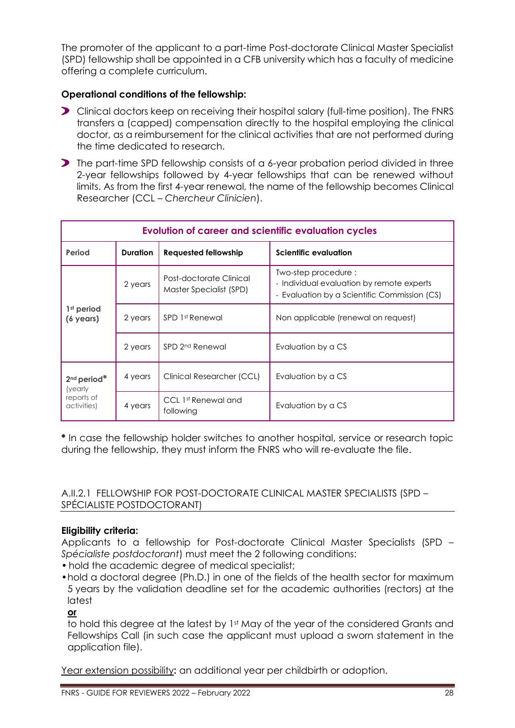The promoter of the applicant to a part-time Post-doctorate Clinical Master Specialist (SPD) fellowship shall be appointed in a CFB university which has a faculty of medicine offering a complete curriculum.

**Operational conditions of the fellowship:**

- Clinical doctors keep on receiving their hospital salary (full-time position). The FNRS transfers a (capped) compensation directly to the hospital employing the clinical doctor, as a reimbursement for the clinical activities that are not performed during the time dedicated to research.
- The part-time SPD fellowship consists of a 6-year probation period divided in three 2-year fellowships followed by 4-year fellowships that can be renewed without limits. As from the first 4-year renewal, the name of the fellowship becomes Clinical Researcher (CCL – *Chercheur Clinicien*).

| Evolution of career and scientific evaluation cycles | | | |
|---|---|---|---|
| **Period** | **Duration** | **Requested fellowship** | **Scientific evaluation** |
| **1st period (6 years)** | 2 years | Post-doctorate Clinical Master Specialist (SPD) | Two-step procedure :<br>- Individual evaluation by remote experts<br>- Evaluation by a Scientific Commission (CS) |
| | 2 years | SPD 1st Renewal | Non applicable (renewal on request) |
| | 2 years | SPD 2nd Renewal | Evaluation by a CS |
| **2nd period*** (yearly reports of activities) | 4 years | Clinical Researcher (CCL) | Evaluation by a CS |
| | 4 years | CCL 1st Renewal and following | Evaluation by a CS |

**\*** In case the fellowship holder switches to another hospital, service or research topic during the fellowship, they must inform the FNRS who will re-evaluate the file.

### A.II.2.1 FELLOWSHIP FOR POST-DOCTORATE CLINICAL MASTER SPECIALISTS (SPD – SPÉCIALISTE POSTDOCTORANT)

**Eligibility criteria:**

Applicants to a fellowship for Post-doctorate Clinical Master Specialists (SPD – *Spécialiste postdoctorant*) must meet the 2 following conditions:

- hold the academic degree of medical specialist;
- hold a doctoral degree (Ph.D.) in one of the fields of the health sector for maximum 5 years by the validation deadline set for the academic authorities (rectors) at the latest

  **or**

  to hold this degree at the latest by 1st May of the year of the considered Grants and Fellowships Call (in such case the applicant must upload a sworn statement in the application file).

Year extension possibility**:** an additional year per childbirth or adoption.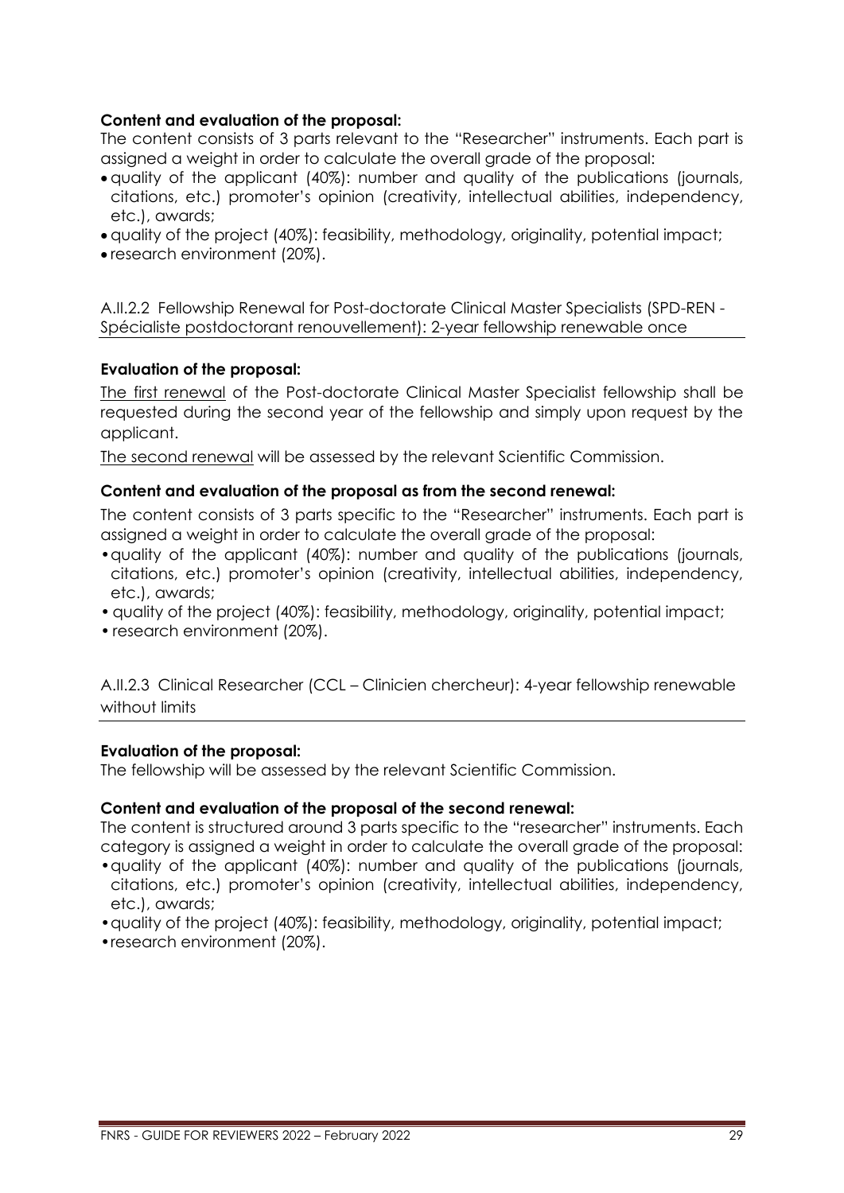**Content and evaluation of the proposal:**

The content consists of 3 parts relevant to the "Researcher" instruments. Each part is assigned a weight in order to calculate the overall grade of the proposal:

- quality of the applicant (40%): number and quality of the publications (journals, citations, etc.) promoter's opinion (creativity, intellectual abilities, independency, etc.), awards;
- quality of the project (40%): feasibility, methodology, originality, potential impact;
- research environment (20%).

### A.II.2.2 Fellowship Renewal for Post-doctorate Clinical Master Specialists (SPD-REN - Spécialiste postdoctorant renouvellement): 2-year fellowship renewable once

**Evaluation of the proposal:**

The first renewal of the Post-doctorate Clinical Master Specialist fellowship shall be requested during the second year of the fellowship and simply upon request by the applicant.

The second renewal will be assessed by the relevant Scientific Commission.

**Content and evaluation of the proposal as from the second renewal:**

The content consists of 3 parts specific to the "Researcher" instruments. Each part is assigned a weight in order to calculate the overall grade of the proposal:

- quality of the applicant (40%): number and quality of the publications (journals, citations, etc.) promoter's opinion (creativity, intellectual abilities, independency, etc.), awards;
- quality of the project (40%): feasibility, methodology, originality, potential impact;
- research environment (20%).

### A.II.2.3 Clinical Researcher (CCL – Clinicien chercheur): 4-year fellowship renewable without limits

**Evaluation of the proposal:**

The fellowship will be assessed by the relevant Scientific Commission.

**Content and evaluation of the proposal of the second renewal:**

The content is structured around 3 parts specific to the "researcher" instruments. Each category is assigned a weight in order to calculate the overall grade of the proposal:

- quality of the applicant (40%): number and quality of the publications (journals, citations, etc.) promoter's opinion (creativity, intellectual abilities, independency, etc.), awards;
- quality of the project (40%): feasibility, methodology, originality, potential impact;
- research environment (20%).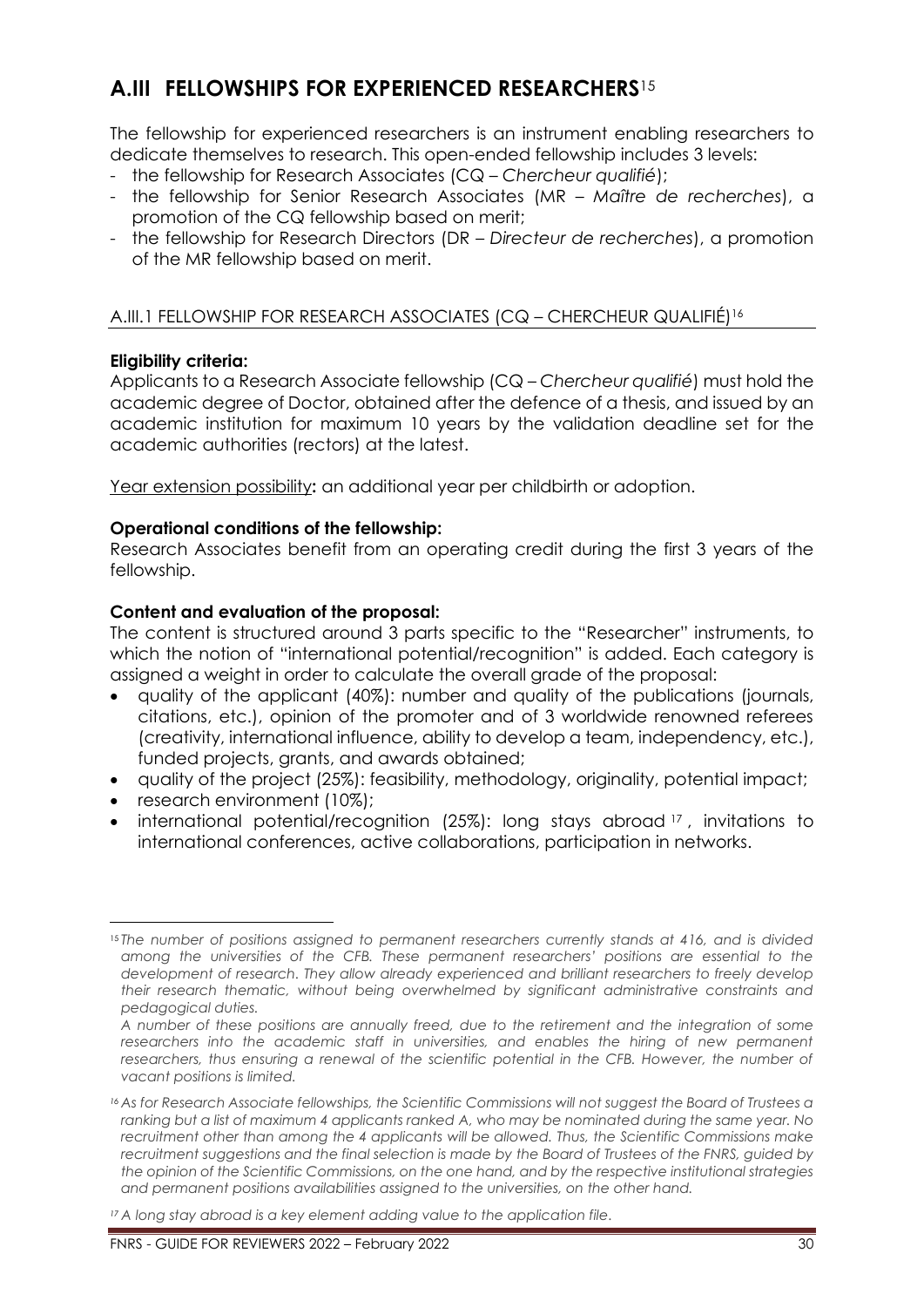## A.III FELLOWSHIPS FOR EXPERIENCED RESEARCHERS[15]

The fellowship for experienced researchers is an instrument enabling researchers to dedicate themselves to research. This open-ended fellowship includes 3 levels:

- the fellowship for Research Associates (CQ – *Chercheur qualifié*);
- the fellowship for Senior Research Associates (MR – *Maître de recherches*), a promotion of the CQ fellowship based on merit;
- the fellowship for Research Directors (DR – *Directeur de recherches*), a promotion of the MR fellowship based on merit.

### A.III.1 FELLOWSHIP FOR RESEARCH ASSOCIATES (CQ – CHERCHEUR QUALIFIÉ)[16]

**Eligibility criteria:**

Applicants to a Research Associate fellowship (CQ – *Chercheur qualifié*) must hold the academic degree of Doctor, obtained after the defence of a thesis, and issued by an academic institution for maximum 10 years by the validation deadline set for the academic authorities (rectors) at the latest.

Year extension possibility**:** an additional year per childbirth or adoption.

**Operational conditions of the fellowship:**

Research Associates benefit from an operating credit during the first 3 years of the fellowship.

**Content and evaluation of the proposal:**

The content is structured around 3 parts specific to the "Researcher" instruments, to which the notion of "international potential/recognition" is added. Each category is assigned a weight in order to calculate the overall grade of the proposal:

- quality of the applicant (40%): number and quality of the publications (journals, citations, etc.), opinion of the promoter and of 3 worldwide renowned referees (creativity, international influence, ability to develop a team, independency, etc.), funded projects, grants, and awards obtained;
- quality of the project (25%): feasibility, methodology, originality, potential impact;
- research environment (10%);
- international potential/recognition (25%): long stays abroad[17], invitations to international conferences, active collaborations, participation in networks.

---

[15] *The number of positions assigned to permanent researchers currently stands at 416, and is divided among the universities of the CFB. These permanent researchers' positions are essential to the development of research. They allow already experienced and brilliant researchers to freely develop their research thematic, without being overwhelmed by significant administrative constraints and pedagogical duties.*

*A number of these positions are annually freed, due to the retirement and the integration of some researchers into the academic staff in universities, and enables the hiring of new permanent researchers, thus ensuring a renewal of the scientific potential in the CFB. However, the number of vacant positions is limited.*

[16] *As for Research Associate fellowships, the Scientific Commissions will not suggest the Board of Trustees a ranking but a list of maximum 4 applicants ranked A, who may be nominated during the same year. No recruitment other than among the 4 applicants will be allowed. Thus, the Scientific Commissions make recruitment suggestions and the final selection is made by the Board of Trustees of the FNRS, guided by the opinion of the Scientific Commissions, on the one hand, and by the respective institutional strategies and permanent positions availabilities assigned to the universities, on the other hand.*

[17] *A long stay abroad is a key element adding value to the application file.*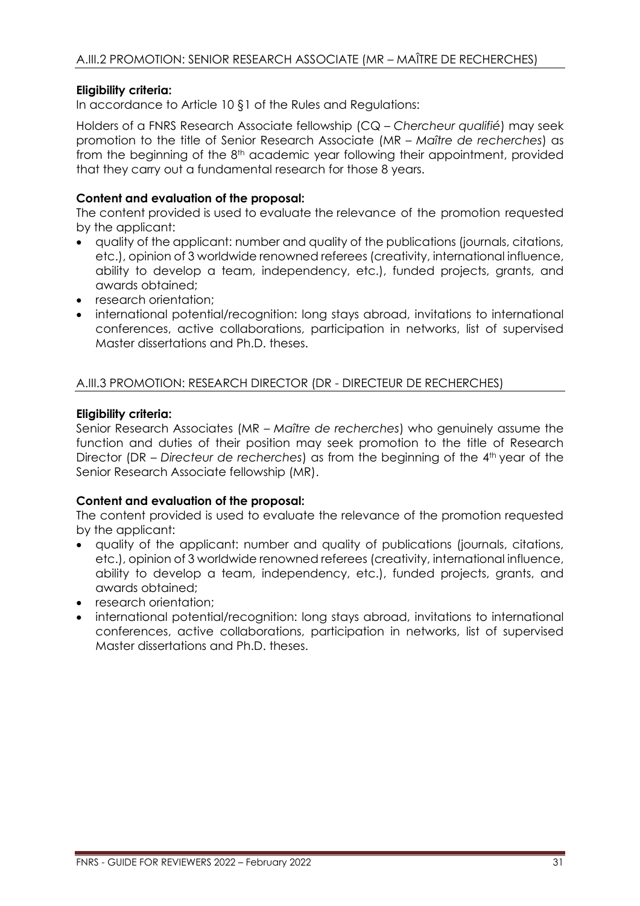## A.III.2 PROMOTION: SENIOR RESEARCH ASSOCIATE (MR – MAÎTRE DE RECHERCHES)

**Eligibility criteria:**

In accordance to Article 10 §1 of the Rules and Regulations:

Holders of a FNRS Research Associate fellowship (CQ – *Chercheur qualifié*) may seek promotion to the title of Senior Research Associate (MR – *Maître de recherches*) as from the beginning of the 8th academic year following their appointment, provided that they carry out a fundamental research for those 8 years.

**Content and evaluation of the proposal:**

The content provided is used to evaluate the relevance of the promotion requested by the applicant:

- quality of the applicant: number and quality of the publications (journals, citations, etc.), opinion of 3 worldwide renowned referees (creativity, international influence, ability to develop a team, independency, etc.), funded projects, grants, and awards obtained;
- research orientation;
- international potential/recognition: long stays abroad, invitations to international conferences, active collaborations, participation in networks, list of supervised Master dissertations and Ph.D. theses.

## A.III.3 PROMOTION: RESEARCH DIRECTOR (DR - DIRECTEUR DE RECHERCHES)

**Eligibility criteria:**

Senior Research Associates (MR – *Maître de recherches*) who genuinely assume the function and duties of their position may seek promotion to the title of Research Director (DR – *Directeur de recherches*) as from the beginning of the 4th year of the Senior Research Associate fellowship (MR).

**Content and evaluation of the proposal:**

The content provided is used to evaluate the relevance of the promotion requested by the applicant:

- quality of the applicant: number and quality of publications (journals, citations, etc.), opinion of 3 worldwide renowned referees (creativity, international influence, ability to develop a team, independency, etc.), funded projects, grants, and awards obtained;
- research orientation;
- international potential/recognition: long stays abroad, invitations to international conferences, active collaborations, participation in networks, list of supervised Master dissertations and Ph.D. theses.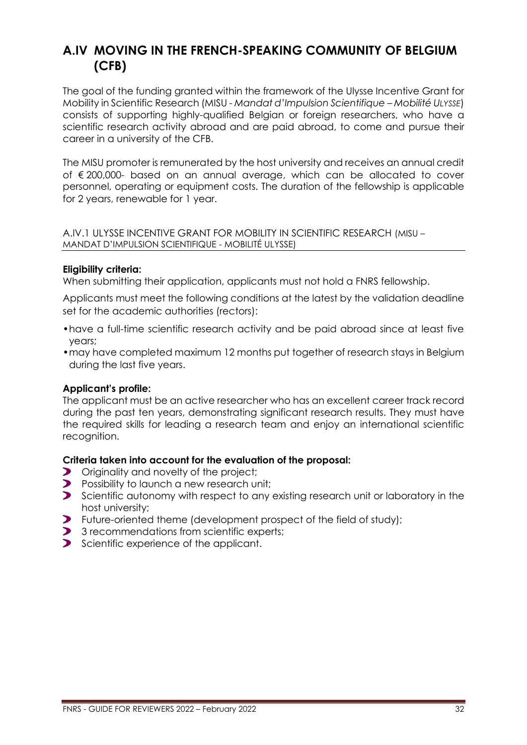# A.IV MOVING IN THE FRENCH-SPEAKING COMMUNITY OF BELGIUM (CFB)

The goal of the funding granted within the framework of the Ulysse Incentive Grant for Mobility in Scientific Research (MISU - *Mandat d'Impulsion Scientifique – Mobilité Ulysse*) consists of supporting highly-qualified Belgian or foreign researchers, who have a scientific research activity abroad and are paid abroad, to come and pursue their career in a university of the CFB.

The MISU promoter is remunerated by the host university and receives an annual credit of € 200,000- based on an annual average, which can be allocated to cover personnel, operating or equipment costs. The duration of the fellowship is applicable for 2 years, renewable for 1 year.

## A.IV.1 ULYSSE INCENTIVE GRANT FOR MOBILITY IN SCIENTIFIC RESEARCH (MISU – MANDAT D'IMPULSION SCIENTIFIQUE - MOBILITÉ ULYSSE)

**Eligibility criteria:**

When submitting their application, applicants must not hold a FNRS fellowship.

Applicants must meet the following conditions at the latest by the validation deadline set for the academic authorities (rectors):

- have a full-time scientific research activity and be paid abroad since at least five years;
- may have completed maximum 12 months put together of research stays in Belgium during the last five years.

**Applicant's profile:**

The applicant must be an active researcher who has an excellent career track record during the past ten years, demonstrating significant research results. They must have the required skills for leading a research team and enjoy an international scientific recognition.

**Criteria taken into account for the evaluation of the proposal:**

- Originality and novelty of the project;
- Possibility to launch a new research unit;
- Scientific autonomy with respect to any existing research unit or laboratory in the host university;
- Future-oriented theme (development prospect of the field of study);
- 3 recommendations from scientific experts;
- Scientific experience of the applicant.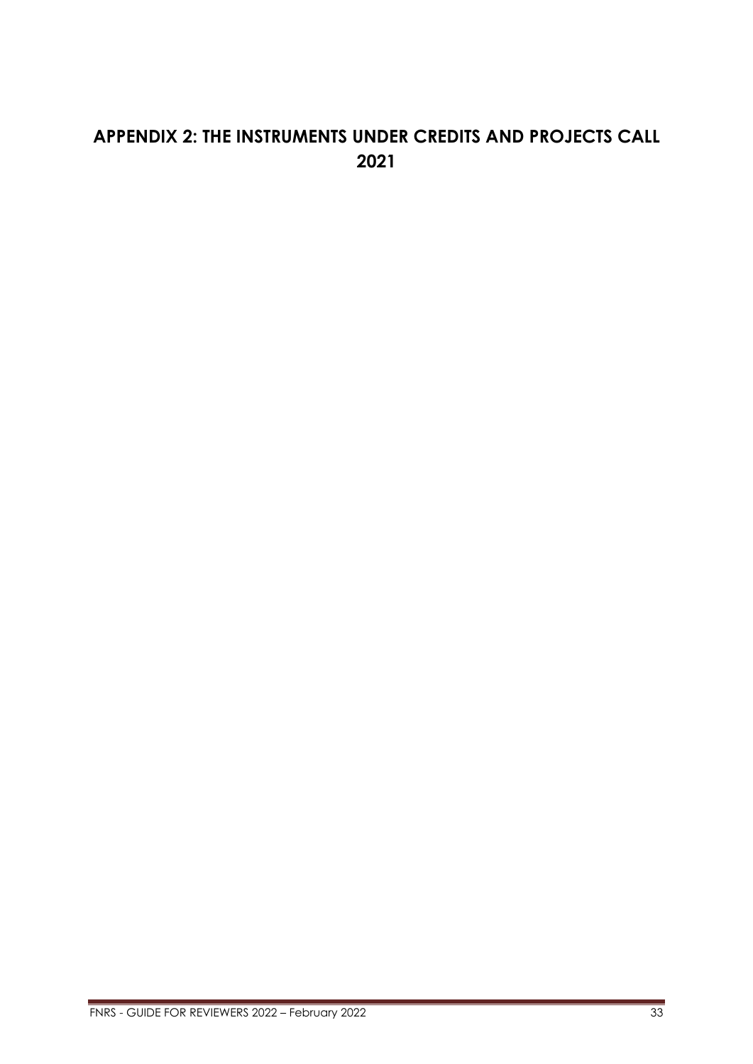# APPENDIX 2: THE INSTRUMENTS UNDER CREDITS AND PROJECTS CALL 2021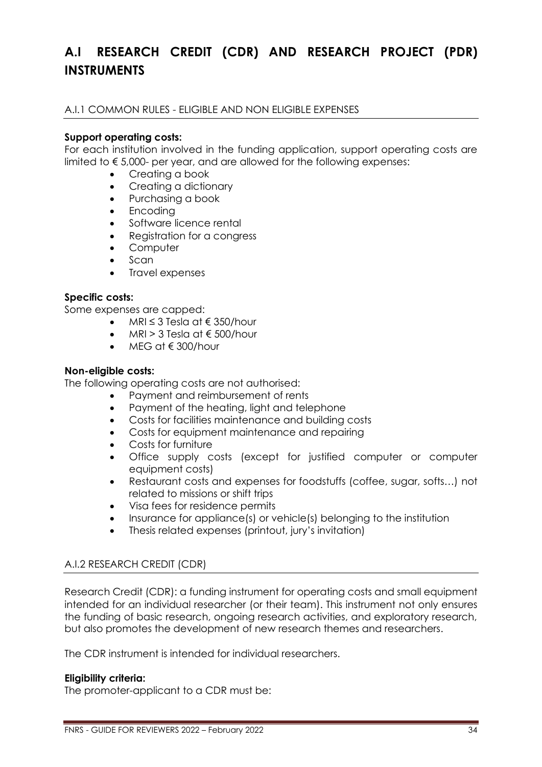# A.I RESEARCH CREDIT (CDR) AND RESEARCH PROJECT (PDR) INSTRUMENTS

## A.I.1 COMMON RULES - ELIGIBLE AND NON ELIGIBLE EXPENSES

**Support operating costs:**

For each institution involved in the funding application, support operating costs are limited to € 5,000- per year, and are allowed for the following expenses:

- Creating a book
- Creating a dictionary
- Purchasing a book
- Encoding
- Software licence rental
- Registration for a congress
- Computer
- Scan
- Travel expenses

**Specific costs:**

Some expenses are capped:

- MRI ≤ 3 Tesla at € 350/hour
- MRI > 3 Tesla at € 500/hour
- MEG at € 300/hour

**Non-eligible costs:**

The following operating costs are not authorised:

- Payment and reimbursement of rents
- Payment of the heating, light and telephone
- Costs for facilities maintenance and building costs
- Costs for equipment maintenance and repairing
- Costs for furniture
- Office supply costs (except for justified computer or computer equipment costs)
- Restaurant costs and expenses for foodstuffs (coffee, sugar, softs…) not related to missions or shift trips
- Visa fees for residence permits
- Insurance for appliance(s) or vehicle(s) belonging to the institution
- Thesis related expenses (printout, jury's invitation)

## A.I.2 RESEARCH CREDIT (CDR)

Research Credit (CDR): a funding instrument for operating costs and small equipment intended for an individual researcher (or their team). This instrument not only ensures the funding of basic research, ongoing research activities, and exploratory research, but also promotes the development of new research themes and researchers.

The CDR instrument is intended for individual researchers.

**Eligibility criteria:**

The promoter-applicant to a CDR must be: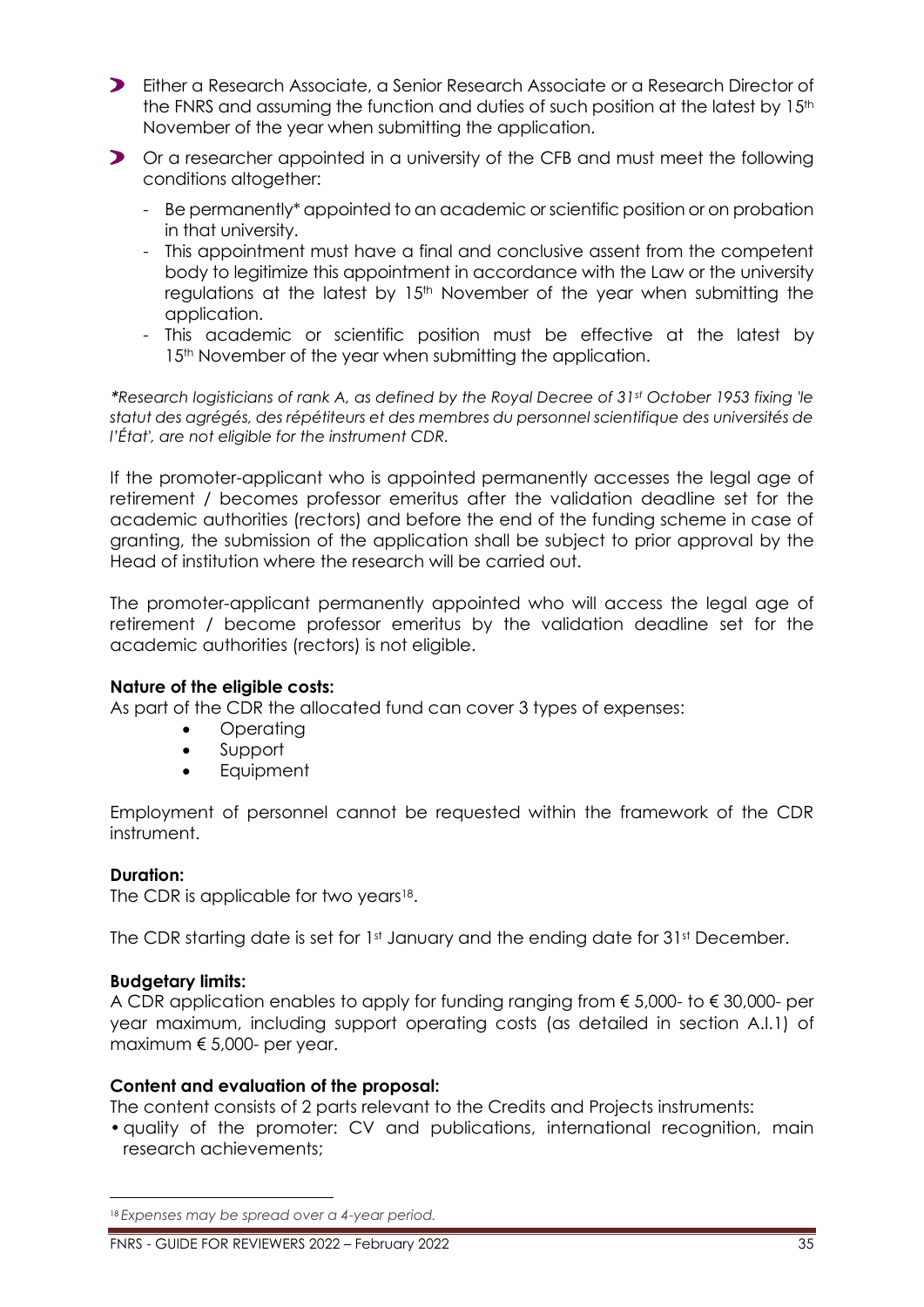- Either a Research Associate, a Senior Research Associate or a Research Director of the FNRS and assuming the function and duties of such position at the latest by 15th November of the year when submitting the application.
- Or a researcher appointed in a university of the CFB and must meet the following conditions altogether:
  - Be permanently* appointed to an academic or scientific position or on probation in that university.
  - This appointment must have a final and conclusive assent from the competent body to legitimize this appointment in accordance with the Law or the university regulations at the latest by 15th November of the year when submitting the application.
  - This academic or scientific position must be effective at the latest by 15th November of the year when submitting the application.

****Research logisticians of rank A, as defined by the Royal Decree of 31st October 1953 fixing 'le statut des agrégés, des répétiteurs et des membres du personnel scientifique des universités de l'État', are not eligible for the instrument CDR.***

If the promoter-applicant who is appointed permanently accesses the legal age of retirement / becomes professor emeritus after the validation deadline set for the academic authorities (rectors) and before the end of the funding scheme in case of granting, the submission of the application shall be subject to prior approval by the Head of institution where the research will be carried out.

The promoter-applicant permanently appointed who will access the legal age of retirement / become professor emeritus by the validation deadline set for the academic authorities (rectors) is not eligible.

**Nature of the eligible costs:**
As part of the CDR the allocated fund can cover 3 types of expenses:

- Operating
- Support
- Equipment

Employment of personnel cannot be requested within the framework of the CDR instrument.

**Duration:**
The CDR is applicable for two years[18].

The CDR starting date is set for 1st January and the ending date for 31st December.

**Budgetary limits:**
A CDR application enables to apply for funding ranging from € 5,000- to € 30,000- per year maximum, including support operating costs (as detailed in section A.I.1) of maximum € 5,000- per year.

**Content and evaluation of the proposal:**
The content consists of 2 parts relevant to the Credits and Projects instruments:

- quality of the promoter: CV and publications, international recognition, main research achievements;

[18] *Expenses may be spread over a 4-year period.*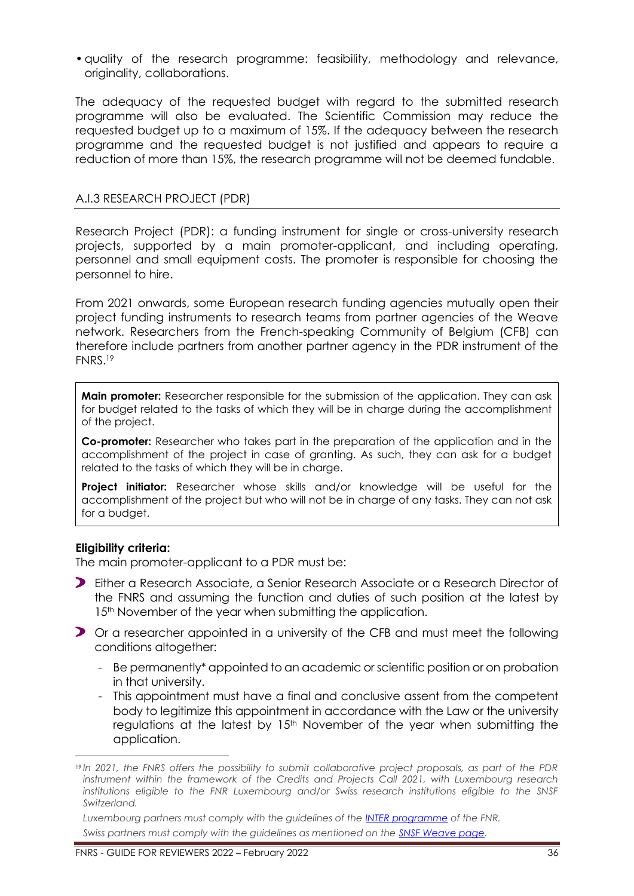- quality of the research programme: feasibility, methodology and relevance, originality, collaborations.

The adequacy of the requested budget with regard to the submitted research programme will also be evaluated. The Scientific Commission may reduce the requested budget up to a maximum of 15%. If the adequacy between the research programme and the requested budget is not justified and appears to require a reduction of more than 15%, the research programme will not be deemed fundable.

### A.I.3 RESEARCH PROJECT (PDR)

Research Project (PDR): a funding instrument for single or cross-university research projects, supported by a main promoter-applicant, and including operating, personnel and small equipment costs. The promoter is responsible for choosing the personnel to hire.

From 2021 onwards, some European research funding agencies mutually open their project funding instruments to research teams from partner agencies of the Weave network. Researchers from the French-speaking Community of Belgium (CFB) can therefore include partners from another partner agency in the PDR instrument of the FNRS.[19]

**Main promoter:** Researcher responsible for the submission of the application. They can ask for budget related to the tasks of which they will be in charge during the accomplishment of the project.

**Co-promoter:** Researcher who takes part in the preparation of the application and in the accomplishment of the project in case of granting. As such, they can ask for a budget related to the tasks of which they will be in charge.

**Project initiator:** Researcher whose skills and/or knowledge will be useful for the accomplishment of the project but who will not be in charge of any tasks. They can not ask for a budget.

**Eligibility criteria:**

The main promoter-applicant to a PDR must be:

- Either a Research Associate, a Senior Research Associate or a Research Director of the FNRS and assuming the function and duties of such position at the latest by 15th November of the year when submitting the application.
- Or a researcher appointed in a university of the CFB and must meet the following conditions altogether:
  - Be permanently* appointed to an academic or scientific position or on probation in that university.
  - This appointment must have a final and conclusive assent from the competent body to legitimize this appointment in accordance with the Law or the university regulations at the latest by 15th November of the year when submitting the application.

---

[19] *In 2021, the FNRS offers the possibility to submit collaborative project proposals, as part of the PDR instrument within the framework of the Credits and Projects Call 2021, with Luxembourg research institutions eligible to the FNR Luxembourg and/or Swiss research institutions eligible to the SNSF Switzerland.*

*Luxembourg partners must comply with the guidelines of the [INTER programme](#) of the FNR.*

*Swiss partners must comply with the guidelines as mentioned on the [SNSF Weave page](#).*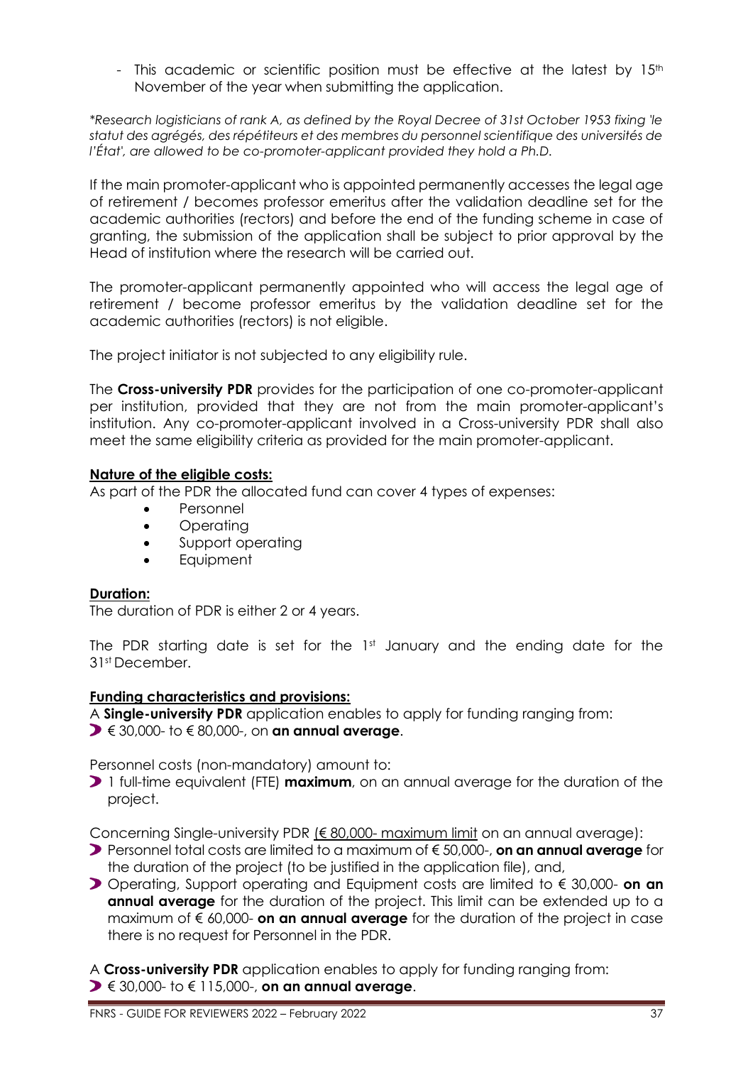- This academic or scientific position must be effective at the latest by 15th November of the year when submitting the application.

*\*Research logisticians of rank A, as defined by the Royal Decree of 31st October 1953 fixing 'le statut des agrégés, des répétiteurs et des membres du personnel scientifique des universités de l'État', are allowed to be co-promoter-applicant provided they hold a Ph.D.*

If the main promoter-applicant who is appointed permanently accesses the legal age of retirement / becomes professor emeritus after the validation deadline set for the academic authorities (rectors) and before the end of the funding scheme in case of granting, the submission of the application shall be subject to prior approval by the Head of institution where the research will be carried out.

The promoter-applicant permanently appointed who will access the legal age of retirement / become professor emeritus by the validation deadline set for the academic authorities (rectors) is not eligible.

The project initiator is not subjected to any eligibility rule.

The **Cross-university PDR** provides for the participation of one co-promoter-applicant per institution, provided that they are not from the main promoter-applicant's institution. Any co-promoter-applicant involved in a Cross-university PDR shall also meet the same eligibility criteria as provided for the main promoter-applicant.

**<u>Nature of the eligible costs:</u>**

As part of the PDR the allocated fund can cover 4 types of expenses:

- Personnel
- Operating
- Support operating
- Equipment

**<u>Duration:</u>**

The duration of PDR is either 2 or 4 years.

The PDR starting date is set for the 1st January and the ending date for the 31st December.

**<u>Funding characteristics and provisions:</u>**

A **Single-university PDR** application enables to apply for funding ranging from:

- € 30,000- to € 80,000-, on **an annual average**.

Personnel costs (non-mandatory) amount to:

- 1 full-time equivalent (FTE) **maximum**, on an annual average for the duration of the project.

Concerning Single-university PDR <u>(€ 80,000- maximum limit</u> on an annual average):

- Personnel total costs are limited to a maximum of € 50,000-, **on an annual average** for the duration of the project (to be justified in the application file), and,
- Operating, Support operating and Equipment costs are limited to € 30,000- **on an annual average** for the duration of the project. This limit can be extended up to a maximum of € 60,000- **on an annual average** for the duration of the project in case there is no request for Personnel in the PDR.

A **Cross-university PDR** application enables to apply for funding ranging from:

- € 30,000- to € 115,000-, **on an annual average**.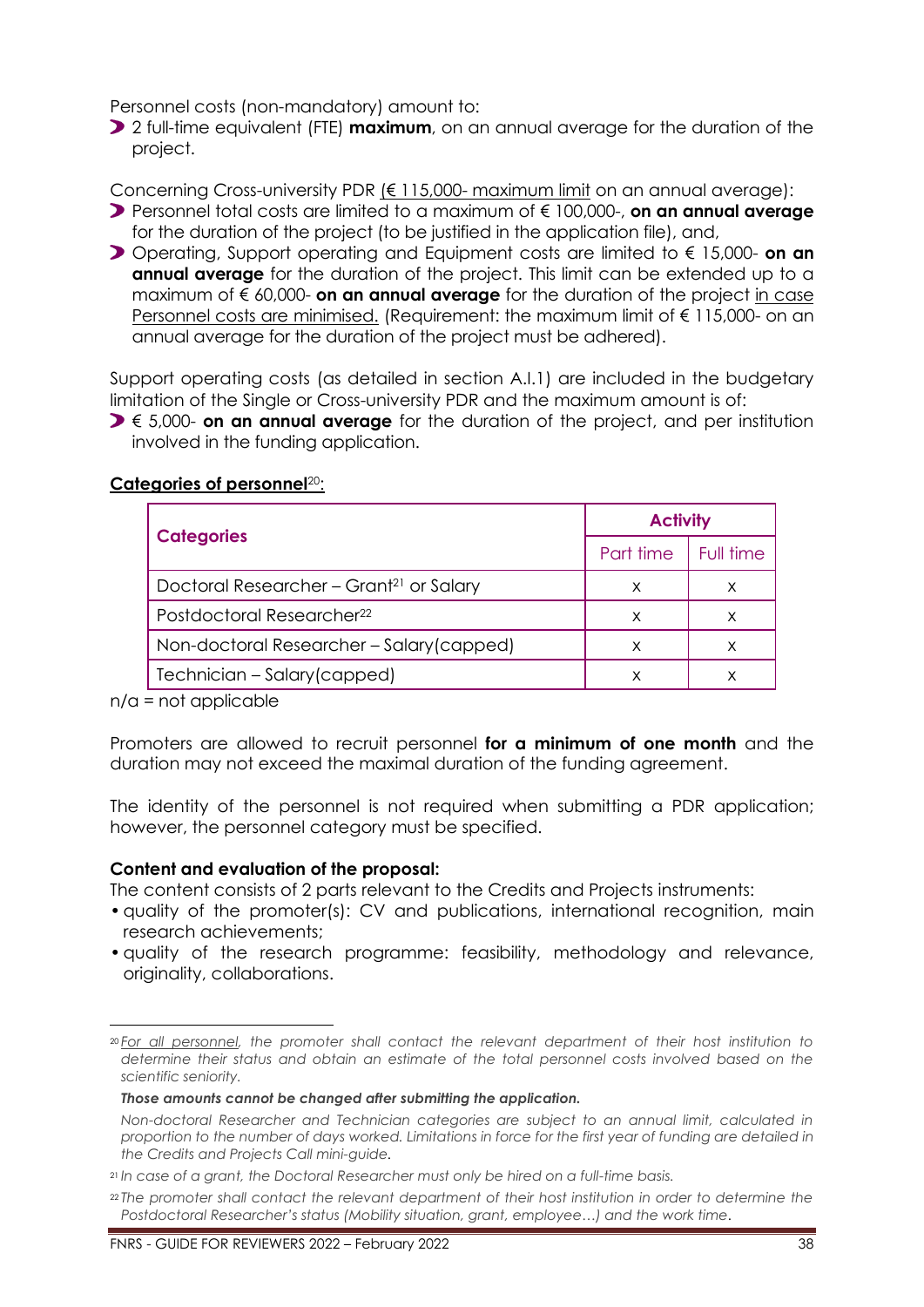Personnel costs (non-mandatory) amount to:

- 2 full-time equivalent (FTE) **maximum**, on an annual average for the duration of the project.

Concerning Cross-university PDR (€ 115,000- maximum limit on an annual average):

- Personnel total costs are limited to a maximum of € 100,000-, **on an annual average** for the duration of the project (to be justified in the application file), and,
- Operating, Support operating and Equipment costs are limited to € 15,000- **on an annual average** for the duration of the project. This limit can be extended up to a maximum of € 60,000- **on an annual average** for the duration of the project in case Personnel costs are minimised. (Requirement: the maximum limit of € 115,000- on an annual average for the duration of the project must be adhered).

Support operating costs (as detailed in section A.I.1) are included in the budgetary limitation of the Single or Cross-university PDR and the maximum amount is of:

- € 5,000- **on an annual average** for the duration of the project, and per institution involved in the funding application.

**Categories of personnel**[20]:

| Categories | Activity | |
|---|---|---|
| | Part time | Full time |
| Doctoral Researcher – Grant[21] or Salary | x | x |
| Postdoctoral Researcher[22] | x | x |
| Non-doctoral Researcher – Salary(capped) | x | x |
| Technician – Salary(capped) | x | x |

n/a = not applicable

Promoters are allowed to recruit personnel **for a minimum of one month** and the duration may not exceed the maximal duration of the funding agreement.

The identity of the personnel is not required when submitting a PDR application; however, the personnel category must be specified.

**Content and evaluation of the proposal:**

The content consists of 2 parts relevant to the Credits and Projects instruments:

- quality of the promoter(s): CV and publications, international recognition, main research achievements;
- quality of the research programme: feasibility, methodology and relevance, originality, collaborations.

---

[20] *For all personnel, the promoter shall contact the relevant department of their host institution to determine their status and obtain an estimate of the total personnel costs involved based on the scientific seniority.*

***Those amounts cannot be changed after submitting the application.***

*Non-doctoral Researcher and Technician categories are subject to an annual limit, calculated in proportion to the number of days worked. Limitations in force for the first year of funding are detailed in the Credits and Projects Call mini-guide.*

[21] *In case of a grant, the Doctoral Researcher must only be hired on a full-time basis.*

[22] *The promoter shall contact the relevant department of their host institution in order to determine the Postdoctoral Researcher's status (Mobility situation, grant, employee…) and the work time.*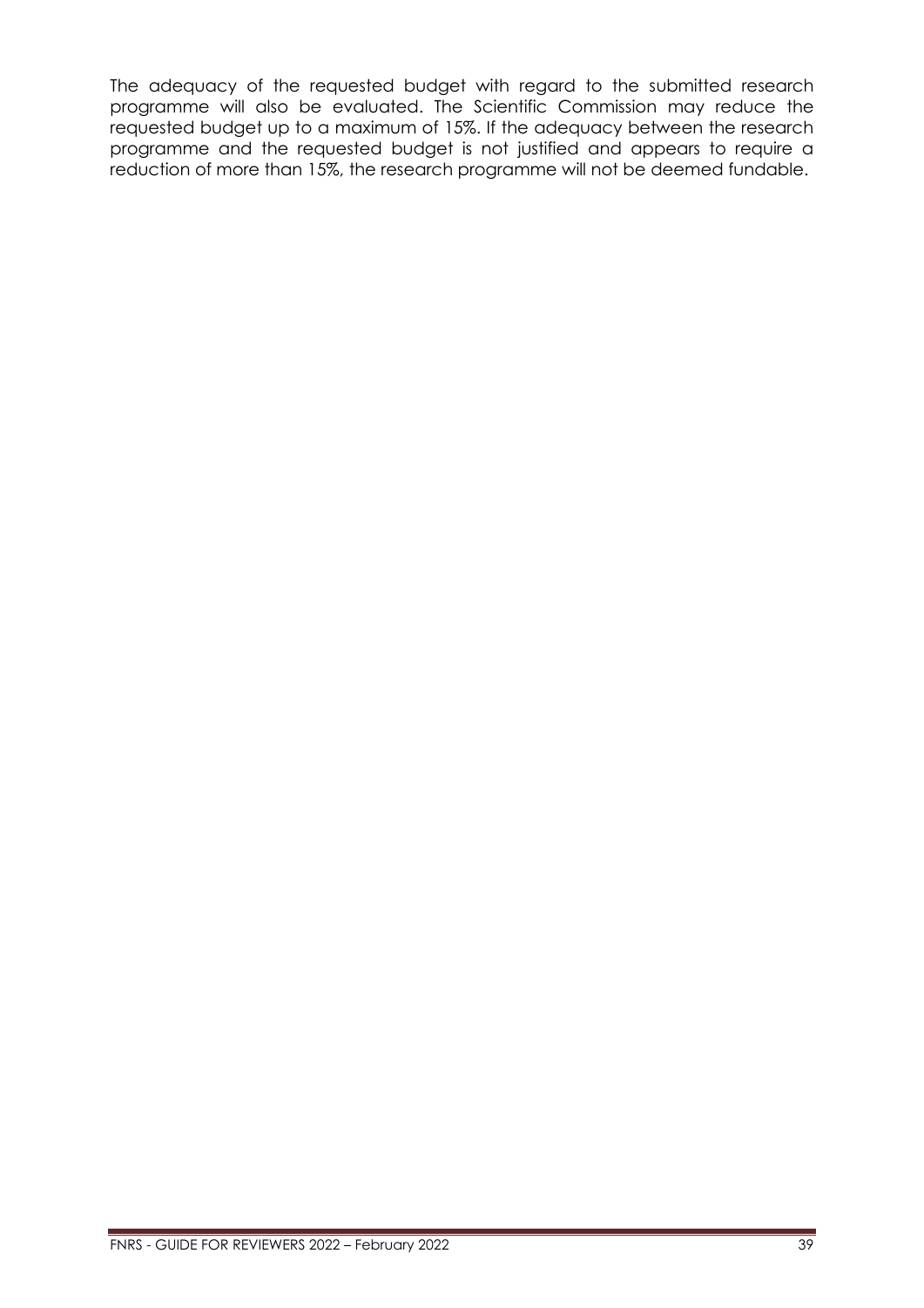The adequacy of the requested budget with regard to the submitted research programme will also be evaluated. The Scientific Commission may reduce the requested budget up to a maximum of 15%. If the adequacy between the research programme and the requested budget is not justified and appears to require a reduction of more than 15%, the research programme will not be deemed fundable.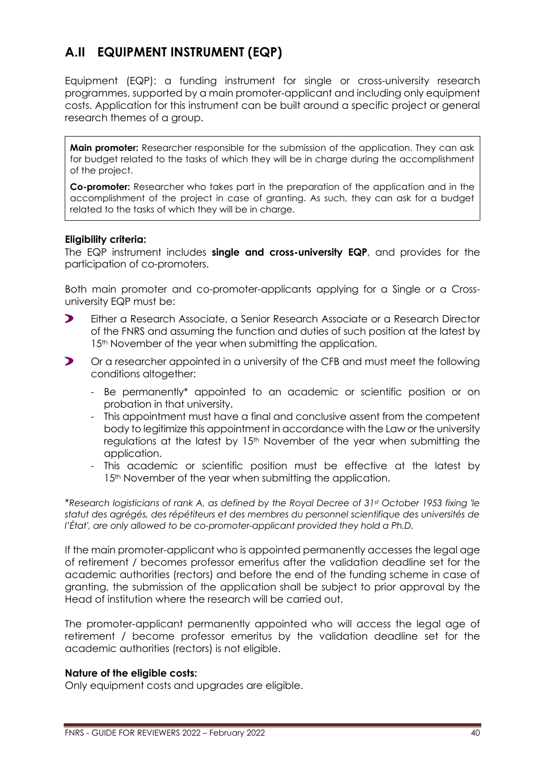## A.II EQUIPMENT INSTRUMENT (EQP)

Equipment (EQP): a funding instrument for single or cross-university research programmes, supported by a main promoter-applicant and including only equipment costs. Application for this instrument can be built around a specific project or general research themes of a group.

> **Main promoter:** Researcher responsible for the submission of the application. They can ask for budget related to the tasks of which they will be in charge during the accomplishment of the project.
>
> **Co-promoter:** Researcher who takes part in the preparation of the application and in the accomplishment of the project in case of granting. As such, they can ask for a budget related to the tasks of which they will be in charge.

**Eligibility criteria:**

The EQP instrument includes **single and cross-university EQP**, and provides for the participation of co-promoters.

Both main promoter and co-promoter-applicants applying for a Single or a Cross-university EQP must be:

- Either a Research Associate, a Senior Research Associate or a Research Director of the FNRS and assuming the function and duties of such position at the latest by 15th November of the year when submitting the application.
- Or a researcher appointed in a university of the CFB and must meet the following conditions altogether:
  - Be permanently* appointed to an academic or scientific position or on probation in that university.
  - This appointment must have a final and conclusive assent from the competent body to legitimize this appointment in accordance with the Law or the university regulations at the latest by 15th November of the year when submitting the application.
  - This academic or scientific position must be effective at the latest by 15th November of the year when submitting the application.

**Research logisticians of rank A, as defined by the Royal Decree of 31st October 1953 fixing 'le statut des agrégés, des répétiteurs et des membres du personnel scientifique des universités de l'État', are only allowed to be co-promoter-applicant provided they hold a Ph.D.*

If the main promoter-applicant who is appointed permanently accesses the legal age of retirement / becomes professor emeritus after the validation deadline set for the academic authorities (rectors) and before the end of the funding scheme in case of granting, the submission of the application shall be subject to prior approval by the Head of institution where the research will be carried out.

The promoter-applicant permanently appointed who will access the legal age of retirement / become professor emeritus by the validation deadline set for the academic authorities (rectors) is not eligible.

**Nature of the eligible costs:**

Only equipment costs and upgrades are eligible.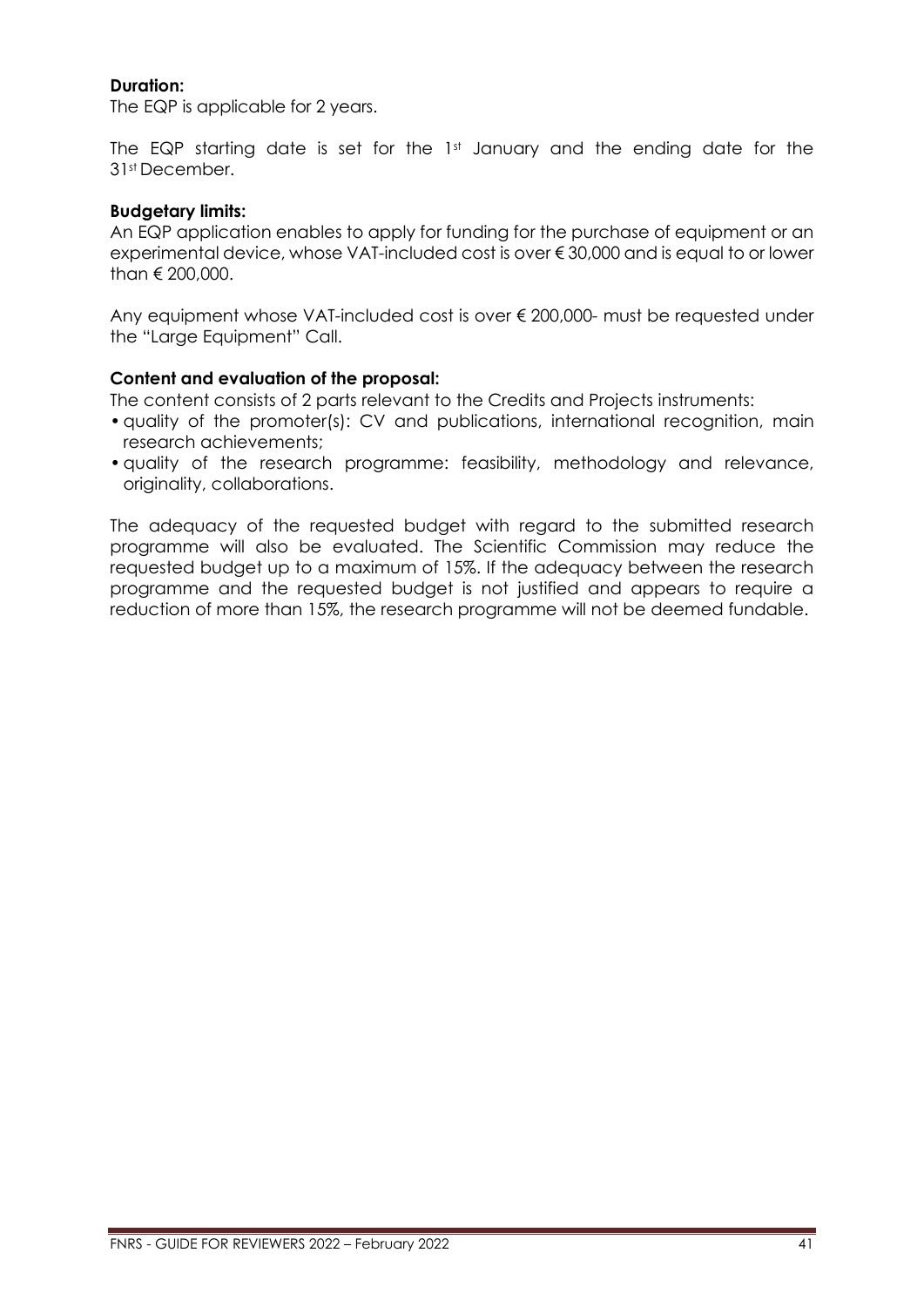**Duration:**

The EQP is applicable for 2 years.

The EQP starting date is set for the 1st January and the ending date for the 31st December.

**Budgetary limits:**

An EQP application enables to apply for funding for the purchase of equipment or an experimental device, whose VAT-included cost is over € 30,000 and is equal to or lower than € 200,000.

Any equipment whose VAT-included cost is over € 200,000- must be requested under the "Large Equipment" Call.

**Content and evaluation of the proposal:**

The content consists of 2 parts relevant to the Credits and Projects instruments:

- quality of the promoter(s): CV and publications, international recognition, main research achievements;
- quality of the research programme: feasibility, methodology and relevance, originality, collaborations.

The adequacy of the requested budget with regard to the submitted research programme will also be evaluated. The Scientific Commission may reduce the requested budget up to a maximum of 15%. If the adequacy between the research programme and the requested budget is not justified and appears to require a reduction of more than 15%, the research programme will not be deemed fundable.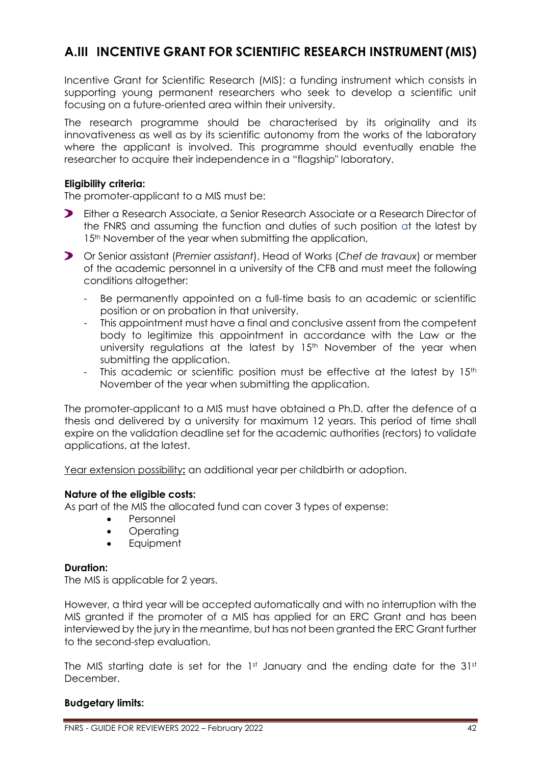## A.III INCENTIVE GRANT FOR SCIENTIFIC RESEARCH INSTRUMENT (MIS)

Incentive Grant for Scientific Research (MIS): a funding instrument which consists in supporting young permanent researchers who seek to develop a scientific unit focusing on a future-oriented area within their university.

The research programme should be characterised by its originality and its innovativeness as well as by its scientific autonomy from the works of the laboratory where the applicant is involved. This programme should eventually enable the researcher to acquire their independence in a "flagship" laboratory.

**Eligibility criteria:**
The promoter-applicant to a MIS must be:

- Either a Research Associate, a Senior Research Associate or a Research Director of the FNRS and assuming the function and duties of such position at the latest by 15th November of the year when submitting the application,
- Or Senior assistant (*Premier assistant*), Head of Works (*Chef de travaux*) or member of the academic personnel in a university of the CFB and must meet the following conditions altogether:
  - Be permanently appointed on a full-time basis to an academic or scientific position or on probation in that university.
  - This appointment must have a final and conclusive assent from the competent body to legitimize this appointment in accordance with the Law or the university regulations at the latest by 15th November of the year when submitting the application.
  - This academic or scientific position must be effective at the latest by 15th November of the year when submitting the application.

The promoter-applicant to a MIS must have obtained a Ph.D. after the defence of a thesis and delivered by a university for maximum 12 years. This period of time shall expire on the validation deadline set for the academic authorities (rectors) to validate applications, at the latest.

Year extension possibility**:** an additional year per childbirth or adoption.

**Nature of the eligible costs:**
As part of the MIS the allocated fund can cover 3 types of expense:

- Personnel
- Operating
- Equipment

**Duration:**
The MIS is applicable for 2 years.

However, a third year will be accepted automatically and with no interruption with the MIS granted if the promoter of a MIS has applied for an ERC Grant and has been interviewed by the jury in the meantime, but has not been granted the ERC Grant further to the second-step evaluation.

The MIS starting date is set for the 1st January and the ending date for the 31st December.

**Budgetary limits:**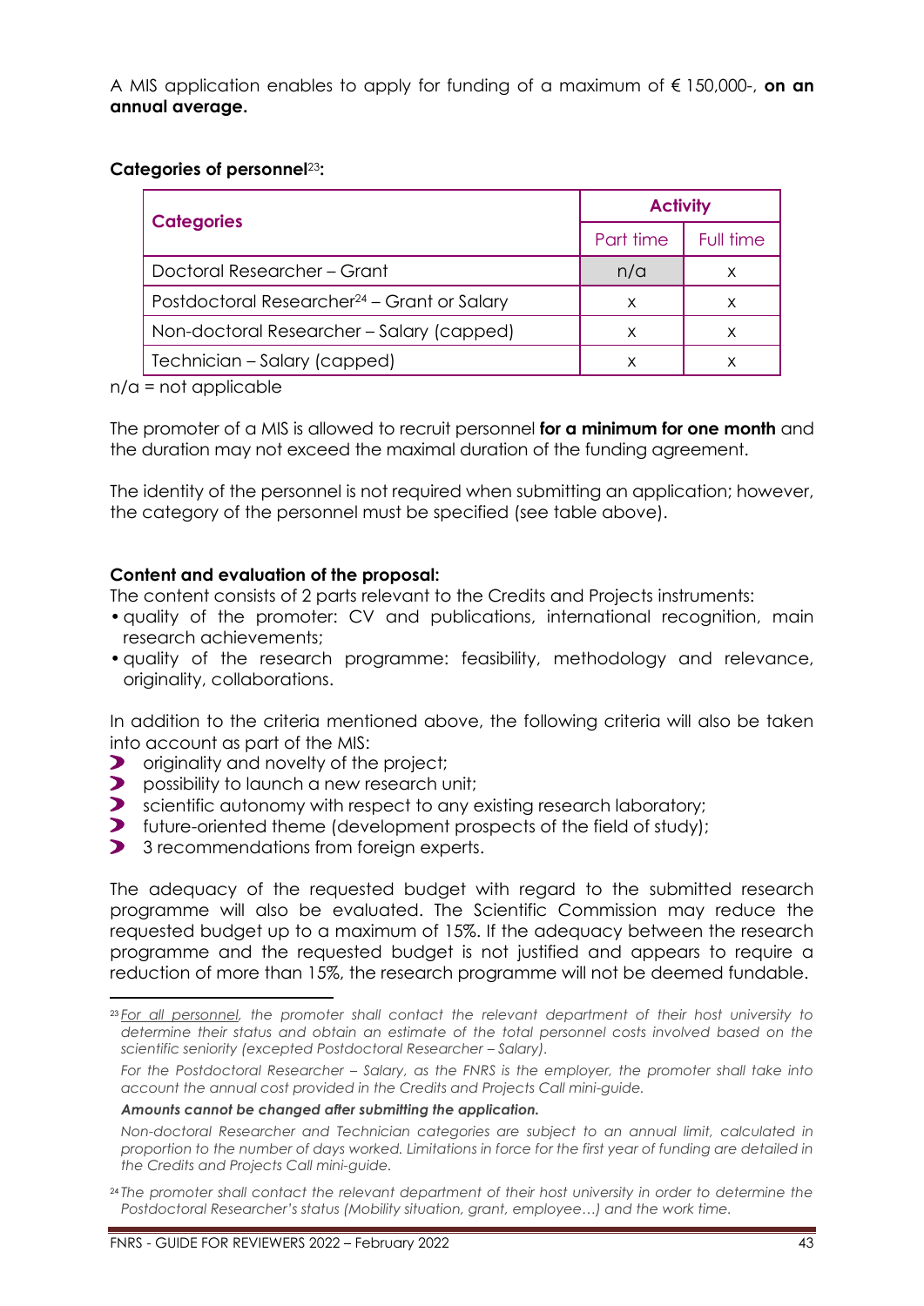A MIS application enables to apply for funding of a maximum of € 150,000-, **on an annual average.**

**Categories of personnel**[23]**:**

| Categories | Activity | |
|---|---|---|
| | Part time | Full time |
| Doctoral Researcher – Grant | n/a | x |
| Postdoctoral Researcher[24] – Grant or Salary | x | x |
| Non-doctoral Researcher – Salary (capped) | x | x |
| Technician – Salary (capped) | x | x |

n/a = not applicable

The promoter of a MIS is allowed to recruit personnel **for a minimum for one month** and the duration may not exceed the maximal duration of the funding agreement.

The identity of the personnel is not required when submitting an application; however, the category of the personnel must be specified (see table above).

**Content and evaluation of the proposal:**

The content consists of 2 parts relevant to the Credits and Projects instruments:

- quality of the promoter: CV and publications, international recognition, main research achievements;
- quality of the research programme: feasibility, methodology and relevance, originality, collaborations.

In addition to the criteria mentioned above, the following criteria will also be taken into account as part of the MIS:

- originality and novelty of the project;
- possibility to launch a new research unit;
- scientific autonomy with respect to any existing research laboratory;
- future-oriented theme (development prospects of the field of study);
- 3 recommendations from foreign experts.

The adequacy of the requested budget with regard to the submitted research programme will also be evaluated. The Scientific Commission may reduce the requested budget up to a maximum of 15%. If the adequacy between the research programme and the requested budget is not justified and appears to require a reduction of more than 15%, the research programme will not be deemed fundable.

---

[23] *For all personnel, the promoter shall contact the relevant department of their host university to determine their status and obtain an estimate of the total personnel costs involved based on the scientific seniority (excepted Postdoctoral Researcher – Salary).*

*For the Postdoctoral Researcher – Salary, as the FNRS is the employer, the promoter shall take into account the annual cost provided in the Credits and Projects Call mini-guide.*

***Amounts cannot be changed after submitting the application.***

*Non-doctoral Researcher and Technician categories are subject to an annual limit, calculated in proportion to the number of days worked. Limitations in force for the first year of funding are detailed in the Credits and Projects Call mini-guide.*

[24] *The promoter shall contact the relevant department of their host university in order to determine the Postdoctoral Researcher's status (Mobility situation, grant, employee…) and the work time.*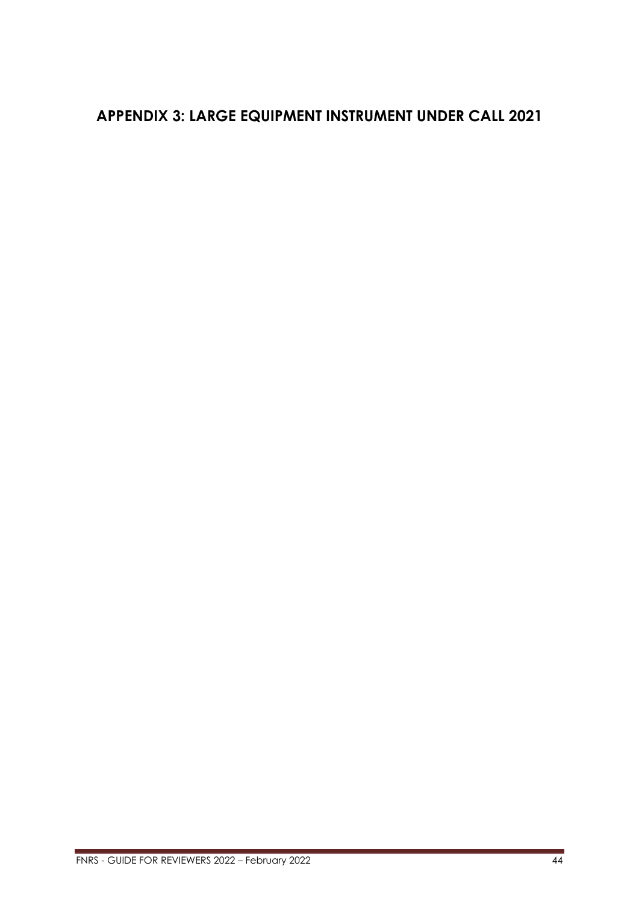# APPENDIX 3: LARGE EQUIPMENT INSTRUMENT UNDER CALL 2021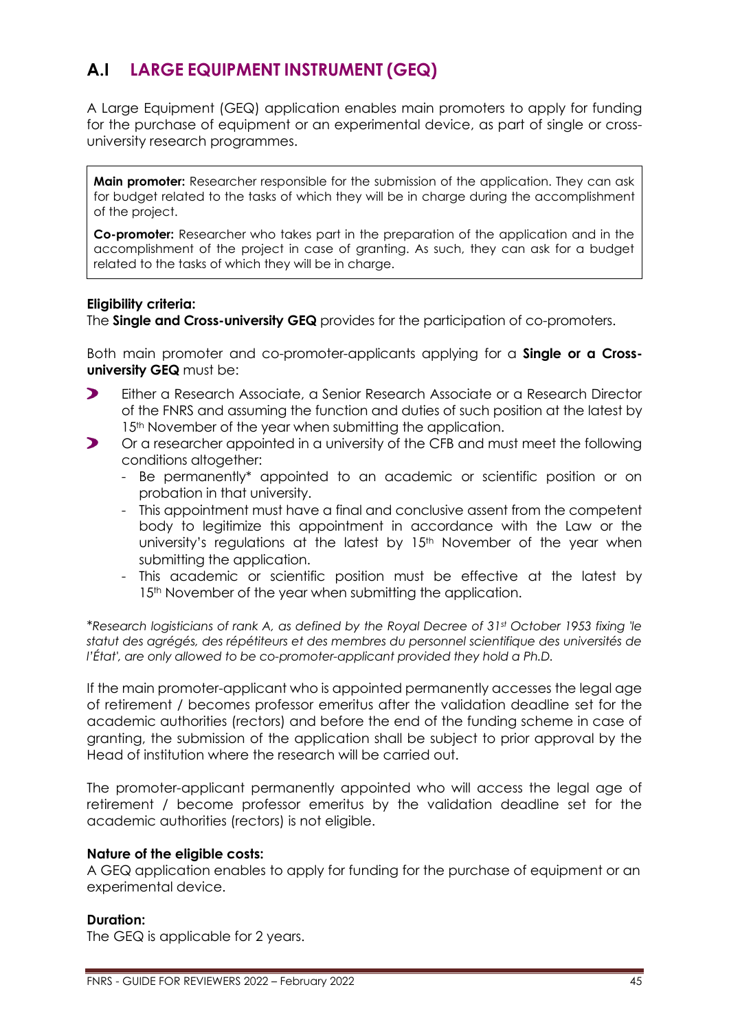## A.I LARGE EQUIPMENT INSTRUMENT (GEQ)

A Large Equipment (GEQ) application enables main promoters to apply for funding for the purchase of equipment or an experimental device, as part of single or cross-university research programmes.

> **Main promoter:** Researcher responsible for the submission of the application. They can ask for budget related to the tasks of which they will be in charge during the accomplishment of the project.
>
> **Co-promoter:** Researcher who takes part in the preparation of the application and in the accomplishment of the project in case of granting. As such, they can ask for a budget related to the tasks of which they will be in charge.

**Eligibility criteria:**
The **Single and Cross-university GEQ** provides for the participation of co-promoters.

Both main promoter and co-promoter-applicants applying for a **Single or a Cross-university GEQ** must be:

- Either a Research Associate, a Senior Research Associate or a Research Director of the FNRS and assuming the function and duties of such position at the latest by 15th November of the year when submitting the application.
- Or a researcher appointed in a university of the CFB and must meet the following conditions altogether:
  - Be permanently* appointed to an academic or scientific position or on probation in that university.
  - This appointment must have a final and conclusive assent from the competent body to legitimize this appointment in accordance with the Law or the university's regulations at the latest by 15th November of the year when submitting the application.
  - This academic or scientific position must be effective at the latest by 15th November of the year when submitting the application.

*\*Research logisticians of rank A, as defined by the Royal Decree of 31st October 1953 fixing 'le statut des agrégés, des répétiteurs et des membres du personnel scientifique des universités de l'État', are only allowed to be co-promoter-applicant provided they hold a Ph.D.*

If the main promoter-applicant who is appointed permanently accesses the legal age of retirement / becomes professor emeritus after the validation deadline set for the academic authorities (rectors) and before the end of the funding scheme in case of granting, the submission of the application shall be subject to prior approval by the Head of institution where the research will be carried out.

The promoter-applicant permanently appointed who will access the legal age of retirement / become professor emeritus by the validation deadline set for the academic authorities (rectors) is not eligible.

**Nature of the eligible costs:**
A GEQ application enables to apply for funding for the purchase of equipment or an experimental device.

**Duration:**
The GEQ is applicable for 2 years.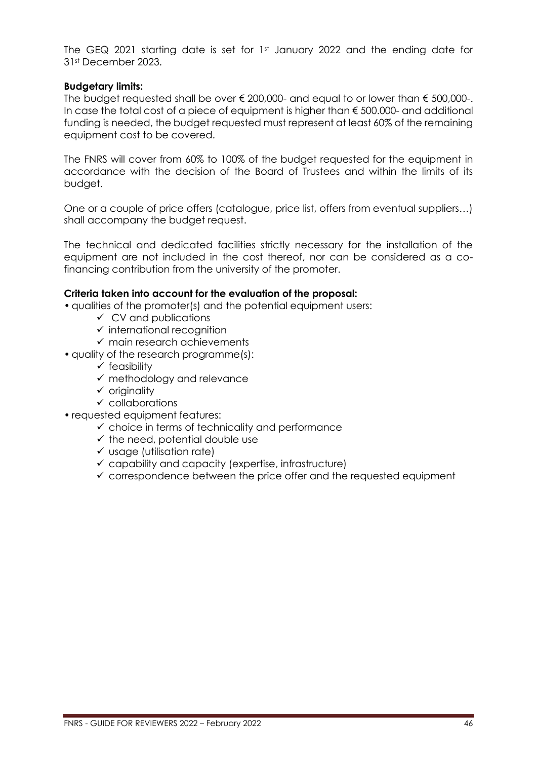The GEQ 2021 starting date is set for 1st January 2022 and the ending date for 31st December 2023.

**Budgetary limits:**
The budget requested shall be over € 200,000- and equal to or lower than € 500,000-. In case the total cost of a piece of equipment is higher than € 500.000- and additional funding is needed, the budget requested must represent at least 60% of the remaining equipment cost to be covered.

The FNRS will cover from 60% to 100% of the budget requested for the equipment in accordance with the decision of the Board of Trustees and within the limits of its budget.

One or a couple of price offers (catalogue, price list, offers from eventual suppliers…) shall accompany the budget request.

The technical and dedicated facilities strictly necessary for the installation of the equipment are not included in the cost thereof, nor can be considered as a co-financing contribution from the university of the promoter.

**Criteria taken into account for the evaluation of the proposal:**

- qualities of the promoter(s) and the potential equipment users:
  - ✓ CV and publications
  - ✓ international recognition
  - ✓ main research achievements
- quality of the research programme(s):
  - ✓ feasibility
  - ✓ methodology and relevance
  - ✓ originality
  - ✓ collaborations
- requested equipment features:
  - ✓ choice in terms of technicality and performance
  - ✓ the need, potential double use
  - ✓ usage (utilisation rate)
  - ✓ capability and capacity (expertise, infrastructure)
  - ✓ correspondence between the price offer and the requested equipment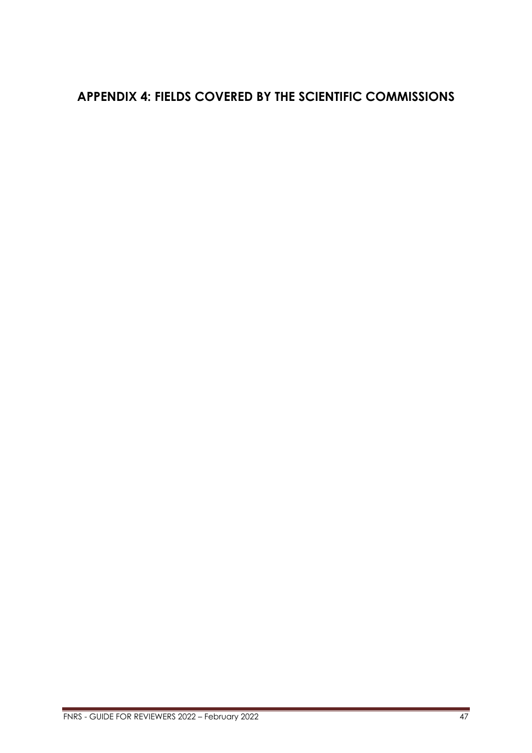# APPENDIX 4: FIELDS COVERED BY THE SCIENTIFIC COMMISSIONS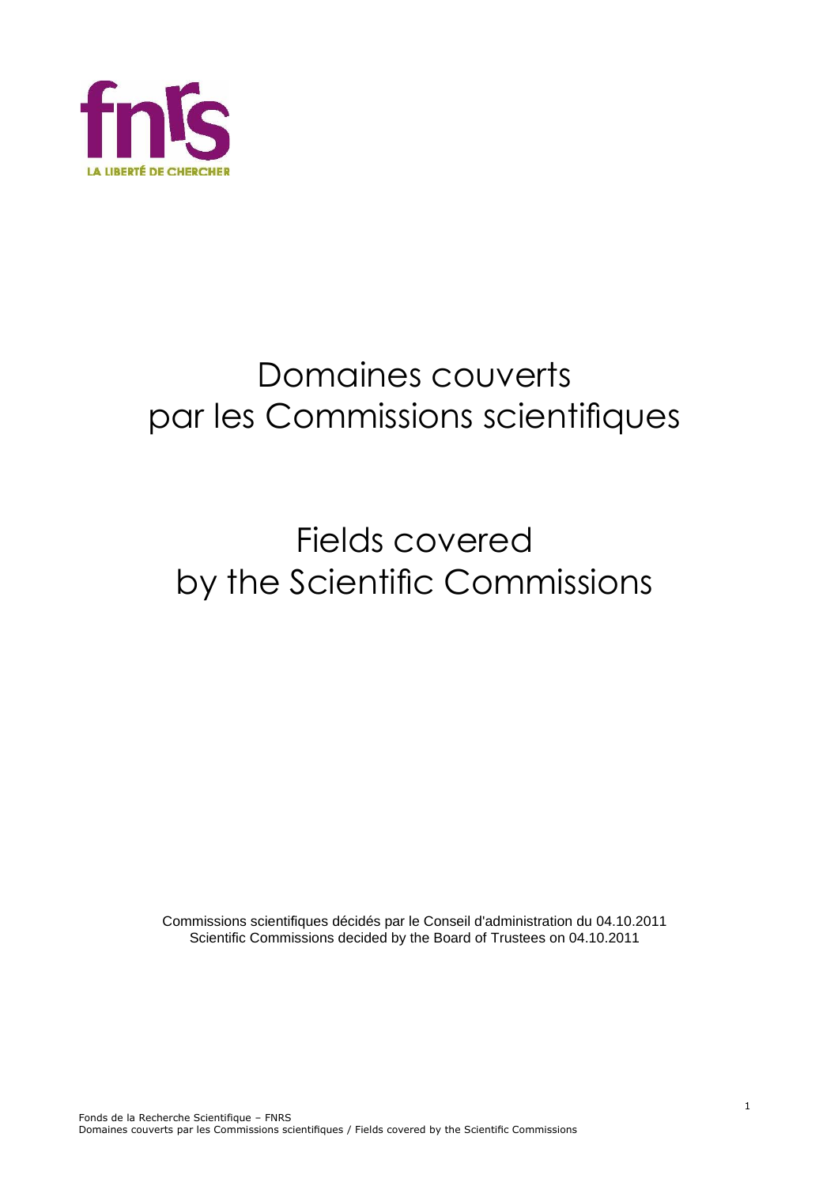fnrs

LA LIBERTÉ DE CHERCHER

# Domaines couverts par les Commissions scientifiques

# Fields covered by the Scientific Commissions

Commissions scientifiques décidés par le Conseil d'administration du 04.10.2011
Scientific Commissions decided by the Board of Trustees on 04.10.2011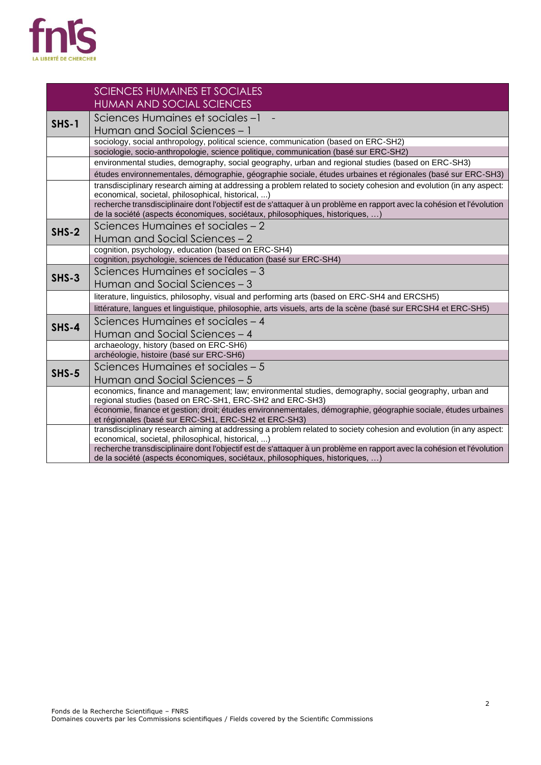| | SCIENCES HUMAINES ET SOCIALES<br>HUMAN AND SOCIAL SCIENCES |
|---|---|
| **SHS-1** | Sciences Humaines et sociales –1 -<br>Human and Social Sciences – 1 |
| | sociology, social anthropology, political science, communication (based on ERC-SH2)<br>sociologie, socio-anthropologie, science politique, communication (basé sur ERC-SH2) |
| | environmental studies, demography, social geography, urban and regional studies (based on ERC-SH3)<br>études environnementales, démographie, géographie sociale, études urbaines et régionales (basé sur ERC-SH3) |
| | transdisciplinary research aiming at addressing a problem related to society cohesion and evolution (in any aspect: economical, societal, philosophical, historical, ...)<br>recherche transdisciplinaire dont l'objectif est de s'attaquer à un problème en rapport avec la cohésion et l'évolution de la société (aspects économiques, sociétaux, philosophiques, historiques, …) |
| **SHS-2** | Sciences Humaines et sociales – 2<br>Human and Social Sciences – 2 |
| | cognition, psychology, education (based on ERC-SH4)<br>cognition, psychologie, sciences de l'éducation (basé sur ERC-SH4) |
| **SHS-3** | Sciences Humaines et sociales – 3<br>Human and Social Sciences – 3 |
| | literature, linguistics, philosophy, visual and performing arts (based on ERC-SH4 and ERCSH5)<br>littérature, langues et linguistique, philosophie, arts visuels, arts de la scène (basé sur ERCSH4 et ERC-SH5) |
| **SHS-4** | Sciences Humaines et sociales – 4<br>Human and Social Sciences – 4 |
| | archaeology, history (based on ERC-SH6)<br>archéologie, histoire (basé sur ERC-SH6) |
| **SHS-5** | Sciences Humaines et sociales – 5<br>Human and Social Sciences – 5 |
| | economics, finance and management; law; environmental studies, demography, social geography, urban and regional studies (based on ERC-SH1, ERC-SH2 and ERC-SH3)<br>économie, finance et gestion; droit; études environnementales, démographie, géographie sociale, études urbaines et régionales (basé sur ERC-SH1, ERC-SH2 et ERC-SH3) |
| | transdisciplinary research aiming at addressing a problem related to society cohesion and evolution (in any aspect: economical, societal, philosophical, historical, ...)<br>recherche transdisciplinaire dont l'objectif est de s'attaquer à un problème en rapport avec la cohésion et l'évolution de la société (aspects économiques, sociétaux, philosophiques, historiques, …) |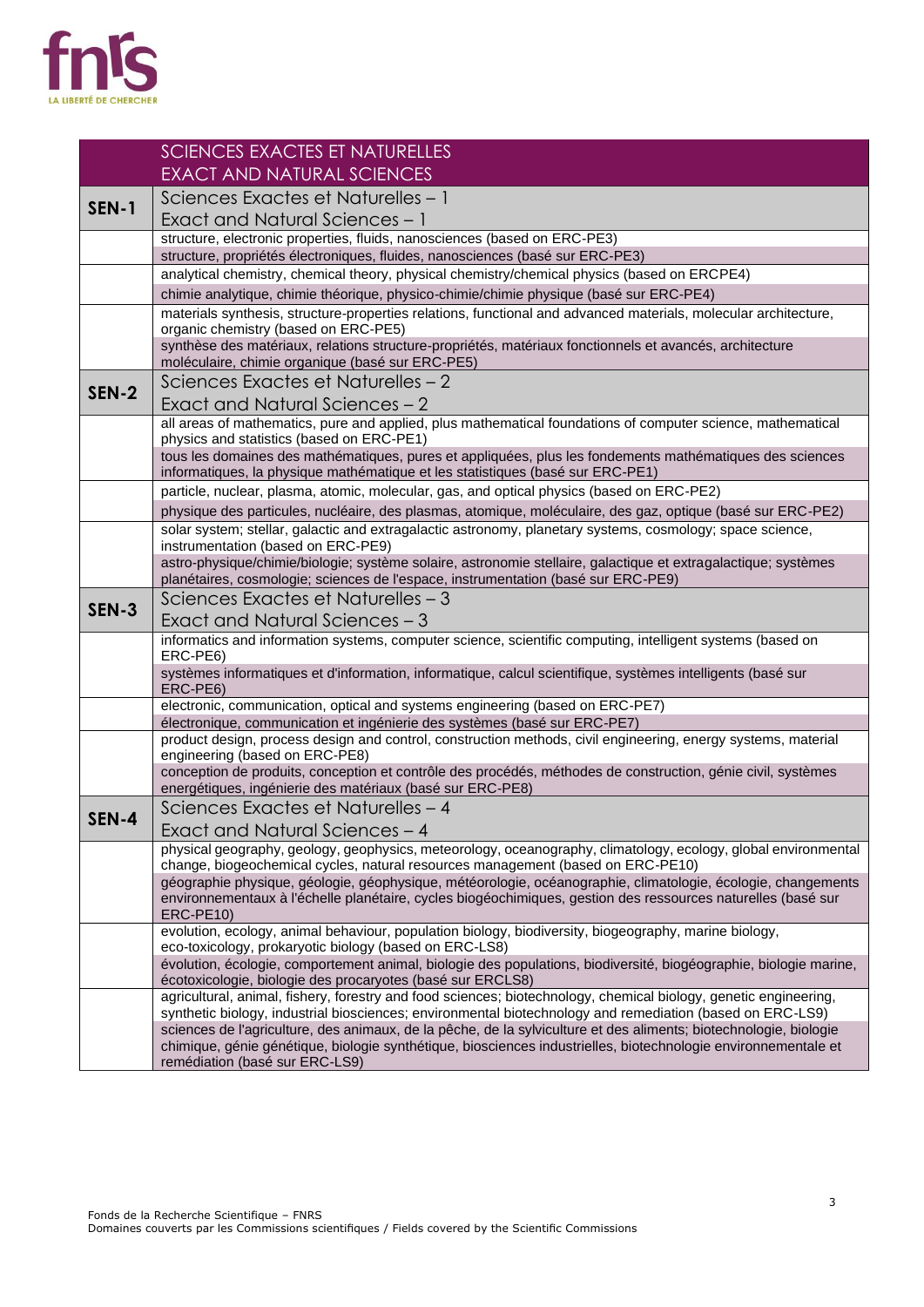| SCIENCES EXACTES ET NATURELLES<br>EXACT AND NATURAL SCIENCES | |
|---|---|
| **SEN-1** | Sciences Exactes et Naturelles – 1<br>Exact and Natural Sciences – 1 |
| | structure, electronic properties, fluids, nanosciences (based on ERC-PE3) |
| | structure, propriétés électroniques, fluides, nanosciences (basé sur ERC-PE3) |
| | analytical chemistry, chemical theory, physical chemistry/chemical physics (based on ERCPE4) |
| | chimie analytique, chimie théorique, physico-chimie/chimie physique (basé sur ERC-PE4) |
| | materials synthesis, structure-properties relations, functional and advanced materials, molecular architecture, organic chemistry (based on ERC-PE5) |
| | synthèse des matériaux, relations structure-propriétés, matériaux fonctionnels et avancés, architecture moléculaire, chimie organique (basé sur ERC-PE5) |
| **SEN-2** | Sciences Exactes et Naturelles – 2<br>Exact and Natural Sciences – 2 |
| | all areas of mathematics, pure and applied, plus mathematical foundations of computer science, mathematical physics and statistics (based on ERC-PE1) |
| | tous les domaines des mathématiques, pures et appliquées, plus les fondements mathématiques des sciences informatiques, la physique mathématique et les statistiques (basé sur ERC-PE1) |
| | particle, nuclear, plasma, atomic, molecular, gas, and optical physics (based on ERC-PE2) |
| | physique des particules, nucléaire, des plasmas, atomique, moléculaire, des gaz, optique (basé sur ERC-PE2) |
| | solar system; stellar, galactic and extragalactic astronomy, planetary systems, cosmology; space science, instrumentation (based on ERC-PE9) |
| | astro-physique/chimie/biologie; système solaire, astronomie stellaire, galactique et extragalactique; systèmes planétaires, cosmologie; sciences de l'espace, instrumentation (basé sur ERC-PE9) |
| **SEN-3** | Sciences Exactes et Naturelles – 3<br>Exact and Natural Sciences – 3 |
| | informatics and information systems, computer science, scientific computing, intelligent systems (based on ERC-PE6) |
| | systèmes informatiques et d'information, informatique, calcul scientifique, systèmes intelligents (basé sur ERC-PE6) |
| | electronic, communication, optical and systems engineering (based on ERC-PE7) |
| | électronique, communication et ingénierie des systèmes (basé sur ERC-PE7) |
| | product design, process design and control, construction methods, civil engineering, energy systems, material engineering (based on ERC-PE8) |
| | conception de produits, conception et contrôle des procédés, méthodes de construction, génie civil, systèmes energétiques, ingénierie des matériaux (basé sur ERC-PE8) |
| **SEN-4** | Sciences Exactes et Naturelles – 4<br>Exact and Natural Sciences – 4 |
| | physical geography, geology, geophysics, meteorology, oceanography, climatology, ecology, global environmental change, biogeochemical cycles, natural resources management (based on ERC-PE10) |
| | géographie physique, géologie, géophysique, météorologie, océanographie, climatologie, écologie, changements environnementaux à l'échelle planétaire, cycles biogéochimiques, gestion des ressources naturelles (basé sur ERC-PE10) |
| | evolution, ecology, animal behaviour, population biology, biodiversity, biogeography, marine biology, eco-toxicology, prokaryotic biology (based on ERC-LS8) |
| | évolution, écologie, comportement animal, biologie des populations, biodiversité, biogéographie, biologie marine, écotoxicologie, biologie des procaryotes (basé sur ERCLS8) |
| | agricultural, animal, fishery, forestry and food sciences; biotechnology, chemical biology, genetic engineering, synthetic biology, industrial biosciences; environmental biotechnology and remediation (based on ERC-LS9) |
| | sciences de l'agriculture, des animaux, de la pêche, de la sylviculture et des aliments; biotechnologie, biologie chimique, génie génétique, biologie synthétique, biosciences industrielles, biotechnologie environnementale et remédiation (basé sur ERC-LS9) |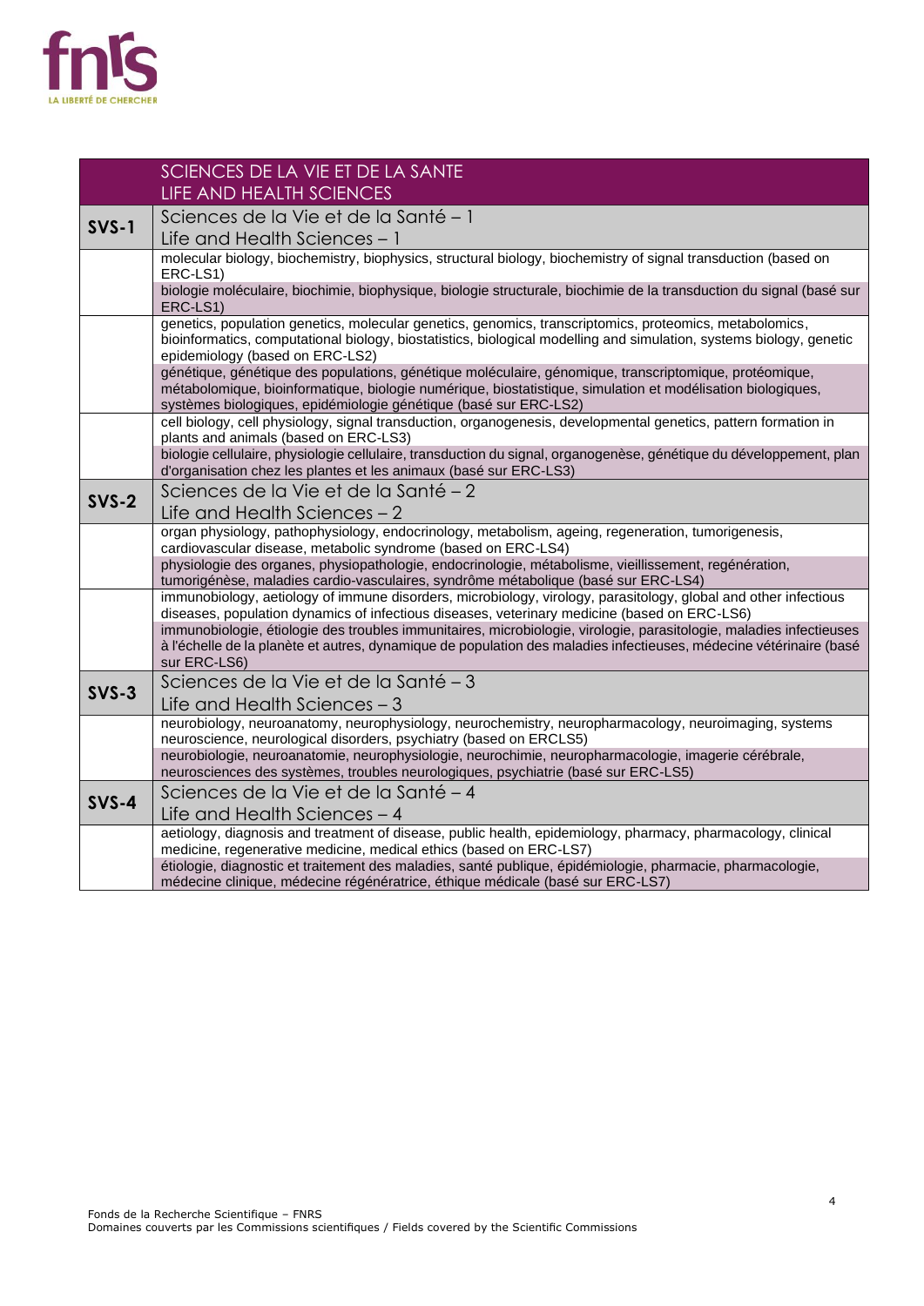| | SCIENCES DE LA VIE ET DE LA SANTE<br>LIFE AND HEALTH SCIENCES |
|---|---|
| **SVS-1** | Sciences de la Vie et de la Santé – 1<br>Life and Health Sciences – 1 |
| | molecular biology, biochemistry, biophysics, structural biology, biochemistry of signal transduction (based on ERC-LS1)<br>biologie moléculaire, biochimie, biophysique, biologie structurale, biochimie de la transduction du signal (basé sur ERC-LS1) |
| | genetics, population genetics, molecular genetics, genomics, transcriptomics, proteomics, metabolomics, bioinformatics, computational biology, biostatistics, biological modelling and simulation, systems biology, genetic epidemiology (based on ERC-LS2)<br>génétique, génétique des populations, génétique moléculaire, génomique, transcriptomique, protéomique, métabolomique, bioinformatique, biologie numérique, biostatistique, simulation et modélisation biologiques, systèmes biologiques, epidémiologie génétique (basé sur ERC-LS2) |
| | cell biology, cell physiology, signal transduction, organogenesis, developmental genetics, pattern formation in plants and animals (based on ERC-LS3)<br>biologie cellulaire, physiologie cellulaire, transduction du signal, organogenèse, génétique du développement, plan d'organisation chez les plantes et les animaux (basé sur ERC-LS3) |
| **SVS-2** | Sciences de la Vie et de la Santé – 2<br>Life and Health Sciences – 2 |
| | organ physiology, pathophysiology, endocrinology, metabolism, ageing, regeneration, tumorigenesis, cardiovascular disease, metabolic syndrome (based on ERC-LS4)<br>physiologie des organes, physiopathologie, endocrinologie, métabolisme, vieillissement, regénération, tumorigénèse, maladies cardio-vasculaires, syndrôme métabolique (basé sur ERC-LS4) |
| | immunobiology, aetiology of immune disorders, microbiology, virology, parasitology, global and other infectious diseases, population dynamics of infectious diseases, veterinary medicine (based on ERC-LS6)<br>immunobiologie, étiologie des troubles immunitaires, microbiologie, virologie, parasitologie, maladies infectieuses à l'échelle de la planète et autres, dynamique de population des maladies infectieuses, médecine vétérinaire (basé sur ERC-LS6) |
| **SVS-3** | Sciences de la Vie et de la Santé – 3<br>Life and Health Sciences – 3 |
| | neurobiology, neuroanatomy, neurophysiology, neurochemistry, neuropharmacology, neuroimaging, systems neuroscience, neurological disorders, psychiatry (based on ERCLS5)<br>neurobiologie, neuroanatomie, neurophysiologie, neurochimie, neuropharmacologie, imagerie cérébrale, neurosciences des systèmes, troubles neurologiques, psychiatrie (basé sur ERC-LS5) |
| **SVS-4** | Sciences de la Vie et de la Santé – 4<br>Life and Health Sciences – 4 |
| | aetiology, diagnosis and treatment of disease, public health, epidemiology, pharmacy, pharmacology, clinical medicine, regenerative medicine, medical ethics (based on ERC-LS7)<br>étiologie, diagnostic et traitement des maladies, santé publique, épidémiologie, pharmacie, pharmacologie, médecine clinique, médecine régénératrice, éthique médicale (basé sur ERC-LS7) |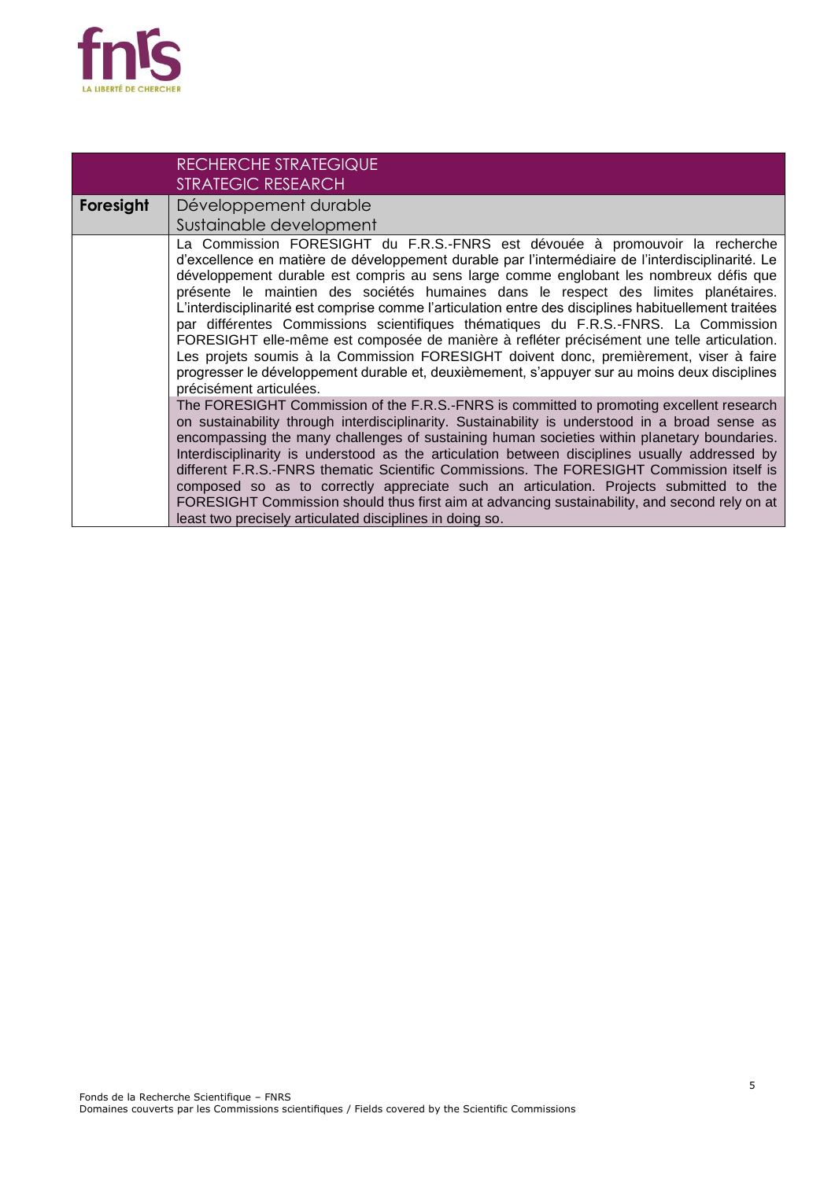| | RECHERCHE STRATEGIQUE<br>STRATEGIC RESEARCH |
|---|---|
| **Foresight** | Développement durable<br>Sustainable development |
| | La Commission FORESIGHT du F.R.S.-FNRS est dévouée à promouvoir la recherche d'excellence en matière de développement durable par l'intermédiaire de l'interdisciplinarité. Le développement durable est compris au sens large comme englobant les nombreux défis que présente le maintien des sociétés humaines dans le respect des limites planétaires. L'interdisciplinarité est comprise comme l'articulation entre des disciplines habituellement traitées par différentes Commissions scientifiques thématiques du F.R.S.-FNRS. La Commission FORESIGHT elle-même est composée de manière à refléter précisément une telle articulation. Les projets soumis à la Commission FORESIGHT doivent donc, premièrement, viser à faire progresser le développement durable et, deuxièmement, s'appuyer sur au moins deux disciplines précisément articulées.<br>The FORESIGHT Commission of the F.R.S.-FNRS is committed to promoting excellent research on sustainability through interdisciplinarity. Sustainability is understood in a broad sense as encompassing the many challenges of sustaining human societies within planetary boundaries. Interdisciplinarity is understood as the articulation between disciplines usually addressed by different F.R.S.-FNRS thematic Scientific Commissions. The FORESIGHT Commission itself is composed so as to correctly appreciate such an articulation. Projects submitted to the FORESIGHT Commission should thus first aim at advancing sustainability, and second rely on at least two precisely articulated disciplines in doing so. |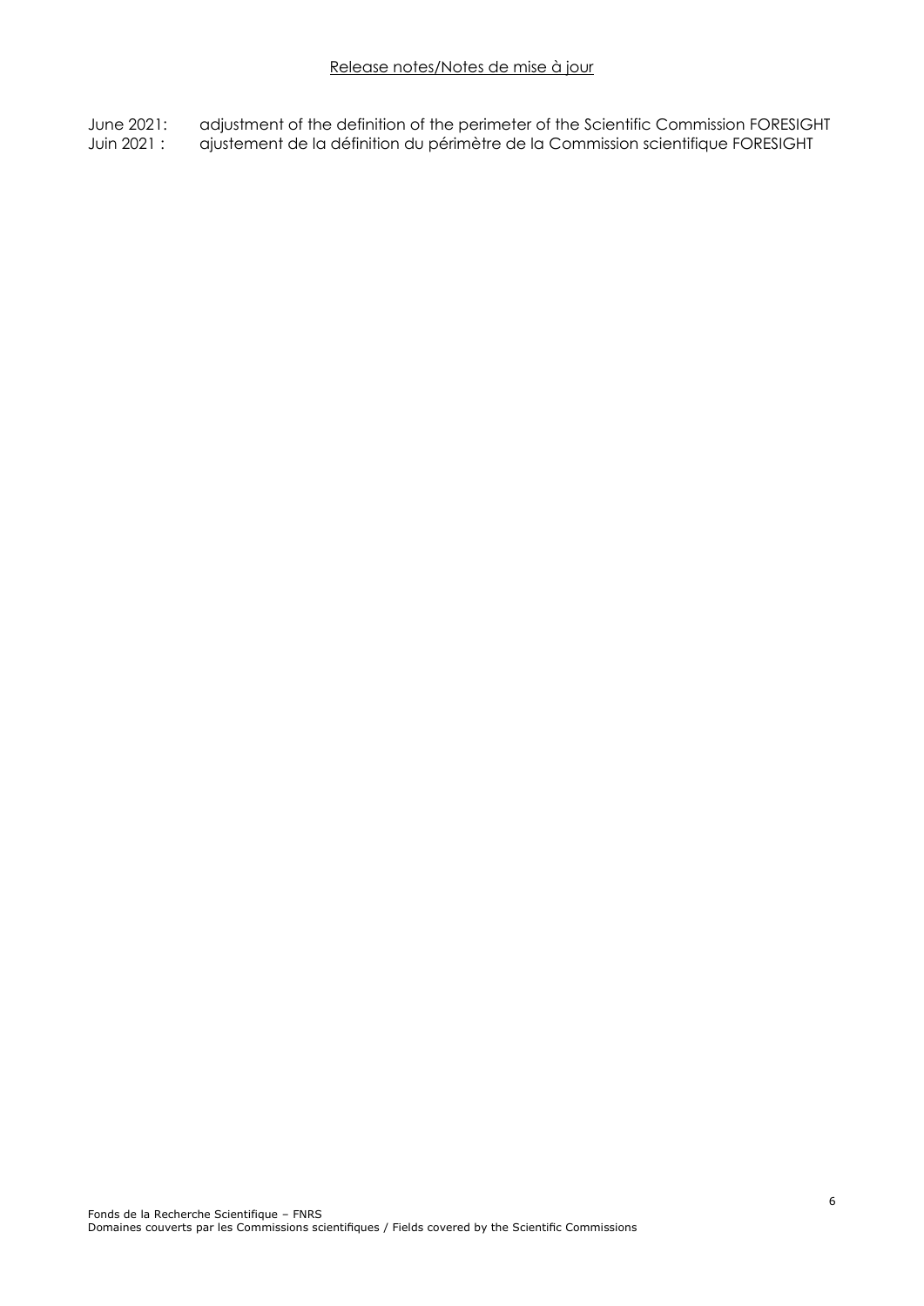Release notes/Notes de mise à jour

June 2021: adjustment of the definition of the perimeter of the Scientific Commission FORESIGHT

Juin 2021 : ajustement de la définition du périmètre de la Commission scientifique FORESIGHT